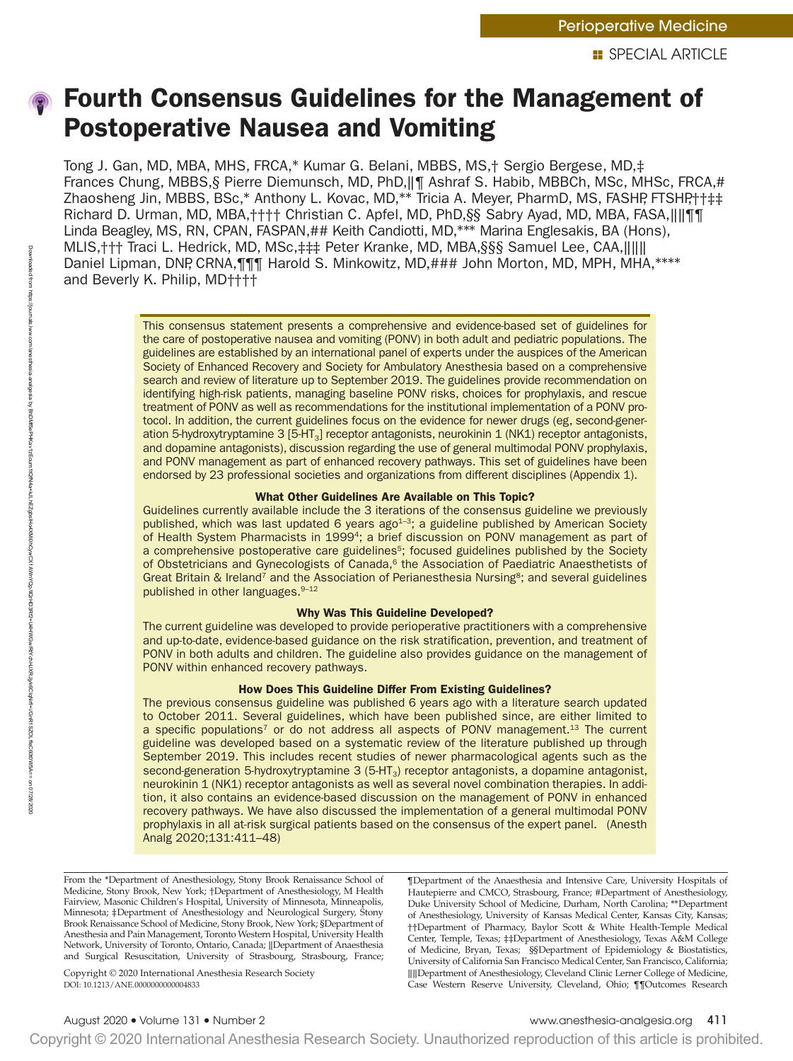Perioperative Medicine

SPECIAL ARTICLE

# Fourth Consensus Guidelines for the Management of Postoperative Nausea and Vomiting

Tong J. Gan, MD, MBA, MHS, FRCA,* Kumar G. Belani, MBBS, MS,† Sergio Bergese, MD,‡ Frances Chung, MBBS,§ Pierre Diemunsch, MD, PhD,‖¶ Ashraf S. Habib, MBBCh, MSc, MHSc, FRCA,# Zhaosheng Jin, MBBS, BSc,* Anthony L. Kovac, MD,** Tricia A. Meyer, PharmD, MS, FASHP, FTSHP,††‡‡ Richard D. Urman, MD, MBA,†††† Christian C. Apfel, MD, PhD,§§ Sabry Ayad, MD, MBA, FASA,‖‖¶¶ Linda Beagley, MS, RN, CPAN, FASPAN,## Keith Candiotti, MD,*** Marina Englesakis, BA (Hons), MLIS,††† Traci L. Hedrick, MD, MSc,‡‡‡ Peter Kranke, MD, MBA,§§§ Samuel Lee, CAA,‖‖‖ Daniel Lipman, DNP, CRNA,¶¶¶ Harold S. Minkowitz, MD,### John Morton, MD, MPH, MHA,**** and Beverly K. Philip, MD††††

This consensus statement presents a comprehensive and evidence-based set of guidelines for the care of postoperative nausea and vomiting (PONV) in both adult and pediatric populations. The guidelines are established by an international panel of experts under the auspices of the American Society of Enhanced Recovery and Society for Ambulatory Anesthesia based on a comprehensive search and review of literature up to September 2019. The guidelines provide recommendation on identifying high-risk patients, managing baseline PONV risks, choices for prophylaxis, and rescue treatment of PONV as well as recommendations for the institutional implementation of a PONV protocol. In addition, the current guidelines focus on the evidence for newer drugs (eg, second-generation 5-hydroxytryptamine 3 [5-$HT_3$] receptor antagonists, neurokinin 1 (NK1) receptor antagonists, and dopamine antagonists), discussion regarding the use of general multimodal PONV prophylaxis, and PONV management as part of enhanced recovery pathways. This set of guidelines have been endorsed by 23 professional societies and organizations from different disciplines (Appendix 1).

**What Other Guidelines Are Available on This Topic?**

Guidelines currently available include the 3 iterations of the consensus guideline we previously published, which was last updated 6 years ago[1–3]; a guideline published by American Society of Health System Pharmacists in 1999[4]; a brief discussion on PONV management as part of a comprehensive postoperative care guidelines[5]; focused guidelines published by the Society of Obstetricians and Gynecologists of Canada,[6] the Association of Paediatric Anaesthetists of Great Britain & Ireland[7] and the Association of Perianesthesia Nursing[8]; and several guidelines published in other languages.[9–12]

**Why Was This Guideline Developed?**

The current guideline was developed to provide perioperative practitioners with a comprehensive and up-to-date, evidence-based guidance on the risk stratification, prevention, and treatment of PONV in both adults and children. The guideline also provides guidance on the management of PONV within enhanced recovery pathways.

**How Does This Guideline Differ From Existing Guidelines?**

The previous consensus guideline was published 6 years ago with a literature search updated to October 2011. Several guidelines, which have been published since, are either limited to a specific populations[7] or do not address all aspects of PONV management.[13] The current guideline was developed based on a systematic review of the literature published up through September 2019. This includes recent studies of newer pharmacological agents such as the second-generation 5-hydroxytryptamine 3 (5-$HT_3$) receptor antagonists, a dopamine antagonist, neurokinin 1 (NK1) receptor antagonists as well as several novel combination therapies. In addition, it also contains an evidence-based discussion on the management of PONV in enhanced recovery pathways. We have also discussed the implementation of a general multimodal PONV prophylaxis in all at-risk surgical patients based on the consensus of the expert panel. (Anesth Analg 2020;131:411–48)

From the *Department of Anesthesiology, Stony Brook Renaissance School of Medicine, Stony Brook, New York; †Department of Anesthesiology, M Health Fairview, Masonic Children's Hospital, University of Minnesota, Minneapolis, Minnesota; ‡Department of Anesthesiology and Neurological Surgery, Stony Brook Renaissance School of Medicine, Stony Brook, New York; §Department of Anesthesia and Pain Management, Toronto Western Hospital, University Health Network, University of Toronto, Ontario, Canada; ‖Department of Anaesthesia and Surgical Resuscitation, University of Strasbourg, Strasbourg, France; ¶Department of the Anaesthesia and Intensive Care, University Hospitals of Hautepierre and CMCO, Strasbourg, France; #Department of Anesthesiology, Duke University School of Medicine, Durham, North Carolina; **Department of Anesthesiology, University of Kansas Medical Center, Kansas City, Kansas; ††Department of Pharmacy, Baylor Scott & White Health-Temple Medical Center, Temple, Texas; ‡‡Department of Anesthesiology, Texas A&M College of Medicine, Bryan, Texas; §§Department of Epidemiology & Biostatistics, University of California San Francisco Medical Center, San Francisco, California; ‖‖Department of Anesthesiology, Cleveland Clinic Lerner College of Medicine, Case Western Reserve University, Cleveland, Ohio; ¶¶Outcomes Research

Copyright © 2020 International Anesthesia Research Society
DOI: 10.1213/ANE.0000000000004833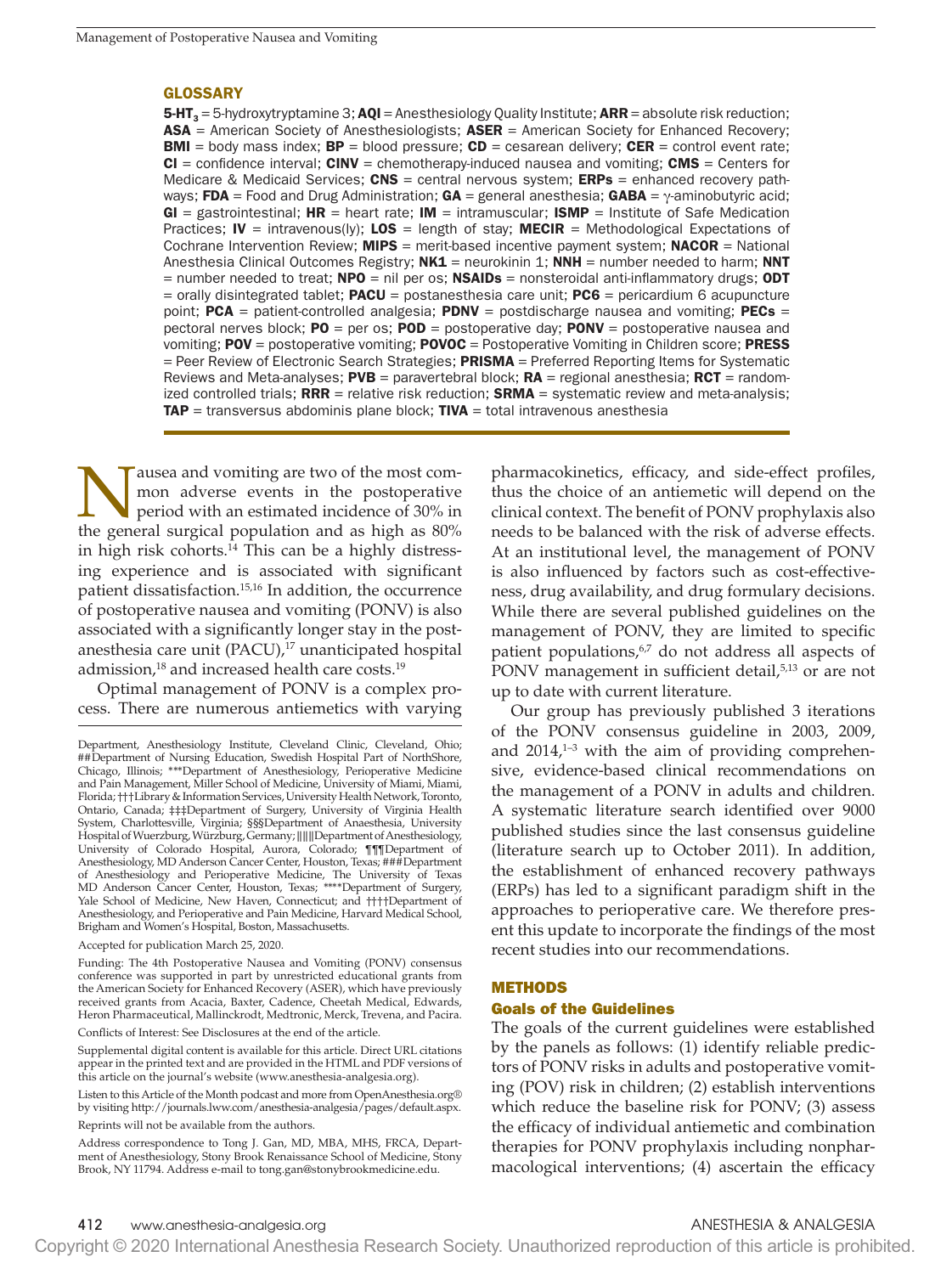## GLOSSARY

**5-HT$_3$** = 5-hydroxytryptamine 3; **AQI** = Anesthesiology Quality Institute; **ARR** = absolute risk reduction; **ASA** = American Society of Anesthesiologists; **ASER** = American Society for Enhanced Recovery; **BMI** = body mass index; **BP** = blood pressure; **CD** = cesarean delivery; **CER** = control event rate; **CI** = confidence interval; **CINV** = chemotherapy-induced nausea and vomiting; **CMS** = Centers for Medicare & Medicaid Services; **CNS** = central nervous system; **ERPs** = enhanced recovery pathways; **FDA** = Food and Drug Administration; **GA** = general anesthesia; **GABA** = γ-aminobutyric acid; **GI** = gastrointestinal; **HR** = heart rate; **IM** = intramuscular; **ISMP** = Institute of Safe Medication Practices; **IV** = intravenous(ly); **LOS** = length of stay; **MECIR** = Methodological Expectations of Cochrane Intervention Review; **MIPS** = merit-based incentive payment system; **NACOR** = National Anesthesia Clinical Outcomes Registry; **NK1** = neurokinin 1; **NNH** = number needed to harm; **NNT** = number needed to treat; **NPO** = nil per os; **NSAIDs** = nonsteroidal anti-inflammatory drugs; **ODT** = orally disintegrated tablet; **PACU** = postanesthesia care unit; **PC6** = pericardium 6 acupuncture point; **PCA** = patient-controlled analgesia; **PDNV** = postdischarge nausea and vomiting; **PECs** = pectoral nerves block; **PO** = per os; **POD** = postoperative day; **PONV** = postoperative nausea and vomiting; **POV** = postoperative vomiting; **POVOC** = Postoperative Vomiting in Children score; **PRESS** = Peer Review of Electronic Search Strategies; **PRISMA** = Preferred Reporting Items for Systematic Reviews and Meta-analyses; **PVB** = paravertebral block; **RA** = regional anesthesia; **RCT** = randomized controlled trials; **RRR** = relative risk reduction; **SRMA** = systematic review and meta-analysis; **TAP** = transversus abdominis plane block; **TIVA** = total intravenous anesthesia

Nausea and vomiting are two of the most common adverse events in the postoperative period with an estimated incidence of 30% in the general surgical population and as high as 80% in high risk cohorts.[14] This can be a highly distressing experience and is associated with significant patient dissatisfaction.[15,16] In addition, the occurrence of postoperative nausea and vomiting (PONV) is also associated with a significantly longer stay in the postanesthesia care unit (PACU),[17] unanticipated hospital admission,[18] and increased health care costs.[19]

Optimal management of PONV is a complex process. There are numerous antiemetics with varying pharmacokinetics, efficacy, and side-effect profiles, thus the choice of an antiemetic will depend on the clinical context. The benefit of PONV prophylaxis also needs to be balanced with the risk of adverse effects. At an institutional level, the management of PONV is also influenced by factors such as cost-effectiveness, drug availability, and drug formulary decisions. While there are several published guidelines on the management of PONV, they are limited to specific patient populations,[6,7] do not address all aspects of PONV management in sufficient detail,[5,13] or are not up to date with current literature.

Our group has previously published 3 iterations of the PONV consensus guideline in 2003, 2009, and 2014,[1–3] with the aim of providing comprehensive, evidence-based clinical recommendations on the management of a PONV in adults and children. A systematic literature search identified over 9000 published studies since the last consensus guideline (literature search up to October 2011). In addition, the establishment of enhanced recovery pathways (ERPs) has led to a significant paradigm shift in the approaches to perioperative care. We therefore present this update to incorporate the findings of the most recent studies into our recommendations.

Department, Anesthesiology Institute, Cleveland Clinic, Cleveland, Ohio; ##Department of Nursing Education, Swedish Hospital Part of NorthShore, Chicago, Illinois; ***Department of Anesthesiology, Perioperative Medicine and Pain Management, Miller School of Medicine, University of Miami, Miami, Florida; †††Library & Information Services, University Health Network, Toronto, Ontario, Canada; ‡‡‡Department of Surgery, University of Virginia Health System, Charlottesville, Virginia; §§§Department of Anaesthesia, University Hospital of Wuerzburg, Würzburg, Germany; ‖‖‖Department of Anesthesiology, University of Colorado Hospital, Aurora, Colorado; ¶¶¶Department of Anesthesiology, MD Anderson Cancer Center, Houston, Texas; ###Department of Anesthesiology and Perioperative Medicine, The University of Texas MD Anderson Cancer Center, Houston, Texas; ****Department of Surgery, Yale School of Medicine, New Haven, Connecticut; and ††††Department of Anesthesiology, and Perioperative and Pain Medicine, Harvard Medical School, Brigham and Women's Hospital, Boston, Massachusetts.

Accepted for publication March 25, 2020.

Funding: The 4th Postoperative Nausea and Vomiting (PONV) consensus conference was supported in part by unrestricted educational grants from the American Society for Enhanced Recovery (ASER), which have previously received grants from Acacia, Baxter, Cadence, Cheetah Medical, Edwards, Heron Pharmaceutical, Mallinckrodt, Medtronic, Merck, Trevena, and Pacira.

Conflicts of Interest: See Disclosures at the end of the article.

Supplemental digital content is available for this article. Direct URL citations appear in the printed text and are provided in the HTML and PDF versions of this article on the journal's website (www.anesthesia-analgesia.org).

Listen to this Article of the Month podcast and more from OpenAnesthesia.org® by visiting http://journals.lww.com/anesthesia-analgesia/pages/default.aspx.

Reprints will not be available from the authors.

Address correspondence to Tong J. Gan, MD, MBA, MHS, FRCA, Department of Anesthesiology, Stony Brook Renaissance School of Medicine, Stony Brook, NY 11794. Address e-mail to tong.gan@stonybrookmedicine.edu.

## METHODS

### Goals of the Guidelines

The goals of the current guidelines were established by the panels as follows: (1) identify reliable predictors of PONV risks in adults and postoperative vomiting (POV) risk in children; (2) establish interventions which reduce the baseline risk for PONV; (3) assess the efficacy of individual antiemetic and combination therapies for PONV prophylaxis including nonpharmacological interventions; (4) ascertain the efficacy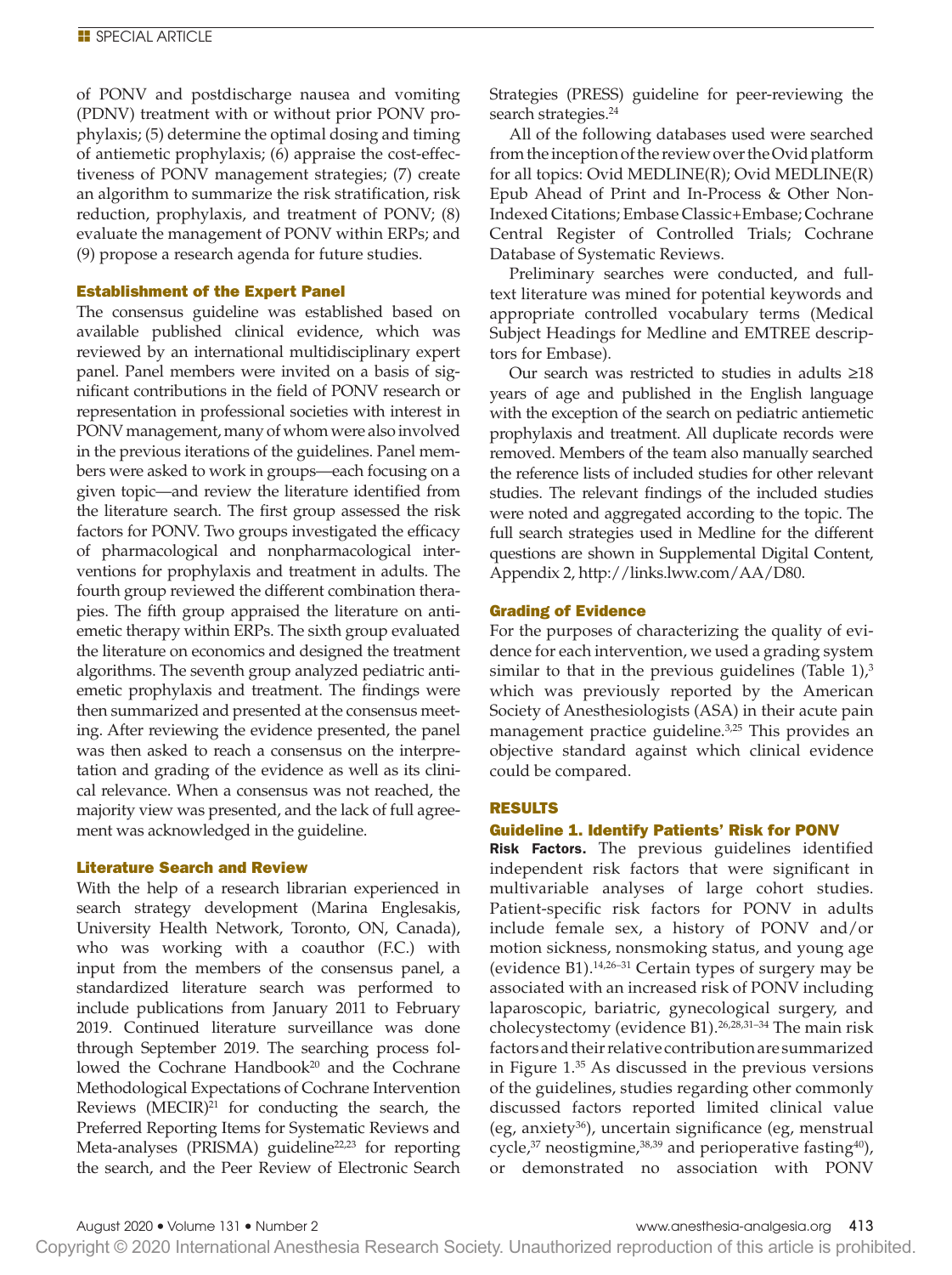of PONV and postdischarge nausea and vomiting (PDNV) treatment with or without prior PONV prophylaxis; (5) determine the optimal dosing and timing of antiemetic prophylaxis; (6) appraise the cost-effectiveness of PONV management strategies; (7) create an algorithm to summarize the risk stratification, risk reduction, prophylaxis, and treatment of PONV; (8) evaluate the management of PONV within ERPs; and (9) propose a research agenda for future studies.

### Establishment of the Expert Panel

The consensus guideline was established based on available published clinical evidence, which was reviewed by an international multidisciplinary expert panel. Panel members were invited on a basis of significant contributions in the field of PONV research or representation in professional societies with interest in PONV management, many of whom were also involved in the previous iterations of the guidelines. Panel members were asked to work in groups—each focusing on a given topic—and review the literature identified from the literature search. The first group assessed the risk factors for PONV. Two groups investigated the efficacy of pharmacological and nonpharmacological interventions for prophylaxis and treatment in adults. The fourth group reviewed the different combination therapies. The fifth group appraised the literature on antiemetic therapy within ERPs. The sixth group evaluated the literature on economics and designed the treatment algorithms. The seventh group analyzed pediatric antiemetic prophylaxis and treatment. The findings were then summarized and presented at the consensus meeting. After reviewing the evidence presented, the panel was then asked to reach a consensus on the interpretation and grading of the evidence as well as its clinical relevance. When a consensus was not reached, the majority view was presented, and the lack of full agreement was acknowledged in the guideline.

### Literature Search and Review

With the help of a research librarian experienced in search strategy development (Marina Englesakis, University Health Network, Toronto, ON, Canada), who was working with a coauthor (F.C.) with input from the members of the consensus panel, a standardized literature search was performed to include publications from January 2011 to February 2019. Continued literature surveillance was done through September 2019. The searching process followed the Cochrane Handbook[20] and the Cochrane Methodological Expectations of Cochrane Intervention Reviews (MECIR)[21] for conducting the search, the Preferred Reporting Items for Systematic Reviews and Meta-analyses (PRISMA) guideline[22,23] for reporting the search, and the Peer Review of Electronic Search Strategies (PRESS) guideline for peer-reviewing the search strategies.[24]

All of the following databases used were searched from the inception of the review over the Ovid platform for all topics: Ovid MEDLINE(R); Ovid MEDLINE(R) Epub Ahead of Print and In-Process & Other Non-Indexed Citations; Embase Classic+Embase; Cochrane Central Register of Controlled Trials; Cochrane Database of Systematic Reviews.

Preliminary searches were conducted, and full-text literature was mined for potential keywords and appropriate controlled vocabulary terms (Medical Subject Headings for Medline and EMTREE descriptors for Embase).

Our search was restricted to studies in adults ≥18 years of age and published in the English language with the exception of the search on pediatric antiemetic prophylaxis and treatment. All duplicate records were removed. Members of the team also manually searched the reference lists of included studies for other relevant studies. The relevant findings of the included studies were noted and aggregated according to the topic. The full search strategies used in Medline for the different questions are shown in Supplemental Digital Content, Appendix 2, http://links.lww.com/AA/D80.

### Grading of Evidence

For the purposes of characterizing the quality of evidence for each intervention, we used a grading system similar to that in the previous guidelines (Table 1),[3] which was previously reported by the American Society of Anesthesiologists (ASA) in their acute pain management practice guideline.[3,25] This provides an objective standard against which clinical evidence could be compared.

## RESULTS

### Guideline 1. Identify Patients' Risk for PONV

**Risk Factors.** The previous guidelines identified independent risk factors that were significant in multivariable analyses of large cohort studies. Patient-specific risk factors for PONV in adults include female sex, a history of PONV and/or motion sickness, nonsmoking status, and young age (evidence B1).[14,26–31] Certain types of surgery may be associated with an increased risk of PONV including laparoscopic, bariatric, gynecological surgery, and cholecystectomy (evidence B1).[26,28,31–34] The main risk factors and their relative contribution are summarized in Figure 1.[35] As discussed in the previous versions of the guidelines, studies regarding other commonly discussed factors reported limited clinical value (eg, anxiety[36]), uncertain significance (eg, menstrual cycle,[37] neostigmine,[38,39] and perioperative fasting[40]), or demonstrated no association with PONV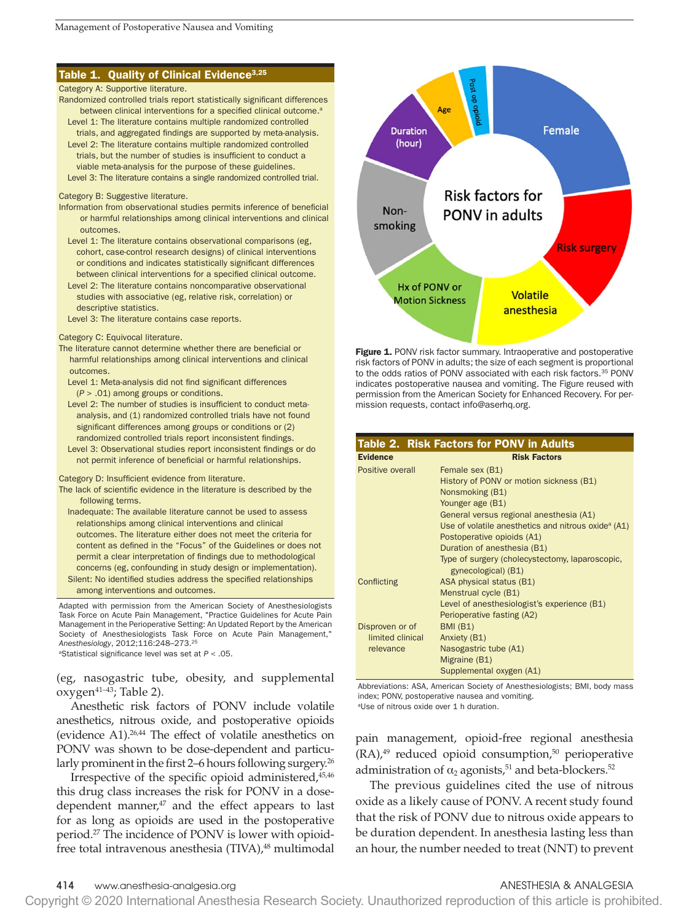**Table 1. Quality of Clinical Evidence[3,25]**

Category A: Supportive literature.

Randomized controlled trials report statistically significant differences between clinical interventions for a specified clinical outcome.[a]

- Level 1: The literature contains multiple randomized controlled trials, and aggregated findings are supported by meta-analysis.
- Level 2: The literature contains multiple randomized controlled trials, but the number of studies is insufficient to conduct a viable meta-analysis for the purpose of these guidelines.
- Level 3: The literature contains a single randomized controlled trial.

Category B: Suggestive literature.

Information from observational studies permits inference of beneficial or harmful relationships among clinical interventions and clinical outcomes.

- Level 1: The literature contains observational comparisons (eg, cohort, case-control research designs) of clinical interventions or conditions and indicates statistically significant differences between clinical interventions for a specified clinical outcome.
- Level 2: The literature contains noncomparative observational studies with associative (eg, relative risk, correlation) or descriptive statistics.
- Level 3: The literature contains case reports.

Category C: Equivocal literature.

The literature cannot determine whether there are beneficial or harmful relationships among clinical interventions and clinical outcomes.

- Level 1: Meta-analysis did not find significant differences ($P > .01$) among groups or conditions.
- Level 2: The number of studies is insufficient to conduct meta-analysis, and (1) randomized controlled trials have not found significant differences among groups or conditions or (2) randomized controlled trials report inconsistent findings.
- Level 3: Observational studies report inconsistent findings or do not permit inference of beneficial or harmful relationships.

Category D: Insufficient evidence from literature.

The lack of scientific evidence in the literature is described by the following terms.

- Inadequate: The available literature cannot be used to assess relationships among clinical interventions and clinical outcomes. The literature either does not meet the criteria for content as defined in the "Focus" of the Guidelines or does not permit a clear interpretation of findings due to methodological concerns (eg, confounding in study design or implementation).
- Silent: No identified studies address the specified relationships among interventions and outcomes.

Adapted with permission from the American Society of Anesthesiologists Task Force on Acute Pain Management, "Practice Guidelines for Acute Pain Management in the Perioperative Setting: An Updated Report by the American Society of Anesthesiologists Task Force on Acute Pain Management," *Anesthesiology*, 2012;116:248–273.[25]

[a]Statistical significance level was set at $P < .05$.

(eg, nasogastric tube, obesity, and supplemental oxygen[41–43]; Table 2).

Anesthetic risk factors of PONV include volatile anesthetics, nitrous oxide, and postoperative opioids (evidence A1).[26,44] The effect of volatile anesthetics on PONV was shown to be dose-dependent and particularly prominent in the first 2–6 hours following surgery.[26]

Irrespective of the specific opioid administered,[45,46] this drug class increases the risk for PONV in a dose-dependent manner,[47] and the effect appears to last for as long as opioids are used in the postoperative period.[27] The incidence of PONV is lower with opioid-free total intravenous anesthesia (TIVA),[48] multimodal pain management, opioid-free regional anesthesia (RA),[49] reduced opioid consumption,[50] perioperative administration of $\alpha_2$ agonists,[51] and beta-blockers.[52]

The previous guidelines cited the use of nitrous oxide as a likely cause of PONV. A recent study found that the risk of PONV due to nitrous oxide appears to be duration dependent. In anesthesia lasting less than an hour, the number needed to treat (NNT) to prevent

**Figure 1.** PONV risk factor summary. Intraoperative and postoperative risk factors of PONV in adults; the size of each segment is proportional to the odds ratios of PONV associated with each risk factors.[35] PONV indicates postoperative nausea and vomiting. The Figure reused with permission from the American Society for Enhanced Recovery. For permission requests, contact info@aserhq.org.

**Table 2. Risk Factors for PONV in Adults**

| Evidence | Risk Factors |
|---|---|
| Positive overall | Female sex (B1) |
| | History of PONV or motion sickness (B1) |
| | Nonsmoking (B1) |
| | Younger age (B1) |
| | General versus regional anesthesia (A1) |
| | Use of volatile anesthetics and nitrous oxide[a] (A1) |
| | Postoperative opioids (A1) |
| | Duration of anesthesia (B1) |
| | Type of surgery (cholecystectomy, laparoscopic, gynecological) (B1) |
| Conflicting | ASA physical status (B1) |
| | Menstrual cycle (B1) |
| | Level of anesthesiologist's experience (B1) |
| | Perioperative fasting (A2) |
| Disproven or of limited clinical relevance | BMI (B1) |
| | Anxiety (B1) |
| | Nasogastric tube (A1) |
| | Migraine (B1) |
| | Supplemental oxygen (A1) |

Abbreviations: ASA, American Society of Anesthesiologists; BMI, body mass index; PONV, postoperative nausea and vomiting.

[a]Use of nitrous oxide over 1 h duration.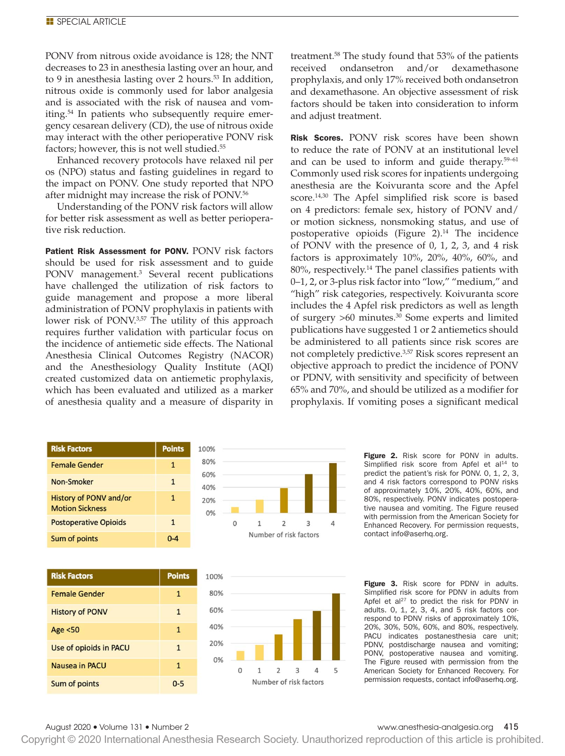PONV from nitrous oxide avoidance is 128; the NNT decreases to 23 in anesthesia lasting over an hour, and to 9 in anesthesia lasting over 2 hours.[53] In addition, nitrous oxide is commonly used for labor analgesia and is associated with the risk of nausea and vomiting.[54] In patients who subsequently require emergency cesarean delivery (CD), the use of nitrous oxide may interact with the other perioperative PONV risk factors; however, this is not well studied.[55]

Enhanced recovery protocols have relaxed nil per os (NPO) status and fasting guidelines in regard to the impact on PONV. One study reported that NPO after midnight may increase the risk of PONV.[56]

Understanding of the PONV risk factors will allow for better risk assessment as well as better perioperative risk reduction.

**Patient Risk Assessment for PONV.** PONV risk factors should be used for risk assessment and to guide PONV management.[3] Several recent publications have challenged the utilization of risk factors to guide management and propose a more liberal administration of PONV prophylaxis in patients with lower risk of PONV.[3,57] The utility of this approach requires further validation with particular focus on the incidence of antiemetic side effects. The National Anesthesia Clinical Outcomes Registry (NACOR) and the Anesthesiology Quality Institute (AQI) created customized data on antiemetic prophylaxis, which has been evaluated and utilized as a marker of anesthesia quality and a measure of disparity in treatment.[58] The study found that 53% of the patients received ondansetron and/or dexamethasone prophylaxis, and only 17% received both ondansetron and dexamethasone. An objective assessment of risk factors should be taken into consideration to inform and adjust treatment.

**Risk Scores.** PONV risk scores have been shown to reduce the rate of PONV at an institutional level and can be used to inform and guide therapy.[59–61] Commonly used risk scores for inpatients undergoing anesthesia are the Koivuranta score and the Apfel score.[14,30] The Apfel simplified risk score is based on 4 predictors: female sex, history of PONV and/or motion sickness, nonsmoking status, and use of postoperative opioids (Figure 2).[14] The incidence of PONV with the presence of 0, 1, 2, 3, and 4 risk factors is approximately 10%, 20%, 40%, 60%, and 80%, respectively.[14] The panel classifies patients with 0–1, 2, or 3-plus risk factor into "low," "medium," and "high" risk categories, respectively. Koivuranta score includes the 4 Apfel risk predictors as well as length of surgery >60 minutes.[30] Some experts and limited publications have suggested 1 or 2 antiemetics should be administered to all patients since risk scores are not completely predictive.[3,57] Risk scores represent an objective approach to predict the incidence of PONV or PDNV, with sensitivity and specificity of between 65% and 70%, and should be utilized as a modifier for prophylaxis. If vomiting poses a significant medical

| Risk Factors | Points |
|---|---|
| Female Gender | 1 |
| Non-Smoker | 1 |
| History of PONV and/or Motion Sickness | 1 |
| Postoperative Opioids | 1 |
| Sum of points | 0-4 |

**Figure 2.** Risk score for PONV in adults. Simplified risk score from Apfel et al[14] to predict the patient's risk for PONV. 0, 1, 2, 3, and 4 risk factors correspond to PONV risks of approximately 10%, 20%, 40%, 60%, and 80%, respectively. PONV indicates postoperative nausea and vomiting. The Figure reused with permission from the American Society for Enhanced Recovery. For permission requests, contact info@aserhq.org.

| Risk Factors | Points |
|---|---|
| Female Gender | 1 |
| History of PONV | 1 |
| Age <50 | 1 |
| Use of opioids in PACU | 1 |
| Nausea in PACU | 1 |
| Sum of points | 0-5 |

**Figure 3.** Risk score for PDNV in adults. Simplified risk score for PDNV in adults from Apfel et al[27] to predict the risk for PDNV in adults. 0, 1, 2, 3, 4, and 5 risk factors correspond to PDNV risks of approximately 10%, 20%, 30%, 50%, 60%, and 80%, respectively. PACU indicates postanesthesia care unit; PDNV, postdischarge nausea and vomiting; PONV, postoperative nausea and vomiting. The Figure reused with permission from the American Society for Enhanced Recovery. For permission requests, contact info@aserhq.org.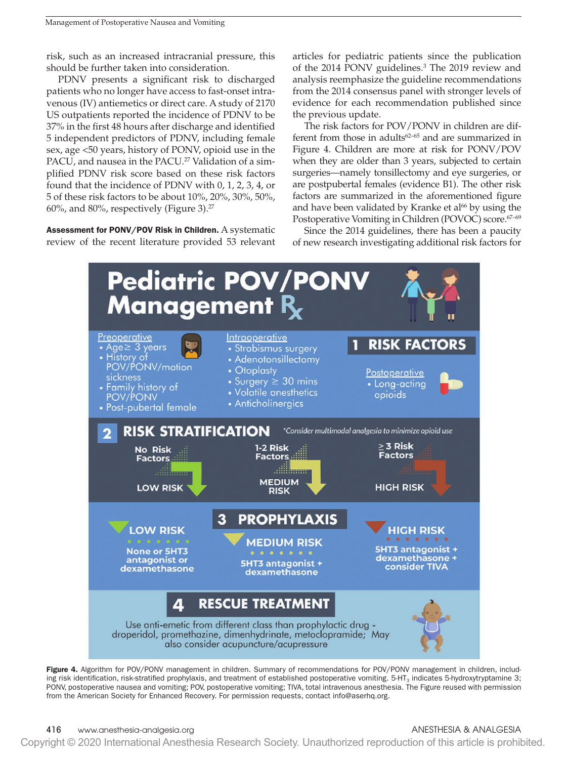risk, such as an increased intracranial pressure, this should be further taken into consideration.

PDNV presents a significant risk to discharged patients who no longer have access to fast-onset intravenous (IV) antiemetics or direct care. A study of 2170 US outpatients reported the incidence of PDNV to be 37% in the first 48 hours after discharge and identified 5 independent predictors of PDNV, including female sex, age <50 years, history of PONV, opioid use in the PACU, and nausea in the PACU.[27] Validation of a simplified PDNV risk score based on these risk factors found that the incidence of PDNV with 0, 1, 2, 3, 4, or 5 of these risk factors to be about 10%, 20%, 30%, 50%, 60%, and 80%, respectively (Figure 3).[27]

**Assessment for PONV/POV Risk in Children.** A systematic review of the recent literature provided 53 relevant articles for pediatric patients since the publication of the 2014 PONV guidelines.[3] The 2019 review and analysis reemphasize the guideline recommendations from the 2014 consensus panel with stronger levels of evidence for each recommendation published since the previous update.

The risk factors for POV/PONV in children are different from those in adults[62–65] and are summarized in Figure 4. Children are more at risk for PONV/POV when they are older than 3 years, subjected to certain surgeries—namely tonsillectomy and eye surgeries, or are postpubertal females (evidence B1). The other risk factors are summarized in the aforementioned figure and have been validated by Kranke et al[66] by using the Postoperative Vomiting in Children (POVOC) score.[67–69]

Since the 2014 guidelines, there has been a paucity of new research investigating additional risk factors for

**Pediatric POV/PONV Management Rx**

**1 RISK FACTORS**

Preoperative
- Age ≥ 3 years
- History of POV/PONV/motion sickness
- Family history of POV/PONV
- Post-pubertal female

Intraoperative
- Strabismus surgery
- Adenotonsillectomy
- Otoplasty
- Surgery ≥ 30 mins
- Volatile anesthetics
- Anticholinergics

Postoperative
- Long-acting opioids

**2 RISK STRATIFICATION** *Consider multimodal analgesia to minimize opioid use

- No Risk Factors → LOW RISK
- 1-2 Risk Factors → MEDIUM RISK
- ≥ 3 Risk Factors → HIGH RISK

**3 PROPHYLAXIS**

- LOW RISK: None or 5HT3 antagonist or dexamethasone
- MEDIUM RISK: 5HT3 antagonist + dexamethasone
- HIGH RISK: 5HT3 antagonist + dexamethasone + consider TIVA

**4 RESCUE TREATMENT**

Use anti-emetic from different class than prophylactic drug - droperidol, promethazine, dimenhydrinate, metoclopramide; May also consider acupuncture/acupressure

**Figure 4.** Algorithm for POV/PONV management in children. Summary of recommendations for POV/PONV management in children, including risk identification, risk-stratified prophylaxis, and treatment of established postoperative vomiting. 5-$HT_3$ indicates 5-hydroxytryptamine 3; PONV, postoperative nausea and vomiting; POV, postoperative vomiting; TIVA, total intravenous anesthesia. The Figure reused with permission from the American Society for Enhanced Recovery. For permission requests, contact info@aserhq.org.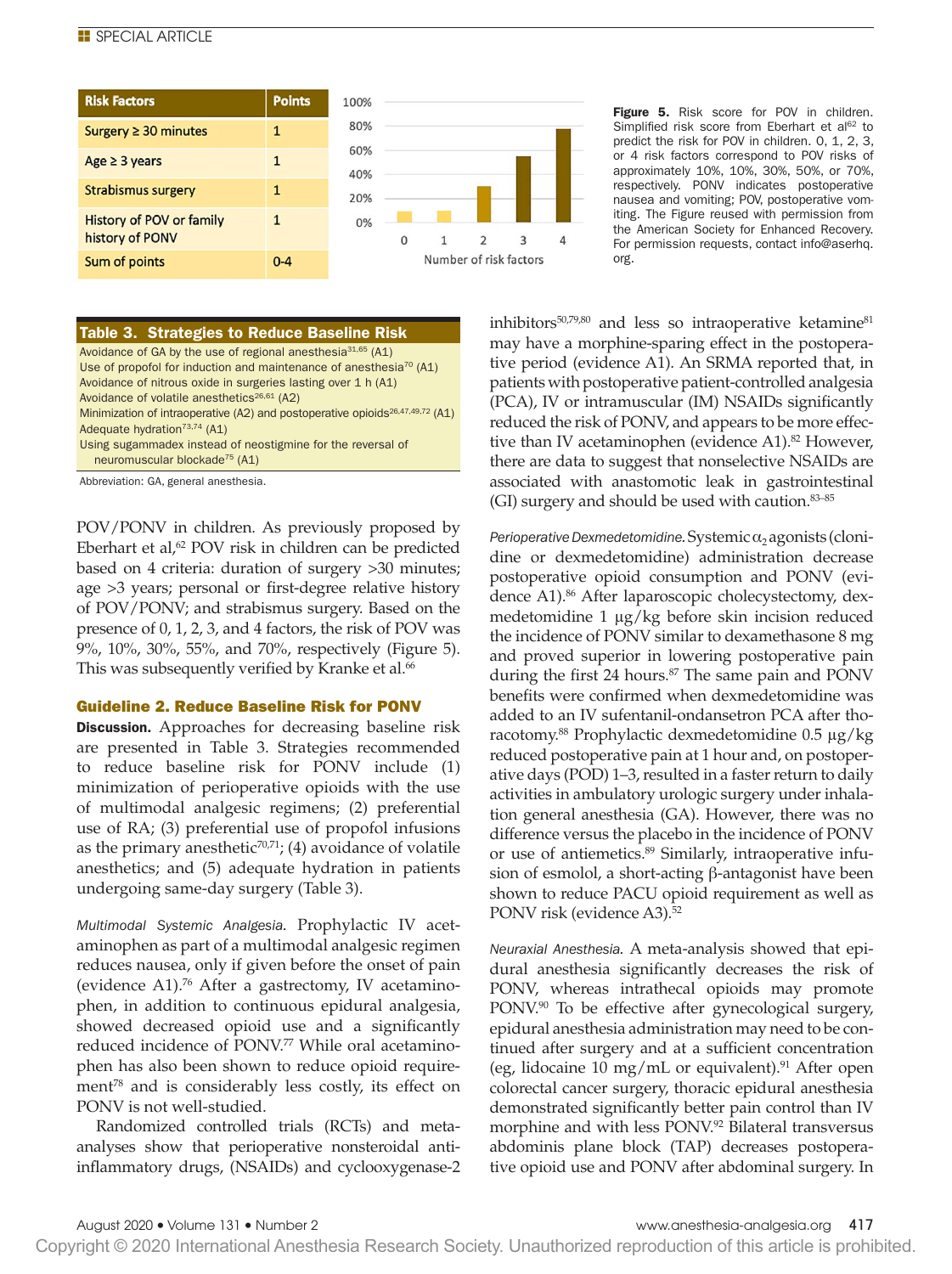| Risk Factors | Points |
|---|---|
| Surgery ≥ 30 minutes | 1 |
| Age ≥ 3 years | 1 |
| Strabismus surgery | 1 |
| History of POV or family history of PONV | 1 |
| Sum of points | 0-4 |

**Figure 5.** Risk score for POV in children. Simplified risk score from Eberhart et al[62] to predict the risk for POV in children. 0, 1, 2, 3, or 4 risk factors correspond to POV risks of approximately 10%, 10%, 30%, 50%, or 70%, respectively. PONV indicates postoperative nausea and vomiting; POV, postoperative vomiting. The Figure reused with permission from the American Society for Enhanced Recovery. For permission requests, contact info@aserhq.org.

**Table 3. Strategies to Reduce Baseline Risk**

| Strategies to Reduce Baseline Risk |
|---|
| Avoidance of GA by the use of regional anesthesia[31,65] (A1) |
| Use of propofol for induction and maintenance of anesthesia[70] (A1) |
| Avoidance of nitrous oxide in surgeries lasting over 1 h (A1) |
| Avoidance of volatile anesthetics[26,61] (A2) |
| Minimization of intraoperative (A2) and postoperative opioids[26,47,49,72] (A1) |
| Adequate hydration[73,74] (A1) |
| Using sugammadex instead of neostigmine for the reversal of neuromuscular blockade[75] (A1) |

Abbreviation: GA, general anesthesia.

POV/PONV in children. As previously proposed by Eberhart et al,[62] POV risk in children can be predicted based on 4 criteria: duration of surgery >30 minutes; age >3 years; personal or first-degree relative history of POV/PONV; and strabismus surgery. Based on the presence of 0, 1, 2, 3, and 4 factors, the risk of POV was 9%, 10%, 30%, 55%, and 70%, respectively (Figure 5). This was subsequently verified by Kranke et al.[66]

### Guideline 2. Reduce Baseline Risk for PONV

**Discussion.** Approaches for decreasing baseline risk are presented in Table 3. Strategies recommended to reduce baseline risk for PONV include (1) minimization of perioperative opioids with the use of multimodal analgesic regimens; (2) preferential use of RA; (3) preferential use of propofol infusions as the primary anesthetic[70,71]; (4) avoidance of volatile anesthetics; and (5) adequate hydration in patients undergoing same-day surgery (Table 3).

*Multimodal Systemic Analgesia.* Prophylactic IV acetaminophen as part of a multimodal analgesic regimen reduces nausea, only if given before the onset of pain (evidence A1).[76] After a gastrectomy, IV acetaminophen, in addition to continuous epidural analgesia, showed decreased opioid use and a significantly reduced incidence of PONV.[77] While oral acetaminophen has also been shown to reduce opioid requirement[78] and is considerably less costly, its effect on PONV is not well-studied.

Randomized controlled trials (RCTs) and meta-analyses show that perioperative nonsteroidal anti-inflammatory drugs, (NSAIDs) and cyclooxygenase-2 inhibitors[50,79,80] and less so intraoperative ketamine[81] may have a morphine-sparing effect in the postoperative period (evidence A1). An SRMA reported that, in patients with postoperative patient-controlled analgesia (PCA), IV or intramuscular (IM) NSAIDs significantly reduced the risk of PONV, and appears to be more effective than IV acetaminophen (evidence A1).[82] However, there are data to suggest that nonselective NSAIDs are associated with anastomotic leak in gastrointestinal (GI) surgery and should be used with caution.[83–85]

*Perioperative Dexmedetomidine.* Systemic $\alpha_2$ agonists (clonidine or dexmedetomidine) administration decrease postoperative opioid consumption and PONV (evidence A1).[86] After laparoscopic cholecystectomy, dexmedetomidine 1 μg/kg before skin incision reduced the incidence of PONV similar to dexamethasone 8 mg and proved superior in lowering postoperative pain during the first 24 hours.[87] The same pain and PONV benefits were confirmed when dexmedetomidine was added to an IV sufentanil-ondansetron PCA after thoracotomy.[88] Prophylactic dexmedetomidine 0.5 μg/kg reduced postoperative pain at 1 hour and, on postoperative days (POD) 1–3, resulted in a faster return to daily activities in ambulatory urologic surgery under inhalation general anesthesia (GA). However, there was no difference versus the placebo in the incidence of PONV or use of antiemetics.[89] Similarly, intraoperative infusion of esmolol, a short-acting β-antagonist have been shown to reduce PACU opioid requirement as well as PONV risk (evidence A3).[52]

*Neuraxial Anesthesia.* A meta-analysis showed that epidural anesthesia significantly decreases the risk of PONV, whereas intrathecal opioids may promote PONV.[90] To be effective after gynecological surgery, epidural anesthesia administration may need to be continued after surgery and at a sufficient concentration (eg, lidocaine 10 mg/mL or equivalent).[91] After open colorectal cancer surgery, thoracic epidural anesthesia demonstrated significantly better pain control than IV morphine and with less PONV.[92] Bilateral transversus abdominis plane block (TAP) decreases postoperative opioid use and PONV after abdominal surgery. In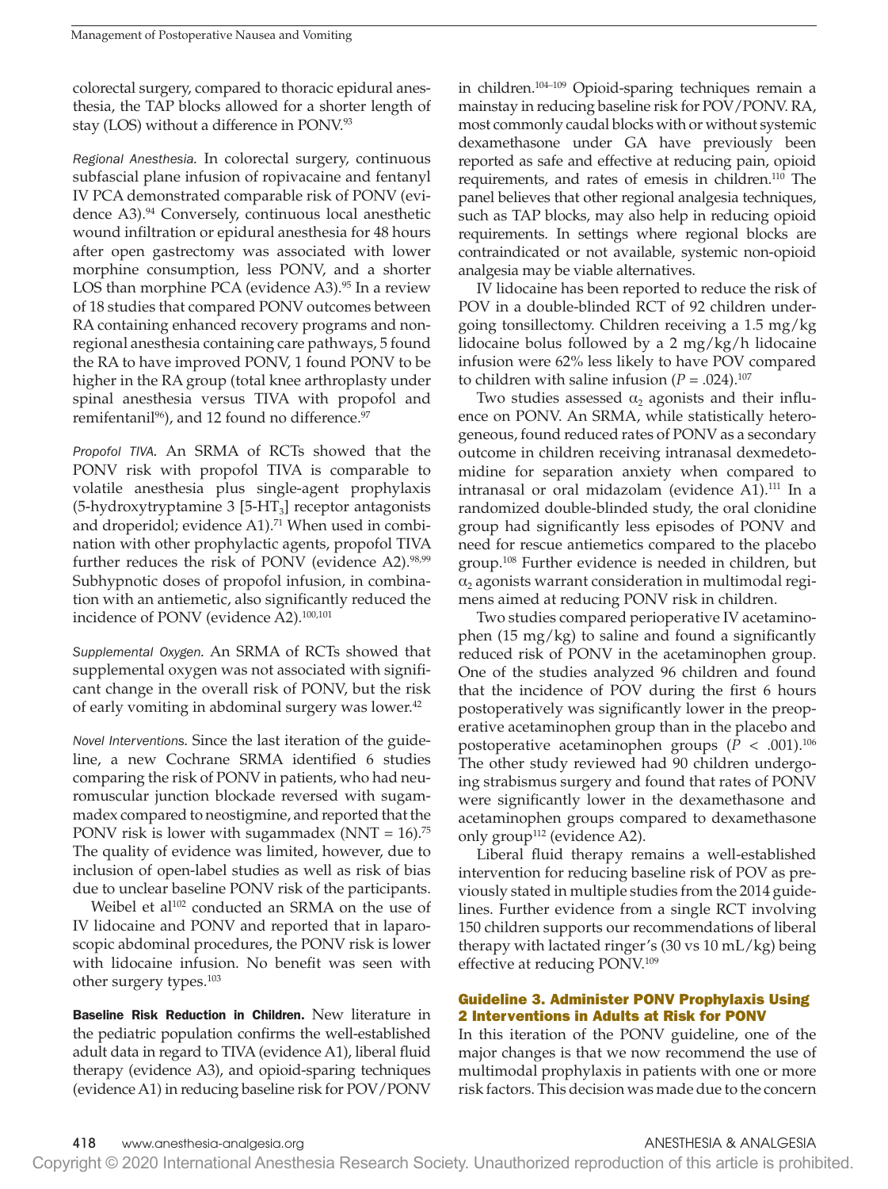colorectal surgery, compared to thoracic epidural anesthesia, the TAP blocks allowed for a shorter length of stay (LOS) without a difference in PONV.[93]

*Regional Anesthesia.* In colorectal surgery, continuous subfascial plane infusion of ropivacaine and fentanyl IV PCA demonstrated comparable risk of PONV (evidence A3).[94] Conversely, continuous local anesthetic wound infiltration or epidural anesthesia for 48 hours after open gastrectomy was associated with lower morphine consumption, less PONV, and a shorter LOS than morphine PCA (evidence A3).[95] In a review of 18 studies that compared PONV outcomes between RA containing enhanced recovery programs and non-regional anesthesia containing care pathways, 5 found the RA to have improved PONV, 1 found PONV to be higher in the RA group (total knee arthroplasty under spinal anesthesia versus TIVA with propofol and remifentanil[96]), and 12 found no difference.[97]

*Propofol TIVA.* An SRMA of RCTs showed that the PONV risk with propofol TIVA is comparable to volatile anesthesia plus single-agent prophylaxis (5-hydroxytryptamine 3 [5-HT$_3$] receptor antagonists and droperidol; evidence A1).[71] When used in combination with other prophylactic agents, propofol TIVA further reduces the risk of PONV (evidence A2).[98,99] Subhypnotic doses of propofol infusion, in combination with an antiemetic, also significantly reduced the incidence of PONV (evidence A2).[100,101]

*Supplemental Oxygen.* An SRMA of RCTs showed that supplemental oxygen was not associated with significant change in the overall risk of PONV, but the risk of early vomiting in abdominal surgery was lower.[42]

*Novel Interventions.* Since the last iteration of the guideline, a new Cochrane SRMA identified 6 studies comparing the risk of PONV in patients, who had neuromuscular junction blockade reversed with sugammadex compared to neostigmine, and reported that the PONV risk is lower with sugammadex (NNT = 16).[75] The quality of evidence was limited, however, due to inclusion of open-label studies as well as risk of bias due to unclear baseline PONV risk of the participants.

Weibel et al[102] conducted an SRMA on the use of IV lidocaine and PONV and reported that in laparoscopic abdominal procedures, the PONV risk is lower with lidocaine infusion. No benefit was seen with other surgery types.[103]

**Baseline Risk Reduction in Children.** New literature in the pediatric population confirms the well-established adult data in regard to TIVA (evidence A1), liberal fluid therapy (evidence A3), and opioid-sparing techniques (evidence A1) in reducing baseline risk for POV/PONV in children.[104–109] Opioid-sparing techniques remain a mainstay in reducing baseline risk for POV/PONV. RA, most commonly caudal blocks with or without systemic dexamethasone under GA have previously been reported as safe and effective at reducing pain, opioid requirements, and rates of emesis in children.[110] The panel believes that other regional analgesia techniques, such as TAP blocks, may also help in reducing opioid requirements. In settings where regional blocks are contraindicated or not available, systemic non-opioid analgesia may be viable alternatives.

IV lidocaine has been reported to reduce the risk of POV in a double-blinded RCT of 92 children undergoing tonsillectomy. Children receiving a 1.5 mg/kg lidocaine bolus followed by a 2 mg/kg/h lidocaine infusion were 62% less likely to have POV compared to children with saline infusion ($P = .024$).[107]

Two studies assessed $\alpha_2$ agonists and their influence on PONV. An SRMA, while statistically heterogeneous, found reduced rates of PONV as a secondary outcome in children receiving intranasal dexmedetomidine for separation anxiety when compared to intranasal or oral midazolam (evidence A1).[111] In a randomized double-blinded study, the oral clonidine group had significantly less episodes of PONV and need for rescue antiemetics compared to the placebo group.[108] Further evidence is needed in children, but $\alpha_2$ agonists warrant consideration in multimodal regimens aimed at reducing PONV risk in children.

Two studies compared perioperative IV acetaminophen (15 mg/kg) to saline and found a significantly reduced risk of PONV in the acetaminophen group. One of the studies analyzed 96 children and found that the incidence of POV during the first 6 hours postoperatively was significantly lower in the preoperative acetaminophen group than in the placebo and postoperative acetaminophen groups ($P < .001$).[106] The other study reviewed had 90 children undergoing strabismus surgery and found that rates of PONV were significantly lower in the dexamethasone and acetaminophen groups compared to dexamethasone only group[112] (evidence A2).

Liberal fluid therapy remains a well-established intervention for reducing baseline risk of POV as previously stated in multiple studies from the 2014 guidelines. Further evidence from a single RCT involving 150 children supports our recommendations of liberal therapy with lactated ringer's (30 vs 10 mL/kg) being effective at reducing PONV.[109]

### Guideline 3. Administer PONV Prophylaxis Using 2 Interventions in Adults at Risk for PONV

In this iteration of the PONV guideline, one of the major changes is that we now recommend the use of multimodal prophylaxis in patients with one or more risk factors. This decision was made due to the concern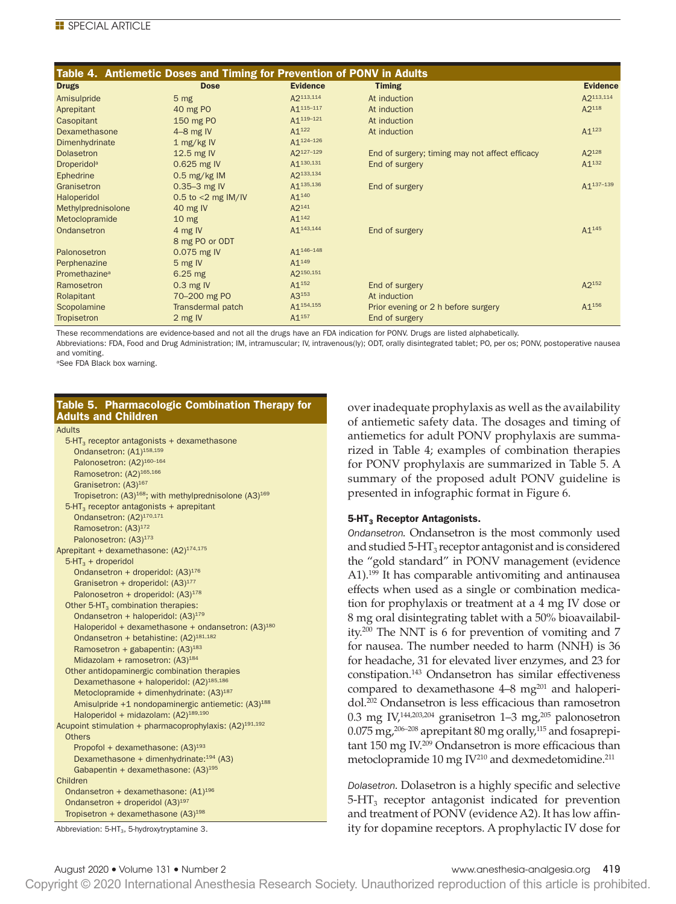**Table 4. Antiemetic Doses and Timing for Prevention of PONV in Adults**

| Drugs | Dose | Evidence | Timing | Evidence |
|---|---|---|---|---|
| Amisulpride | 5 mg | A2[113,114] | At induction | A2[113,114] |
| Aprepitant | 40 mg PO | A1[115–117] | At induction | A2[118] |
| Casopitant | 150 mg PO | A1[119–121] | At induction | |
| Dexamethasone | 4–8 mg IV | A1[122] | At induction | A1[123] |
| Dimenhydrinate | 1 mg/kg IV | A1[124–126] | | |
| Dolasetron | 12.5 mg IV | A2[127–129] | End of surgery; timing may not affect efficacy | A2[128] |
| Droperidol[a] | 0.625 mg IV | A1[130,131] | End of surgery | A1[132] |
| Ephedrine | 0.5 mg/kg IM | A2[133,134] | | |
| Granisetron | 0.35–3 mg IV | A1[135,136] | End of surgery | A1[137–139] |
| Haloperidol | 0.5 to <2 mg IM/IV | A1[140] | | |
| Methylprednisolone | 40 mg IV | A2[141] | | |
| Metoclopramide | 10 mg | A1[142] | | |
| Ondansetron | 4 mg IV<br>8 mg PO or ODT | A1[143,144] | End of surgery | A1[145] |
| Palonosetron | 0.075 mg IV | A1[146–148] | | |
| Perphenazine | 5 mg IV | A1[149] | | |
| Promethazine[a] | 6.25 mg | A2[150,151] | | |
| Ramosetron | 0.3 mg IV | A1[152] | End of surgery | A2[152] |
| Rolapitant | 70–200 mg PO | A3[153] | At induction | |
| Scopolamine | Transdermal patch | A1[154,155] | Prior evening or 2 h before surgery | A1[156] |
| Tropisetron | 2 mg IV | A1[157] | End of surgery | |

These recommendations are evidence-based and not all the drugs have an FDA indication for PONV. Drugs are listed alphabetically.

Abbreviations: FDA, Food and Drug Administration; IM, intramuscular; IV, intravenous(ly); ODT, orally disintegrated tablet; PO, per os; PONV, postoperative nausea and vomiting.

[a]See FDA Black box warning.

**Table 5. Pharmacologic Combination Therapy for Adults and Children**

- Adults
  - $5\text{-HT}_3$ receptor antagonists + dexamethasone
    - Ondansetron: (A1)[158,159]
    - Palonosetron: (A2)[160–164]
    - Ramosetron: (A2)[165,166]
    - Granisetron: (A3)[167]
    - Tropisetron: (A3)[168]; with methylprednisolone (A3)[169]
  - $5\text{-HT}_3$ receptor antagonists + aprepitant
    - Ondansetron: (A2)[170,171]
    - Ramosetron: (A3)[172]
    - Palonosetron: (A3)[173]
- Aprepitant + dexamethasone: (A2)[174,175]
  - $5\text{-HT}_3$ + droperidol
    - Ondansetron + droperidol: (A3)[176]
    - Granisetron + droperidol: (A3)[177]
    - Palonosetron + droperidol: (A3)[178]
  - Other $5\text{-HT}_3$ combination therapies:
    - Ondansetron + haloperidol: (A3)[179]
    - Haloperidol + dexamethasone + ondansetron: (A3)[180]
    - Ondansetron + betahistine: (A2)[181,182]
    - Ramosetron + gabapentin: (A3)[183]
    - Midazolam + ramosetron: (A3)[184]
  - Other antidopaminergic combination therapies
    - Dexamethasone + haloperidol: (A2)[185,186]
    - Metoclopramide + dimenhydrinate: (A3)[187]
    - Amisulpride +1 nondopaminergic antiemetic: (A3)[188]
    - Haloperidol + midazolam: (A2)[189,190]
- Acupoint stimulation + pharmacoprophylaxis: (A2)[191,192]
  - Others
    - Propofol + dexamethasone: (A3)[193]
    - Dexamethasone + dimenhydrinate:[194] (A3)
    - Gabapentin + dexamethasone: (A3)[195]
- Children
  - Ondansetron + dexamethasone: (A1)[196]
  - Ondansetron + droperidol (A3)[197]
  - Tropisetron + dexamethasone (A3)[198]

Abbreviation: $5\text{-HT}_3$, 5-hydroxytryptamine 3.

over inadequate prophylaxis as well as the availability of antiemetic safety data. The dosages and timing of antiemetics for adult PONV prophylaxis are summarized in Table 4; examples of combination therapies for PONV prophylaxis are summarized in Table 5. A summary of the proposed adult PONV guideline is presented in infographic format in Figure 6.

#### $5\text{-HT}_3$ Receptor Antagonists.

*Ondansetron.* Ondansetron is the most commonly used and studied $5\text{-HT}_3$ receptor antagonist and is considered the "gold standard" in PONV management (evidence A1).[199] It has comparable antivomiting and antinausea effects when used as a single or combination medication for prophylaxis or treatment at a 4 mg IV dose or 8 mg oral disintegrating tablet with a 50% bioavailability.[200] The NNT is 6 for prevention of vomiting and 7 for nausea. The number needed to harm (NNH) is 36 for headache, 31 for elevated liver enzymes, and 23 for constipation.[143] Ondansetron has similar effectiveness compared to dexamethasone 4–8 mg[201] and haloperidol.[202] Ondansetron is less efficacious than ramosetron 0.3 mg IV,[144,203,204] granisetron 1–3 mg,[205] palonosetron 0.075 mg,[206–208] aprepitant 80 mg orally,[115] and fosaprepitant 150 mg IV.[209] Ondansetron is more efficacious than metoclopramide 10 mg IV[210] and dexmedetomidine.[211]

*Dolasetron.* Dolasetron is a highly specific and selective $5\text{-HT}_3$ receptor antagonist indicated for prevention and treatment of PONV (evidence A2). It has low affinity for dopamine receptors. A prophylactic IV dose for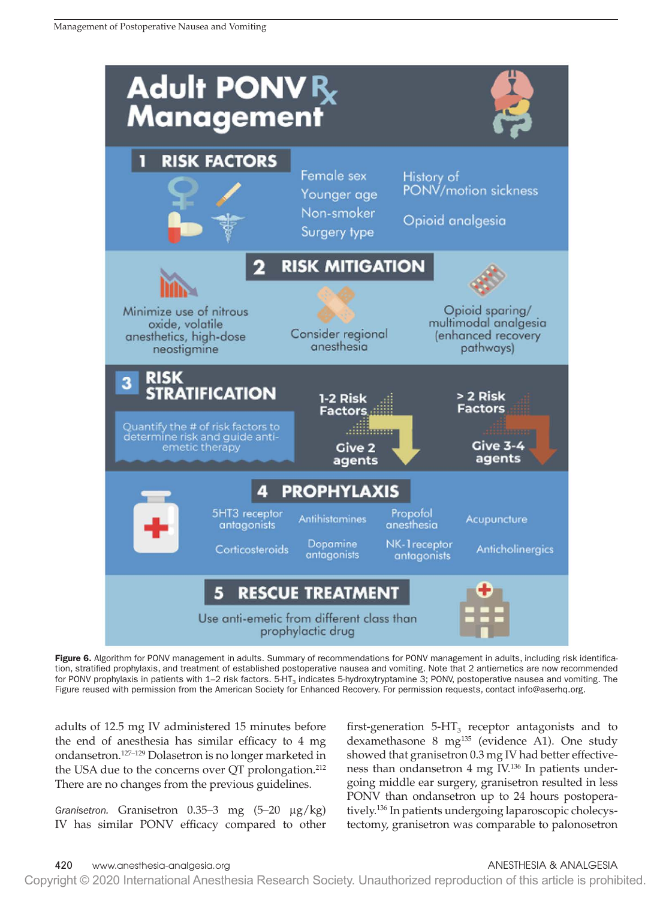# Adult PONV Rx Management

## 1 RISK FACTORS

- Female sex
- Younger age
- Non-smoker
- Surgery type
- History of PONV/motion sickness
- Opioid analgesia

## 2 RISK MITIGATION

- Minimize use of nitrous oxide, volatile anesthetics, high-dose neostigmine
- Consider regional anesthesia
- Opioid sparing/ multimodal analgesia (enhanced recovery pathways)

## 3 RISK STRATIFICATION

Quantify the # of risk factors to determine risk and guide anti-emetic therapy

- 1-2 Risk Factors → Give 2 agents
- > 2 Risk Factors → Give 3-4 agents

## 4 PROPHYLAXIS

- 5HT3 receptor antagonists
- Antihistamines
- Propofol anesthesia
- Acupuncture
- Corticosteroids
- Dopamine antagonists
- NK-1 receptor antagonists
- Anticholinergics

## 5 RESCUE TREATMENT

Use anti-emetic from different class than prophylactic drug

**Figure 6.** Algorithm for PONV management in adults. Summary of recommendations for PONV management in adults, including risk identification, stratified prophylaxis, and treatment of established postoperative nausea and vomiting. Note that 2 antiemetics are now recommended for PONV prophylaxis in patients with 1–2 risk factors. 5-$HT_3$ indicates 5-hydroxytryptamine 3; PONV, postoperative nausea and vomiting. The Figure reused with permission from the American Society for Enhanced Recovery. For permission requests, contact info@aserhq.org.

adults of 12.5 mg IV administered 15 minutes before the end of anesthesia has similar efficacy to 4 mg ondansetron.[127–129] Dolasetron is no longer marketed in the USA due to the concerns over QT prolongation.[212] There are no changes from the previous guidelines.

*Granisetron.* Granisetron 0.35–3 mg (5–20 µg/kg) IV has similar PONV efficacy compared to other first-generation 5-$HT_3$ receptor antagonists and to dexamethasone 8 mg[135] (evidence A1). One study showed that granisetron 0.3 mg IV had better effectiveness than ondansetron 4 mg IV.[136] In patients undergoing middle ear surgery, granisetron resulted in less PONV than ondansetron up to 24 hours postoperatively.[136] In patients undergoing laparoscopic cholecystectomy, granisetron was comparable to palonosetron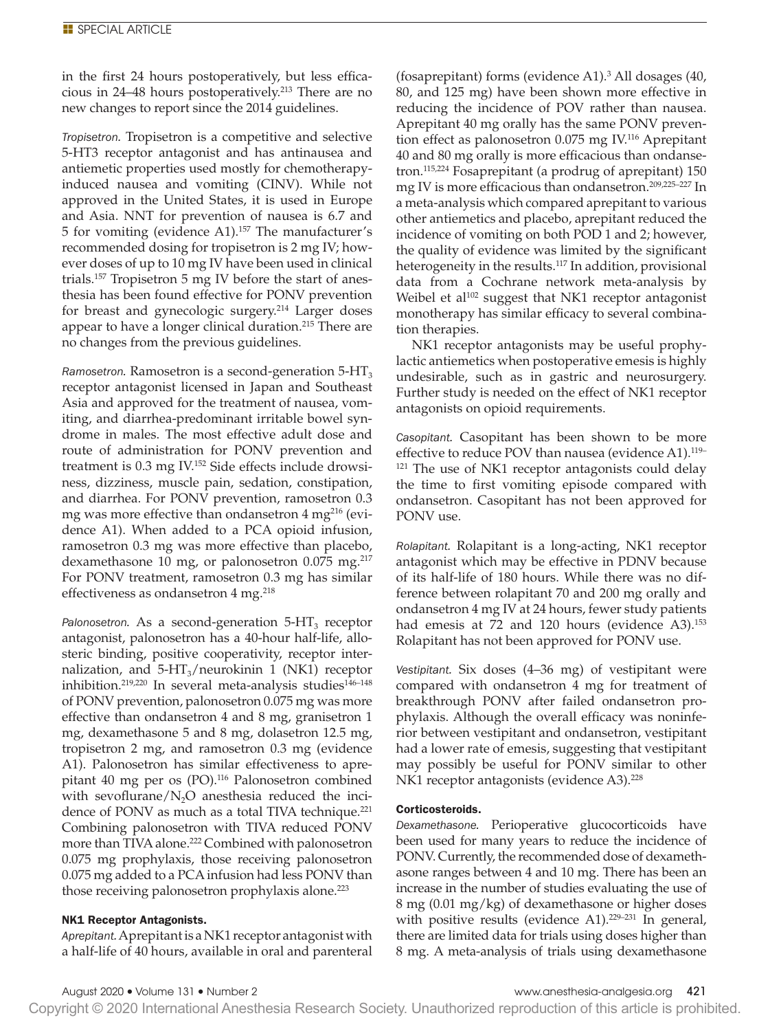in the first 24 hours postoperatively, but less efficacious in 24–48 hours postoperatively.[213] There are no new changes to report since the 2014 guidelines.

*Tropisetron.* Tropisetron is a competitive and selective 5-HT3 receptor antagonist and has antinausea and antiemetic properties used mostly for chemotherapy-induced nausea and vomiting (CINV). While not approved in the United States, it is used in Europe and Asia. NNT for prevention of nausea is 6.7 and 5 for vomiting (evidence A1).[157] The manufacturer's recommended dosing for tropisetron is 2 mg IV; however doses of up to 10 mg IV have been used in clinical trials.[157] Tropisetron 5 mg IV before the start of anesthesia has been found effective for PONV prevention for breast and gynecologic surgery.[214] Larger doses appear to have a longer clinical duration.[215] There are no changes from the previous guidelines.

*Ramosetron.* Ramosetron is a second-generation 5-$HT_3$ receptor antagonist licensed in Japan and Southeast Asia and approved for the treatment of nausea, vomiting, and diarrhea-predominant irritable bowel syndrome in males. The most effective adult dose and route of administration for PONV prevention and treatment is 0.3 mg IV.[152] Side effects include drowsiness, dizziness, muscle pain, sedation, constipation, and diarrhea. For PONV prevention, ramosetron 0.3 mg was more effective than ondansetron 4 mg[216] (evidence A1). When added to a PCA opioid infusion, ramosetron 0.3 mg was more effective than placebo, dexamethasone 10 mg, or palonosetron 0.075 mg.[217] For PONV treatment, ramosetron 0.3 mg has similar effectiveness as ondansetron 4 mg.[218]

*Palonosetron.* As a second-generation 5-$HT_3$ receptor antagonist, palonosetron has a 40-hour half-life, allosteric binding, positive cooperativity, receptor internalization, and 5-$HT_3$/neurokinin 1 (NK1) receptor inhibition.[219,220] In several meta-analysis studies[146–148] of PONV prevention, palonosetron 0.075 mg was more effective than ondansetron 4 and 8 mg, granisetron 1 mg, dexamethasone 5 and 8 mg, dolasetron 12.5 mg, tropisetron 2 mg, and ramosetron 0.3 mg (evidence A1). Palonosetron has similar effectiveness to aprepitant 40 mg per os (PO).[116] Palonosetron combined with sevoflurane/$N_2O$ anesthesia reduced the incidence of PONV as much as a total TIVA technique.[221] Combining palonosetron with TIVA reduced PONV more than TIVA alone.[222] Combined with palonosetron 0.075 mg prophylaxis, those receiving palonosetron 0.075 mg added to a PCA infusion had less PONV than those receiving palonosetron prophylaxis alone.[223]

#### NK1 Receptor Antagonists.

*Aprepitant.* Aprepitant is a NK1 receptor antagonist with a half-life of 40 hours, available in oral and parenteral (fosaprepitant) forms (evidence A1).[3] All dosages (40, 80, and 125 mg) have been shown more effective in reducing the incidence of POV rather than nausea. Aprepitant 40 mg orally has the same PONV prevention effect as palonosetron 0.075 mg IV.[116] Aprepitant 40 and 80 mg orally is more efficacious than ondansetron.[115,224] Fosaprepitant (a prodrug of aprepitant) 150 mg IV is more efficacious than ondansetron.[209,225–227] In a meta-analysis which compared aprepitant to various other antiemetics and placebo, aprepitant reduced the incidence of vomiting on both POD 1 and 2; however, the quality of evidence was limited by the significant heterogeneity in the results.[117] In addition, provisional data from a Cochrane network meta-analysis by Weibel et al[102] suggest that NK1 receptor antagonist monotherapy has similar efficacy to several combination therapies.

NK1 receptor antagonists may be useful prophylactic antiemetics when postoperative emesis is highly undesirable, such as in gastric and neurosurgery. Further study is needed on the effect of NK1 receptor antagonists on opioid requirements.

*Casopitant.* Casopitant has been shown to be more effective to reduce POV than nausea (evidence A1).[119–121] The use of NK1 receptor antagonists could delay the time to first vomiting episode compared with ondansetron. Casopitant has not been approved for PONV use.

*Rolapitant.* Rolapitant is a long-acting, NK1 receptor antagonist which may be effective in PDNV because of its half-life of 180 hours. While there was no difference between rolapitant 70 and 200 mg orally and ondansetron 4 mg IV at 24 hours, fewer study patients had emesis at 72 and 120 hours (evidence A3).[153] Rolapitant has not been approved for PONV use.

*Vestipitant.* Six doses (4–36 mg) of vestipitant were compared with ondansetron 4 mg for treatment of breakthrough PONV after failed ondansetron prophylaxis. Although the overall efficacy was noninferior between vestipitant and ondansetron, vestipitant had a lower rate of emesis, suggesting that vestipitant may possibly be useful for PONV similar to other NK1 receptor antagonists (evidence A3).[228]

#### Corticosteroids.

*Dexamethasone.* Perioperative glucocorticoids have been used for many years to reduce the incidence of PONV. Currently, the recommended dose of dexamethasone ranges between 4 and 10 mg. There has been an increase in the number of studies evaluating the use of 8 mg (0.01 mg/kg) of dexamethasone or higher doses with positive results (evidence A1).[229–231] In general, there are limited data for trials using doses higher than 8 mg. A meta-analysis of trials using dexamethasone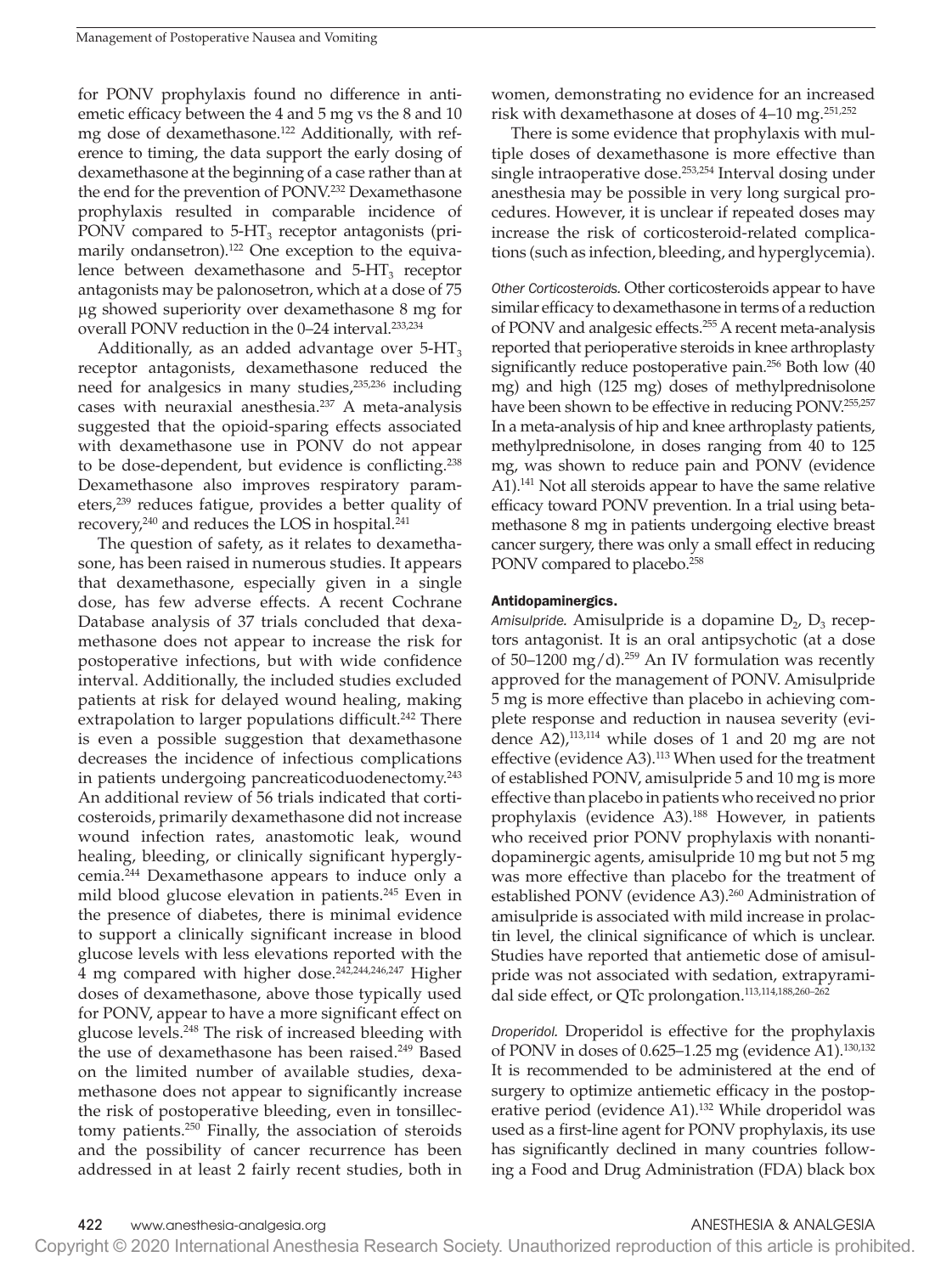for PONV prophylaxis found no difference in antiemetic efficacy between the 4 and 5 mg vs the 8 and 10 mg dose of dexamethasone.[122] Additionally, with reference to timing, the data support the early dosing of dexamethasone at the beginning of a case rather than at the end for the prevention of PONV.[232] Dexamethasone prophylaxis resulted in comparable incidence of PONV compared to 5-$HT_3$ receptor antagonists (primarily ondansetron).[122] One exception to the equivalence between dexamethasone and 5-$HT_3$ receptor antagonists may be palonosetron, which at a dose of 75 μg showed superiority over dexamethasone 8 mg for overall PONV reduction in the 0–24 interval.[233,234]

Additionally, as an added advantage over 5-$HT_3$ receptor antagonists, dexamethasone reduced the need for analgesics in many studies,[235,236] including cases with neuraxial anesthesia.[237] A meta-analysis suggested that the opioid-sparing effects associated with dexamethasone use in PONV do not appear to be dose-dependent, but evidence is conflicting.[238] Dexamethasone also improves respiratory parameters,[239] reduces fatigue, provides a better quality of recovery,[240] and reduces the LOS in hospital.[241]

The question of safety, as it relates to dexamethasone, has been raised in numerous studies. It appears that dexamethasone, especially given in a single dose, has few adverse effects. A recent Cochrane Database analysis of 37 trials concluded that dexamethasone does not appear to increase the risk for postoperative infections, but with wide confidence interval. Additionally, the included studies excluded patients at risk for delayed wound healing, making extrapolation to larger populations difficult.[242] There is even a possible suggestion that dexamethasone decreases the incidence of infectious complications in patients undergoing pancreaticoduodenectomy.[243] An additional review of 56 trials indicated that corticosteroids, primarily dexamethasone did not increase wound infection rates, anastomotic leak, wound healing, bleeding, or clinically significant hyperglycemia.[244] Dexamethasone appears to induce only a mild blood glucose elevation in patients.[245] Even in the presence of diabetes, there is minimal evidence to support a clinically significant increase in blood glucose levels with less elevations reported with the 4 mg compared with higher dose.[242,244,246,247] Higher doses of dexamethasone, above those typically used for PONV, appear to have a more significant effect on glucose levels.[248] The risk of increased bleeding with the use of dexamethasone has been raised.[249] Based on the limited number of available studies, dexamethasone does not appear to significantly increase the risk of postoperative bleeding, even in tonsillectomy patients.[250] Finally, the association of steroids and the possibility of cancer recurrence has been addressed in at least 2 fairly recent studies, both in women, demonstrating no evidence for an increased risk with dexamethasone at doses of 4–10 mg.[251,252]

There is some evidence that prophylaxis with multiple doses of dexamethasone is more effective than single intraoperative dose.[253,254] Interval dosing under anesthesia may be possible in very long surgical procedures. However, it is unclear if repeated doses may increase the risk of corticosteroid-related complications (such as infection, bleeding, and hyperglycemia).

*Other Corticosteroids.* Other corticosteroids appear to have similar efficacy to dexamethasone in terms of a reduction of PONV and analgesic effects.[255] A recent meta-analysis reported that perioperative steroids in knee arthroplasty significantly reduce postoperative pain.[256] Both low (40 mg) and high (125 mg) doses of methylprednisolone have been shown to be effective in reducing PONV.[255,257] In a meta-analysis of hip and knee arthroplasty patients, methylprednisolone, in doses ranging from 40 to 125 mg, was shown to reduce pain and PONV (evidence A1).[141] Not all steroids appear to have the same relative efficacy toward PONV prevention. In a trial using betamethasone 8 mg in patients undergoing elective breast cancer surgery, there was only a small effect in reducing PONV compared to placebo.[258]

#### Antidopaminergics.

*Amisulpride.* Amisulpride is a dopamine $D_2$, $D_3$ receptors antagonist. It is an oral antipsychotic (at a dose of 50–1200 mg/d).[259] An IV formulation was recently approved for the management of PONV. Amisulpride 5 mg is more effective than placebo in achieving complete response and reduction in nausea severity (evidence A2),[113,114] while doses of 1 and 20 mg are not effective (evidence A3).[113] When used for the treatment of established PONV, amisulpride 5 and 10 mg is more effective than placebo in patients who received no prior prophylaxis (evidence A3).[188] However, in patients who received prior PONV prophylaxis with nonantidopaminergic agents, amisulpride 10 mg but not 5 mg was more effective than placebo for the treatment of established PONV (evidence A3).[260] Administration of amisulpride is associated with mild increase in prolactin level, the clinical significance of which is unclear. Studies have reported that antiemetic dose of amisulpride was not associated with sedation, extrapyramidal side effect, or QTc prolongation.[113,114,188,260–262]

*Droperidol.* Droperidol is effective for the prophylaxis of PONV in doses of 0.625–1.25 mg (evidence A1).[130,132] It is recommended to be administered at the end of surgery to optimize antiemetic efficacy in the postoperative period (evidence A1).[132] While droperidol was used as a first-line agent for PONV prophylaxis, its use has significantly declined in many countries following a Food and Drug Administration (FDA) black box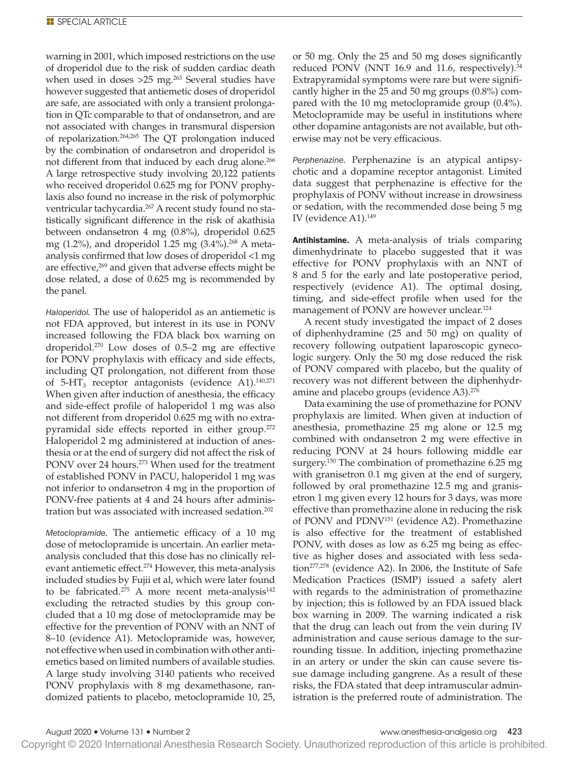warning in 2001, which imposed restrictions on the use of droperidol due to the risk of sudden cardiac death when used in doses >25 mg.[263] Several studies have however suggested that antiemetic doses of droperidol are safe, are associated with only a transient prolongation in QTc comparable to that of ondansetron, and are not associated with changes in transmural dispersion of repolarization.[264,265] The QT prolongation induced by the combination of ondansetron and droperidol is not different from that induced by each drug alone.[266] A large retrospective study involving 20,122 patients who received droperidol 0.625 mg for PONV prophylaxis also found no increase in the risk of polymorphic ventricular tachycardia.[267] A recent study found no statistically significant difference in the risk of akathisia between ondansetron 4 mg (0.8%), droperidol 0.625 mg (1.2%), and droperidol 1.25 mg (3.4%).[268] A meta-analysis confirmed that low doses of droperidol <1 mg are effective,[269] and given that adverse effects might be dose related, a dose of 0.625 mg is recommended by the panel.

*Haloperidol.* The use of haloperidol as an antiemetic is not FDA approved, but interest in its use in PONV increased following the FDA black box warning on droperidol.[270] Low doses of 0.5–2 mg are effective for PONV prophylaxis with efficacy and side effects, including QT prolongation, not different from those of 5-$HT_3$ receptor antagonists (evidence A1).[140,271] When given after induction of anesthesia, the efficacy and side-effect profile of haloperidol 1 mg was also not different from droperidol 0.625 mg with no extrapyramidal side effects reported in either group.[272] Haloperidol 2 mg administered at induction of anesthesia or at the end of surgery did not affect the risk of PONV over 24 hours.[273] When used for the treatment of established PONV in PACU, haloperidol 1 mg was not inferior to ondansetron 4 mg in the proportion of PONV-free patients at 4 and 24 hours after administration but was associated with increased sedation.[202]

*Metoclopramide.* The antiemetic efficacy of a 10 mg dose of metoclopramide is uncertain. An earlier meta-analysis concluded that this dose has no clinically relevant antiemetic effect.[274] However, this meta-analysis included studies by Fujii et al, which were later found to be fabricated.[275] A more recent meta-analysis[142] excluding the retracted studies by this group concluded that a 10 mg dose of metoclopramide may be effective for the prevention of PONV with an NNT of 8–10 (evidence A1). Metoclopramide was, however, not effective when used in combination with other antiemetics based on limited numbers of available studies. A large study involving 3140 patients who received PONV prophylaxis with 8 mg dexamethasone, randomized patients to placebo, metoclopramide 10, 25, or 50 mg. Only the 25 and 50 mg doses significantly reduced PONV (NNT 16.9 and 11.6, respectively).[34] Extrapyramidal symptoms were rare but were significantly higher in the 25 and 50 mg groups (0.8%) compared with the 10 mg metoclopramide group (0.4%). Metoclopramide may be useful in institutions where other dopamine antagonists are not available, but otherwise may not be very efficacious.

*Perphenazine.* Perphenazine is an atypical antipsychotic and a dopamine receptor antagonist. Limited data suggest that perphenazine is effective for the prophylaxis of PONV without increase in drowsiness or sedation, with the recommended dose being 5 mg IV (evidence A1).[149]

**Antihistamine.** A meta-analysis of trials comparing dimenhydrinate to placebo suggested that it was effective for PONV prophylaxis with an NNT of 8 and 5 for the early and late postoperative period, respectively (evidence A1). The optimal dosing, timing, and side-effect profile when used for the management of PONV are however unclear.[124]

A recent study investigated the impact of 2 doses of diphenhydramine (25 and 50 mg) on quality of recovery following outpatient laparoscopic gynecologic surgery. Only the 50 mg dose reduced the risk of PONV compared with placebo, but the quality of recovery was not different between the diphenhydramine and placebo groups (evidence A3).[276]

Data examining the use of promethazine for PONV prophylaxis are limited. When given at induction of anesthesia, promethazine 25 mg alone or 12.5 mg combined with ondansetron 2 mg were effective in reducing PONV at 24 hours following middle ear surgery.[150] The combination of promethazine 6.25 mg with granisetron 0.1 mg given at the end of surgery, followed by oral promethazine 12.5 mg and granisetron 1 mg given every 12 hours for 3 days, was more effective than promethazine alone in reducing the risk of PONV and PDNV[151] (evidence A2). Promethazine is also effective for the treatment of established PONV, with doses as low as 6.25 mg being as effective as higher doses and associated with less sedation[277,278] (evidence A2). In 2006, the Institute of Safe Medication Practices (ISMP) issued a safety alert with regards to the administration of promethazine by injection; this is followed by an FDA issued black box warning in 2009. The warning indicated a risk that the drug can leach out from the vein during IV administration and cause serious damage to the surrounding tissue. In addition, injecting promethazine in an artery or under the skin can cause severe tissue damage including gangrene. As a result of these risks, the FDA stated that deep intramuscular administration is the preferred route of administration. The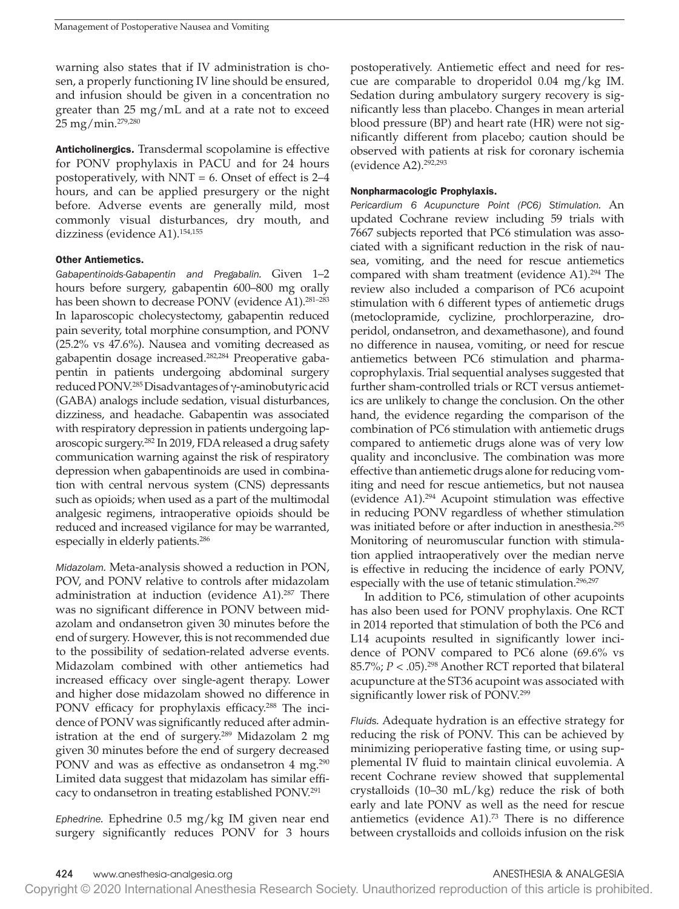warning also states that if IV administration is chosen, a properly functioning IV line should be ensured, and infusion should be given in a concentration no greater than 25 mg/mL and at a rate not to exceed 25 mg/min.[279,280]

**Anticholinergics.** Transdermal scopolamine is effective for PONV prophylaxis in PACU and for 24 hours postoperatively, with NNT = 6. Onset of effect is 2–4 hours, and can be applied presurgery or the night before. Adverse events are generally mild, most commonly visual disturbances, dry mouth, and dizziness (evidence A1).[154,155]

#### Other Antiemetics.

*Gabapentinoids-Gabapentin and Pregabalin.* Given 1–2 hours before surgery, gabapentin 600–800 mg orally has been shown to decrease PONV (evidence A1).[281–283] In laparoscopic cholecystectomy, gabapentin reduced pain severity, total morphine consumption, and PONV (25.2% vs 47.6%). Nausea and vomiting decreased as gabapentin dosage increased.[282,284] Preoperative gabapentin in patients undergoing abdominal surgery reduced PONV.[285] Disadvantages of γ-aminobutyric acid (GABA) analogs include sedation, visual disturbances, dizziness, and headache. Gabapentin was associated with respiratory depression in patients undergoing laparoscopic surgery.[282] In 2019, FDA released a drug safety communication warning against the risk of respiratory depression when gabapentinoids are used in combination with central nervous system (CNS) depressants such as opioids; when used as a part of the multimodal analgesic regimens, intraoperative opioids should be reduced and increased vigilance for may be warranted, especially in elderly patients.[286]

*Midazolam.* Meta-analysis showed a reduction in PON, POV, and PONV relative to controls after midazolam administration at induction (evidence A1).[287] There was no significant difference in PONV between midazolam and ondansetron given 30 minutes before the end of surgery. However, this is not recommended due to the possibility of sedation-related adverse events. Midazolam combined with other antiemetics had increased efficacy over single-agent therapy. Lower and higher dose midazolam showed no difference in PONV efficacy for prophylaxis efficacy.[288] The incidence of PONV was significantly reduced after administration at the end of surgery.[289] Midazolam 2 mg given 30 minutes before the end of surgery decreased PONV and was as effective as ondansetron 4 mg.[290] Limited data suggest that midazolam has similar efficacy to ondansetron in treating established PONV.[291]

*Ephedrine.* Ephedrine 0.5 mg/kg IM given near end surgery significantly reduces PONV for 3 hours postoperatively. Antiemetic effect and need for rescue are comparable to droperidol 0.04 mg/kg IM. Sedation during ambulatory surgery recovery is significantly less than placebo. Changes in mean arterial blood pressure (BP) and heart rate (HR) were not significantly different from placebo; caution should be observed with patients at risk for coronary ischemia (evidence A2).[292,293]

#### Nonpharmacologic Prophylaxis.

*Pericardium 6 Acupuncture Point (PC6) Stimulation.* An updated Cochrane review including 59 trials with 7667 subjects reported that PC6 stimulation was associated with a significant reduction in the risk of nausea, vomiting, and the need for rescue antiemetics compared with sham treatment (evidence A1).[294] The review also included a comparison of PC6 acupoint stimulation with 6 different types of antiemetic drugs (metoclopramide, cyclizine, prochlorperazine, droperidol, ondansetron, and dexamethasone), and found no difference in nausea, vomiting, or need for rescue antiemetics between PC6 stimulation and pharmacoprophylaxis. Trial sequential analyses suggested that further sham-controlled trials or RCT versus antiemetics are unlikely to change the conclusion. On the other hand, the evidence regarding the comparison of the combination of PC6 stimulation with antiemetic drugs compared to antiemetic drugs alone was of very low quality and inconclusive. The combination was more effective than antiemetic drugs alone for reducing vomiting and need for rescue antiemetics, but not nausea (evidence A1).[294] Acupoint stimulation was effective in reducing PONV regardless of whether stimulation was initiated before or after induction in anesthesia.[295] Monitoring of neuromuscular function with stimulation applied intraoperatively over the median nerve is effective in reducing the incidence of early PONV, especially with the use of tetanic stimulation.[296,297]

In addition to PC6, stimulation of other acupoints has also been used for PONV prophylaxis. One RCT in 2014 reported that stimulation of both the PC6 and L14 acupoints resulted in significantly lower incidence of PONV compared to PC6 alone (69.6% vs 85.7%; $P < .05$).[298] Another RCT reported that bilateral acupuncture at the ST36 acupoint was associated with significantly lower risk of PONV.[299]

*Fluids.* Adequate hydration is an effective strategy for reducing the risk of PONV. This can be achieved by minimizing perioperative fasting time, or using supplemental IV fluid to maintain clinical euvolemia. A recent Cochrane review showed that supplemental crystalloids (10–30 mL/kg) reduce the risk of both early and late PONV as well as the need for rescue antiemetics (evidence A1).[73] There is no difference between crystalloids and colloids infusion on the risk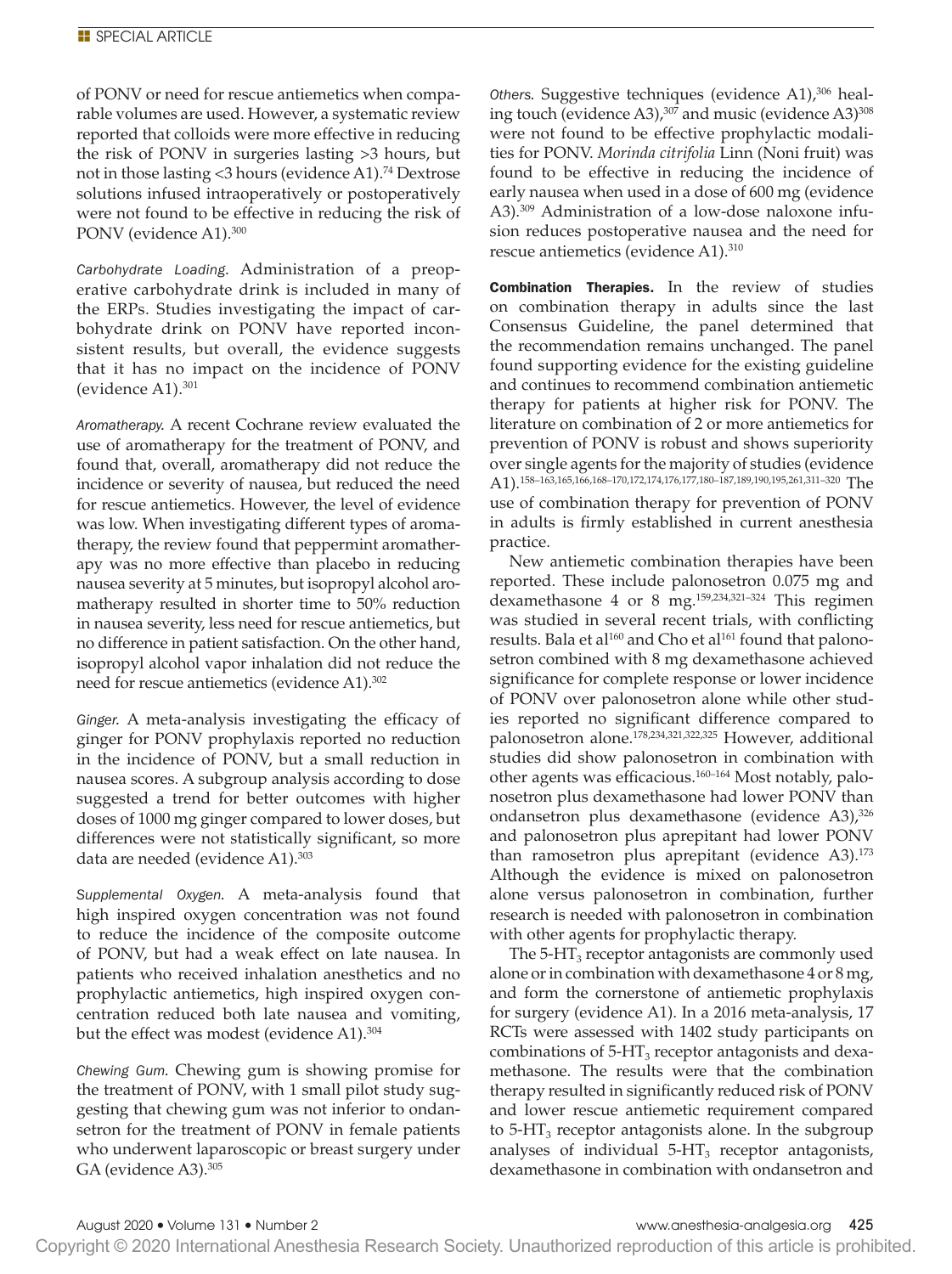of PONV or need for rescue antiemetics when comparable volumes are used. However, a systematic review reported that colloids were more effective in reducing the risk of PONV in surgeries lasting >3 hours, but not in those lasting <3 hours (evidence A1).[74] Dextrose solutions infused intraoperatively or postoperatively were not found to be effective in reducing the risk of PONV (evidence A1).[300]

*Carbohydrate Loading.* Administration of a preoperative carbohydrate drink is included in many of the ERPs. Studies investigating the impact of carbohydrate drink on PONV have reported inconsistent results, but overall, the evidence suggests that it has no impact on the incidence of PONV (evidence A1).[301]

*Aromatherapy.* A recent Cochrane review evaluated the use of aromatherapy for the treatment of PONV, and found that, overall, aromatherapy did not reduce the incidence or severity of nausea, but reduced the need for rescue antiemetics. However, the level of evidence was low. When investigating different types of aromatherapy, the review found that peppermint aromatherapy was no more effective than placebo in reducing nausea severity at 5 minutes, but isopropyl alcohol aromatherapy resulted in shorter time to 50% reduction in nausea severity, less need for rescue antiemetics, but no difference in patient satisfaction. On the other hand, isopropyl alcohol vapor inhalation did not reduce the need for rescue antiemetics (evidence A1).[302]

*Ginger.* A meta-analysis investigating the efficacy of ginger for PONV prophylaxis reported no reduction in the incidence of PONV, but a small reduction in nausea scores. A subgroup analysis according to dose suggested a trend for better outcomes with higher doses of 1000 mg ginger compared to lower doses, but differences were not statistically significant, so more data are needed (evidence A1).[303]

*Supplemental Oxygen.* A meta-analysis found that high inspired oxygen concentration was not found to reduce the incidence of the composite outcome of PONV, but had a weak effect on late nausea. In patients who received inhalation anesthetics and no prophylactic antiemetics, high inspired oxygen concentration reduced both late nausea and vomiting, but the effect was modest (evidence A1).[304]

*Chewing Gum.* Chewing gum is showing promise for the treatment of PONV, with 1 small pilot study suggesting that chewing gum was not inferior to ondansetron for the treatment of PONV in female patients who underwent laparoscopic or breast surgery under GA (evidence A3).[305]

*Others.* Suggestive techniques (evidence A1),[306] healing touch (evidence A3),[307] and music (evidence A3)[308] were not found to be effective prophylactic modalities for PONV. *Morinda citrifolia* Linn (Noni fruit) was found to be effective in reducing the incidence of early nausea when used in a dose of 600 mg (evidence A3).[309] Administration of a low-dose naloxone infusion reduces postoperative nausea and the need for rescue antiemetics (evidence A1).[310]

**Combination Therapies.** In the review of studies on combination therapy in adults since the last Consensus Guideline, the panel determined that the recommendation remains unchanged. The panel found supporting evidence for the existing guideline and continues to recommend combination antiemetic therapy for patients at higher risk for PONV. The literature on combination of 2 or more antiemetics for prevention of PONV is robust and shows superiority over single agents for the majority of studies (evidence A1).[158–163,165,166,168–170,172,174,176,177,180–187,189,190,195,261,311–320] The use of combination therapy for prevention of PONV in adults is firmly established in current anesthesia practice.

New antiemetic combination therapies have been reported. These include palonosetron 0.075 mg and dexamethasone 4 or 8 mg.[159,234,321–324] This regimen was studied in several recent trials, with conflicting results. Bala et al[160] and Cho et al[161] found that palonosetron combined with 8 mg dexamethasone achieved significance for complete response or lower incidence of PONV over palonosetron alone while other studies reported no significant difference compared to palonosetron alone.[178,234,321,322,325] However, additional studies did show palonosetron in combination with other agents was efficacious.[160–164] Most notably, palonosetron plus dexamethasone had lower PONV than ondansetron plus dexamethasone (evidence A3),[326] and palonosetron plus aprepitant had lower PONV than ramosetron plus aprepitant (evidence A3).[173] Although the evidence is mixed on palonosetron alone versus palonosetron in combination, further research is needed with palonosetron in combination with other agents for prophylactic therapy.

The 5-$HT_3$ receptor antagonists are commonly used alone or in combination with dexamethasone 4 or 8 mg, and form the cornerstone of antiemetic prophylaxis for surgery (evidence A1). In a 2016 meta-analysis, 17 RCTs were assessed with 1402 study participants on combinations of 5-$HT_3$ receptor antagonists and dexamethasone. The results were that the combination therapy resulted in significantly reduced risk of PONV and lower rescue antiemetic requirement compared to 5-$HT_3$ receptor antagonists alone. In the subgroup analyses of individual 5-$HT_3$ receptor antagonists, dexamethasone in combination with ondansetron and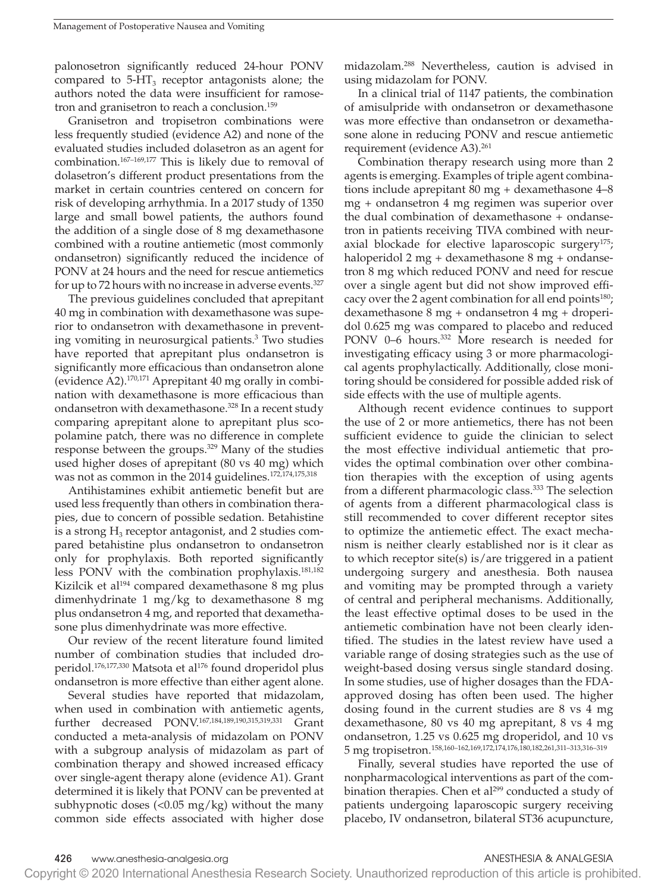palonosetron significantly reduced 24-hour PONV compared to 5-$HT_3$ receptor antagonists alone; the authors noted the data were insufficient for ramosetron and granisetron to reach a conclusion.[159]

Granisetron and tropisetron combinations were less frequently studied (evidence A2) and none of the evaluated studies included dolasetron as an agent for combination.[167–169,177] This is likely due to removal of dolasetron's different product presentations from the market in certain countries centered on concern for risk of developing arrhythmia. In a 2017 study of 1350 large and small bowel patients, the authors found the addition of a single dose of 8 mg dexamethasone combined with a routine antiemetic (most commonly ondansetron) significantly reduced the incidence of PONV at 24 hours and the need for rescue antiemetics for up to 72 hours with no increase in adverse events.[327]

The previous guidelines concluded that aprepitant 40 mg in combination with dexamethasone was superior to ondansetron with dexamethasone in preventing vomiting in neurosurgical patients.[3] Two studies have reported that aprepitant plus ondansetron is significantly more efficacious than ondansetron alone (evidence A2).[170,171] Aprepitant 40 mg orally in combination with dexamethasone is more efficacious than ondansetron with dexamethasone.[328] In a recent study comparing aprepitant alone to aprepitant plus scopolamine patch, there was no difference in complete response between the groups.[329] Many of the studies used higher doses of aprepitant (80 vs 40 mg) which was not as common in the 2014 guidelines.[172,174,175,318]

Antihistamines exhibit antiemetic benefit but are used less frequently than others in combination therapies, due to concern of possible sedation. Betahistine is a strong $H_3$ receptor antagonist, and 2 studies compared betahistine plus ondansetron to ondansetron only for prophylaxis. Both reported significantly less PONV with the combination prophylaxis.[181,182] Kizilcik et al[194] compared dexamethasone 8 mg plus dimenhydrinate 1 mg/kg to dexamethasone 8 mg plus ondansetron 4 mg, and reported that dexamethasone plus dimenhydrinate was more effective.

Our review of the recent literature found limited number of combination studies that included droperidol.[176,177,330] Matsota et al[176] found droperidol plus ondansetron is more effective than either agent alone.

Several studies have reported that midazolam, when used in combination with antiemetic agents, further decreased PONV.[167,184,189,190,315,319,331] Grant conducted a meta-analysis of midazolam on PONV with a subgroup analysis of midazolam as part of combination therapy and showed increased efficacy over single-agent therapy alone (evidence A1). Grant determined it is likely that PONV can be prevented at subhypnotic doses (<0.05 mg/kg) without the many common side effects associated with higher dose midazolam.[288] Nevertheless, caution is advised in using midazolam for PONV.

In a clinical trial of 1147 patients, the combination of amisulpride with ondansetron or dexamethasone was more effective than ondansetron or dexamethasone alone in reducing PONV and rescue antiemetic requirement (evidence A3).[261]

Combination therapy research using more than 2 agents is emerging. Examples of triple agent combinations include aprepitant 80 mg + dexamethasone 4–8 mg + ondansetron 4 mg regimen was superior over the dual combination of dexamethasone + ondansetron in patients receiving TIVA combined with neuraxial blockade for elective laparoscopic surgery[175]; haloperidol 2 mg + dexamethasone 8 mg + ondansetron 8 mg which reduced PONV and need for rescue over a single agent but did not show improved efficacy over the 2 agent combination for all end points[180]; dexamethasone 8 mg + ondansetron 4 mg + droperidol 0.625 mg was compared to placebo and reduced PONV 0–6 hours.[332] More research is needed for investigating efficacy using 3 or more pharmacological agents prophylactically. Additionally, close monitoring should be considered for possible added risk of side effects with the use of multiple agents.

Although recent evidence continues to support the use of 2 or more antiemetics, there has not been sufficient evidence to guide the clinician to select the most effective individual antiemetic that provides the optimal combination over other combination therapies with the exception of using agents from a different pharmacologic class.[333] The selection of agents from a different pharmacological class is still recommended to cover different receptor sites to optimize the antiemetic effect. The exact mechanism is neither clearly established nor is it clear as to which receptor site(s) is/are triggered in a patient undergoing surgery and anesthesia. Both nausea and vomiting may be prompted through a variety of central and peripheral mechanisms. Additionally, the least effective optimal doses to be used in the antiemetic combination have not been clearly identified. The studies in the latest review have used a variable range of dosing strategies such as the use of weight-based dosing versus single standard dosing. In some studies, use of higher dosages than the FDA-approved dosing has often been used. The higher dosing found in the current studies are 8 vs 4 mg dexamethasone, 80 vs 40 mg aprepitant, 8 vs 4 mg ondansetron, 1.25 vs 0.625 mg droperidol, and 10 vs 5 mg tropisetron.[158,160–162,169,172,174,176,180,182,261,311–313,316–319]

Finally, several studies have reported the use of nonpharmacological interventions as part of the combination therapies. Chen et al[299] conducted a study of patients undergoing laparoscopic surgery receiving placebo, IV ondansetron, bilateral ST36 acupuncture,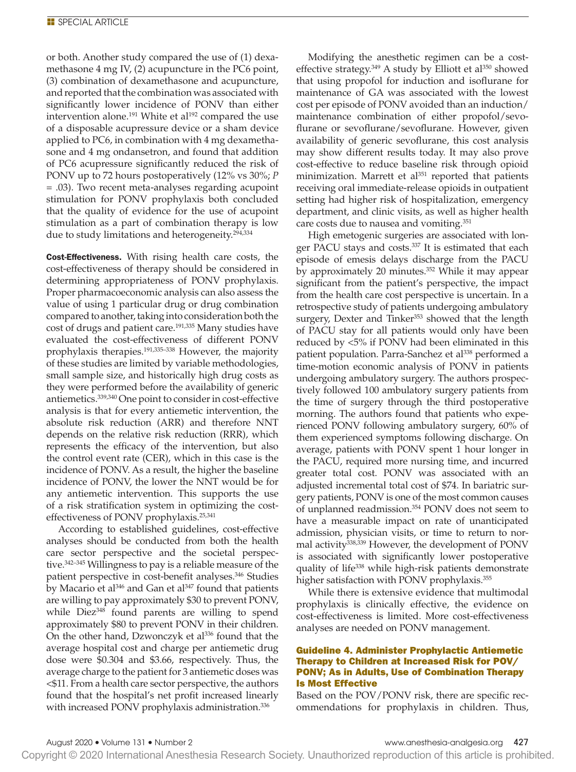or both. Another study compared the use of (1) dexamethasone 4 mg IV, (2) acupuncture in the PC6 point, (3) combination of dexamethasone and acupuncture, and reported that the combination was associated with significantly lower incidence of PONV than either intervention alone.[191] White et al[192] compared the use of a disposable acupressure device or a sham device applied to PC6, in combination with 4 mg dexamethasone and 4 mg ondansetron, and found that addition of PC6 acupressure significantly reduced the risk of PONV up to 72 hours postoperatively (12% vs 30%; $P = .03$). Two recent meta-analyses regarding acupoint stimulation for PONV prophylaxis both concluded that the quality of evidence for the use of acupoint stimulation as a part of combination therapy is low due to study limitations and heterogeneity.[294,334]

**Cost-Effectiveness.** With rising health care costs, the cost-effectiveness of therapy should be considered in determining appropriateness of PONV prophylaxis. Proper pharmacoeconomic analysis can also assess the value of using 1 particular drug or drug combination compared to another, taking into consideration both the cost of drugs and patient care.[191,335] Many studies have evaluated the cost-effectiveness of different PONV prophylaxis therapies.[191,335–338] However, the majority of these studies are limited by variable methodologies, small sample size, and historically high drug costs as they were performed before the availability of generic antiemetics.[339,340] One point to consider in cost-effective analysis is that for every antiemetic intervention, the absolute risk reduction (ARR) and therefore NNT depends on the relative risk reduction (RRR), which represents the efficacy of the intervention, but also the control event rate (CER), which in this case is the incidence of PONV. As a result, the higher the baseline incidence of PONV, the lower the NNT would be for any antiemetic intervention. This supports the use of a risk stratification system in optimizing the cost-effectiveness of PONV prophylaxis.[25,341]

According to established guidelines, cost-effective analyses should be conducted from both the health care sector perspective and the societal perspective.[342–345] Willingness to pay is a reliable measure of the patient perspective in cost-benefit analyses.[346] Studies by Macario et al[346] and Gan et al[347] found that patients are willing to pay approximately $30 to prevent PONV, while Diez[348] found parents are willing to spend approximately $80 to prevent PONV in their children. On the other hand, Dzwonczyk et al[336] found that the average hospital cost and charge per antiemetic drug dose were $0.304 and $3.66, respectively. Thus, the average charge to the patient for 3 antiemetic doses was <$11. From a health care sector perspective, the authors found that the hospital's net profit increased linearly with increased PONV prophylaxis administration.[336]

Modifying the anesthetic regimen can be a cost-effective strategy.[349] A study by Elliott et al[350] showed that using propofol for induction and isoflurane for maintenance of GA was associated with the lowest cost per episode of PONV avoided than an induction/maintenance combination of either propofol/sevoflurane or sevoflurane/sevoflurane. However, given availability of generic sevoflurane, this cost analysis may show different results today. It may also prove cost-effective to reduce baseline risk through opioid minimization. Marrett et al[351] reported that patients receiving oral immediate-release opioids in outpatient setting had higher risk of hospitalization, emergency department, and clinic visits, as well as higher health care costs due to nausea and vomiting.[351]

High emetogenic surgeries are associated with longer PACU stays and costs.[337] It is estimated that each episode of emesis delays discharge from the PACU by approximately 20 minutes.[352] While it may appear significant from the patient's perspective, the impact from the health care cost perspective is uncertain. In a retrospective study of patients undergoing ambulatory surgery, Dexter and Tinker[353] showed that the length of PACU stay for all patients would only have been reduced by <5% if PONV had been eliminated in this patient population. Parra-Sanchez et al[338] performed a time-motion economic analysis of PONV in patients undergoing ambulatory surgery. The authors prospectively followed 100 ambulatory surgery patients from the time of surgery through the third postoperative morning. The authors found that patients who experienced PONV following ambulatory surgery, 60% of them experienced symptoms following discharge. On average, patients with PONV spent 1 hour longer in the PACU, required more nursing time, and incurred greater total cost. PONV was associated with an adjusted incremental total cost of $74. In bariatric surgery patients, PONV is one of the most common causes of unplanned readmission.[354] PONV does not seem to have a measurable impact on rate of unanticipated admission, physician visits, or time to return to normal activity[338,339] However, the development of PONV is associated with significantly lower postoperative quality of life[338] while high-risk patients demonstrate higher satisfaction with PONV prophylaxis.[355]

While there is extensive evidence that multimodal prophylaxis is clinically effective, the evidence on cost-effectiveness is limited. More cost-effectiveness analyses are needed on PONV management.

### Guideline 4. Administer Prophylactic Antiemetic Therapy to Children at Increased Risk for POV/PONV; As in Adults, Use of Combination Therapy Is Most Effective

Based on the POV/PONV risk, there are specific recommendations for prophylaxis in children. Thus,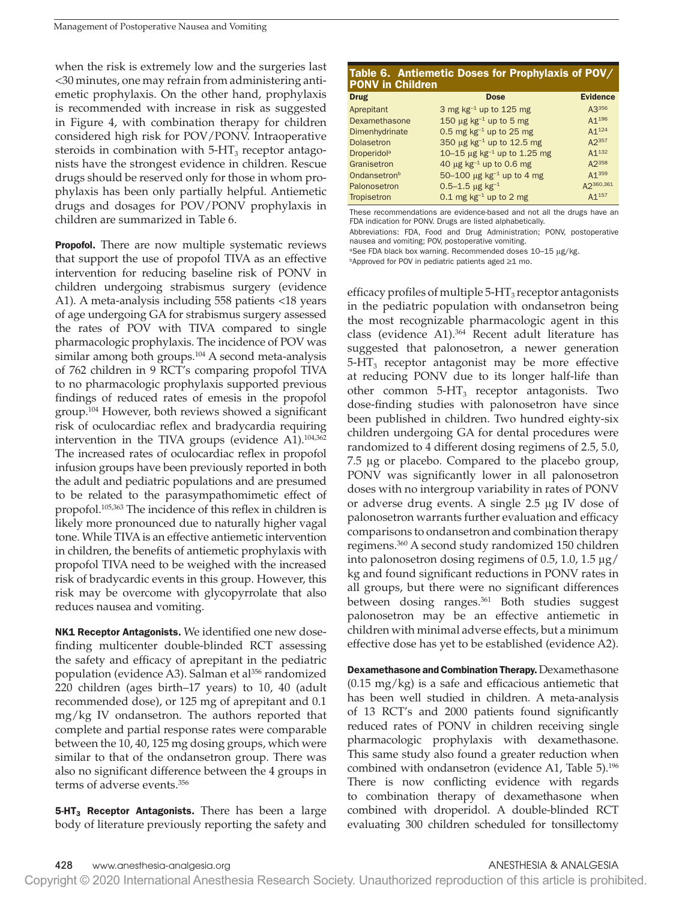when the risk is extremely low and the surgeries last <30 minutes, one may refrain from administering antiemetic prophylaxis. On the other hand, prophylaxis is recommended with increase in risk as suggested in Figure 4, with combination therapy for children considered high risk for POV/PONV. Intraoperative steroids in combination with 5-$HT_3$ receptor antagonists have the strongest evidence in children. Rescue drugs should be reserved only for those in whom prophylaxis has been only partially helpful. Antiemetic drugs and dosages for POV/PONV prophylaxis in children are summarized in Table 6.

**Propofol.** There are now multiple systematic reviews that support the use of propofol TIVA as an effective intervention for reducing baseline risk of PONV in children undergoing strabismus surgery (evidence A1). A meta-analysis including 558 patients <18 years of age undergoing GA for strabismus surgery assessed the rates of POV with TIVA compared to single pharmacologic prophylaxis. The incidence of POV was similar among both groups.[104] A second meta-analysis of 762 children in 9 RCT's comparing propofol TIVA to no pharmacologic prophylaxis supported previous findings of reduced rates of emesis in the propofol group.[104] However, both reviews showed a significant risk of oculocardiac reflex and bradycardia requiring intervention in the TIVA groups (evidence A1).[104,362] The increased rates of oculocardiac reflex in propofol infusion groups have been previously reported in both the adult and pediatric populations and are presumed to be related to the parasympathomimetic effect of propofol.[105,363] The incidence of this reflex in children is likely more pronounced due to naturally higher vagal tone. While TIVA is an effective antiemetic intervention in children, the benefits of antiemetic prophylaxis with propofol TIVA need to be weighed with the increased risk of bradycardic events in this group. However, this risk may be overcome with glycopyrrolate that also reduces nausea and vomiting.

**NK1 Receptor Antagonists.** We identified one new dose-finding multicenter double-blinded RCT assessing the safety and efficacy of aprepitant in the pediatric population (evidence A3). Salman et al[356] randomized 220 children (ages birth–17 years) to 10, 40 (adult recommended dose), or 125 mg of aprepitant and 0.1 mg/kg IV ondansetron. The authors reported that complete and partial response rates were comparable between the 10, 40, 125 mg dosing groups, which were similar to that of the ondansetron group. There was also no significant difference between the 4 groups in terms of adverse events.[356]

**5-$HT_3$ Receptor Antagonists.** There has been a large body of literature previously reporting the safety and efficacy profiles of multiple 5-$HT_3$ receptor antagonists in the pediatric population with ondansetron being the most recognizable pharmacologic agent in this class (evidence A1).[364] Recent adult literature has suggested that palonosetron, a newer generation 5-$HT_3$ receptor antagonist may be more effective at reducing PONV due to its longer half-life than other common 5-$HT_3$ receptor antagonists. Two dose-finding studies with palonosetron have since been published in children. Two hundred eighty-six children undergoing GA for dental procedures were randomized to 4 different dosing regimens of 2.5, 5.0, 7.5 μg or placebo. Compared to the placebo group, PONV was significantly lower in all palonosetron doses with no intergroup variability in rates of PONV or adverse drug events. A single 2.5 μg IV dose of palonosetron warrants further evaluation and efficacy comparisons to ondansetron and combination therapy regimens.[360] A second study randomized 150 children into palonosetron dosing regimens of 0.5, 1.0, 1.5 μg/kg and found significant reductions in PONV rates in all groups, but there were no significant differences between dosing ranges.[361] Both studies suggest palonosetron may be an effective antiemetic in children with minimal adverse effects, but a minimum effective dose has yet to be established (evidence A2).

**Table 6. Antiemetic Doses for Prophylaxis of POV/PONV in Children**

| Drug | Dose | Evidence |
|---|---|---|
| Aprepitant | 3 mg $kg^{-1}$ up to 125 mg | A3[356] |
| Dexamethasone | 150 μg $kg^{-1}$ up to 5 mg | A1[196] |
| Dimenhydrinate | 0.5 mg $kg^{-1}$ up to 25 mg | A1[124] |
| Dolasetron | 350 μg $kg^{-1}$ up to 12.5 mg | A2[357] |
| Droperidol[a] | 10–15 μg $kg^{-1}$ up to 1.25 mg | A1[132] |
| Granisetron | 40 μg $kg^{-1}$ up to 0.6 mg | A2[358] |
| Ondansetron[b] | 50–100 μg $kg^{-1}$ up to 4 mg | A1[359] |
| Palonosetron | 0.5–1.5 μg $kg^{-1}$ | A2[360,361] |
| Tropisetron | 0.1 mg $kg^{-1}$ up to 2 mg | A1[157] |

These recommendations are evidence-based and not all the drugs have an FDA indication for PONV. Drugs are listed alphabetically.

Abbreviations: FDA, Food and Drug Administration; PONV, postoperative nausea and vomiting; POV, postoperative vomiting.

[a]See FDA black box warning. Recommended doses 10–15 μg/kg.

[b]Approved for POV in pediatric patients aged ≥1 mo.

**Dexamethasone and Combination Therapy.** Dexamethasone (0.15 mg/kg) is a safe and efficacious antiemetic that has been well studied in children. A meta-analysis of 13 RCT's and 2000 patients found significantly reduced rates of PONV in children receiving single pharmacologic prophylaxis with dexamethasone. This same study also found a greater reduction when combined with ondansetron (evidence A1, Table 5).[196] There is now conflicting evidence with regards to combination therapy of dexamethasone when combined with droperidol. A double-blinded RCT evaluating 300 children scheduled for tonsillectomy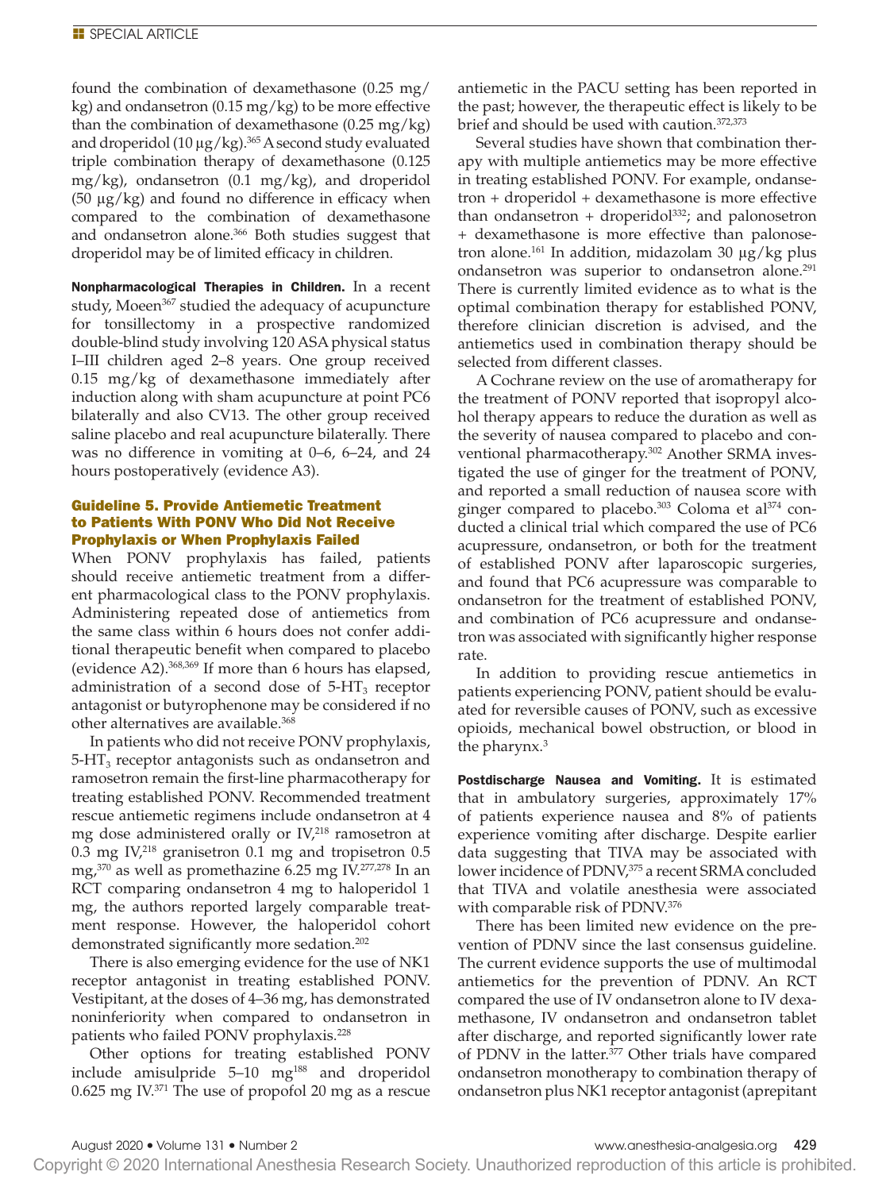found the combination of dexamethasone (0.25 mg/kg) and ondansetron (0.15 mg/kg) to be more effective than the combination of dexamethasone (0.25 mg/kg) and droperidol (10 μg/kg).[365] A second study evaluated triple combination therapy of dexamethasone (0.125 mg/kg), ondansetron (0.1 mg/kg), and droperidol (50 μg/kg) and found no difference in efficacy when compared to the combination of dexamethasone and ondansetron alone.[366] Both studies suggest that droperidol may be of limited efficacy in children.

**Nonpharmacological Therapies in Children.** In a recent study, Moeen[367] studied the adequacy of acupuncture for tonsillectomy in a prospective randomized double-blind study involving 120 ASA physical status I–III children aged 2–8 years. One group received 0.15 mg/kg of dexamethasone immediately after induction along with sham acupuncture at point PC6 bilaterally and also CV13. The other group received saline placebo and real acupuncture bilaterally. There was no difference in vomiting at 0–6, 6–24, and 24 hours postoperatively (evidence A3).

### Guideline 5. Provide Antiemetic Treatment to Patients With PONV Who Did Not Receive Prophylaxis or When Prophylaxis Failed

When PONV prophylaxis has failed, patients should receive antiemetic treatment from a different pharmacological class to the PONV prophylaxis. Administering repeated dose of antiemetics from the same class within 6 hours does not confer additional therapeutic benefit when compared to placebo (evidence A2).[368,369] If more than 6 hours has elapsed, administration of a second dose of 5-$HT_3$ receptor antagonist or butyrophenone may be considered if no other alternatives are available.[368]

In patients who did not receive PONV prophylaxis, 5-$HT_3$ receptor antagonists such as ondansetron and ramosetron remain the first-line pharmacotherapy for treating established PONV. Recommended treatment rescue antiemetic regimens include ondansetron at 4 mg dose administered orally or IV,[218] ramosetron at 0.3 mg IV,[218] granisetron 0.1 mg and tropisetron 0.5 mg,[370] as well as promethazine 6.25 mg IV.[277,278] In an RCT comparing ondansetron 4 mg to haloperidol 1 mg, the authors reported largely comparable treatment response. However, the haloperidol cohort demonstrated significantly more sedation.[202]

There is also emerging evidence for the use of NK1 receptor antagonist in treating established PONV. Vestipitant, at the doses of 4–36 mg, has demonstrated noninferiority when compared to ondansetron in patients who failed PONV prophylaxis.[228]

Other options for treating established PONV include amisulpride 5–10 mg[188] and droperidol 0.625 mg IV.[371] The use of propofol 20 mg as a rescue antiemetic in the PACU setting has been reported in the past; however, the therapeutic effect is likely to be brief and should be used with caution.[372,373]

Several studies have shown that combination therapy with multiple antiemetics may be more effective in treating established PONV. For example, ondansetron + droperidol + dexamethasone is more effective than ondansetron + droperidol[332]; and palonosetron + dexamethasone is more effective than palonosetron alone.[161] In addition, midazolam 30 μg/kg plus ondansetron was superior to ondansetron alone.[291] There is currently limited evidence as to what is the optimal combination therapy for established PONV, therefore clinician discretion is advised, and the antiemetics used in combination therapy should be selected from different classes.

A Cochrane review on the use of aromatherapy for the treatment of PONV reported that isopropyl alcohol therapy appears to reduce the duration as well as the severity of nausea compared to placebo and conventional pharmacotherapy.[302] Another SRMA investigated the use of ginger for the treatment of PONV, and reported a small reduction of nausea score with ginger compared to placebo.[303] Coloma et al[374] conducted a clinical trial which compared the use of PC6 acupressure, ondansetron, or both for the treatment of established PONV after laparoscopic surgeries, and found that PC6 acupressure was comparable to ondansetron for the treatment of established PONV, and combination of PC6 acupressure and ondansetron was associated with significantly higher response rate.

In addition to providing rescue antiemetics in patients experiencing PONV, patient should be evaluated for reversible causes of PONV, such as excessive opioids, mechanical bowel obstruction, or blood in the pharynx.[3]

**Postdischarge Nausea and Vomiting.** It is estimated that in ambulatory surgeries, approximately 17% of patients experience nausea and 8% of patients experience vomiting after discharge. Despite earlier data suggesting that TIVA may be associated with lower incidence of PDNV,[375] a recent SRMA concluded that TIVA and volatile anesthesia were associated with comparable risk of PDNV.[376]

There has been limited new evidence on the prevention of PDNV since the last consensus guideline. The current evidence supports the use of multimodal antiemetics for the prevention of PDNV. An RCT compared the use of IV ondansetron alone to IV dexamethasone, IV ondansetron and ondansetron tablet after discharge, and reported significantly lower rate of PDNV in the latter.[377] Other trials have compared ondansetron monotherapy to combination therapy of ondansetron plus NK1 receptor antagonist (aprepitant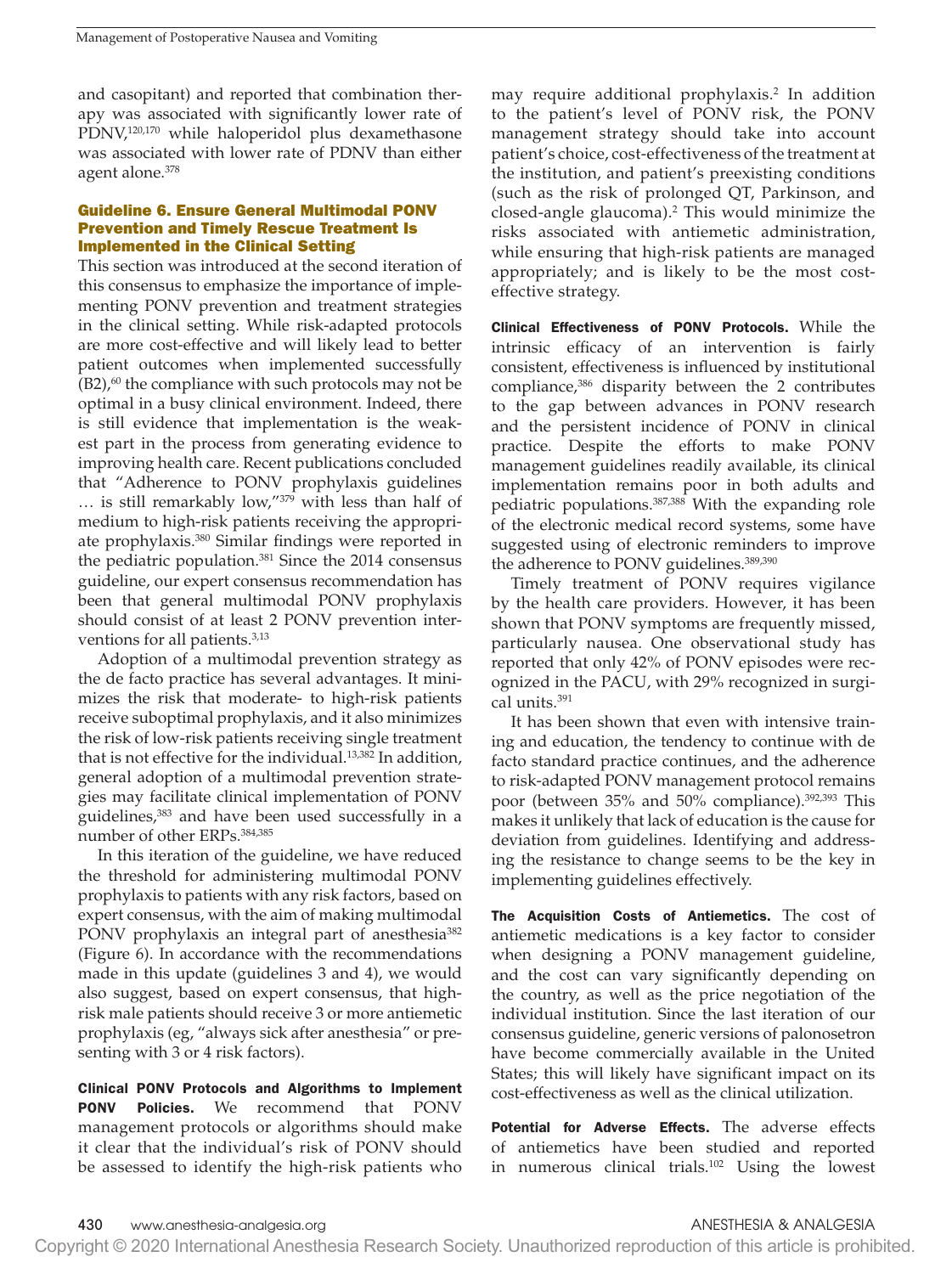and casopitant) and reported that combination therapy was associated with significantly lower rate of PDNV,[120,170] while haloperidol plus dexamethasone was associated with lower rate of PDNV than either agent alone.[378]

### Guideline 6. Ensure General Multimodal PONV Prevention and Timely Rescue Treatment Is Implemented in the Clinical Setting

This section was introduced at the second iteration of this consensus to emphasize the importance of implementing PONV prevention and treatment strategies in the clinical setting. While risk-adapted protocols are more cost-effective and will likely lead to better patient outcomes when implemented successfully (B2),[60] the compliance with such protocols may not be optimal in a busy clinical environment. Indeed, there is still evidence that implementation is the weakest part in the process from generating evidence to improving health care. Recent publications concluded that "Adherence to PONV prophylaxis guidelines … is still remarkably low,"[379] with less than half of medium to high-risk patients receiving the appropriate prophylaxis.[380] Similar findings were reported in the pediatric population.[381] Since the 2014 consensus guideline, our expert consensus recommendation has been that general multimodal PONV prophylaxis should consist of at least 2 PONV prevention interventions for all patients.[3,13]

Adoption of a multimodal prevention strategy as the de facto practice has several advantages. It minimizes the risk that moderate- to high-risk patients receive suboptimal prophylaxis, and it also minimizes the risk of low-risk patients receiving single treatment that is not effective for the individual.[13,382] In addition, general adoption of a multimodal prevention strategies may facilitate clinical implementation of PONV guidelines,[383] and have been used successfully in a number of other ERPs.[384,385]

In this iteration of the guideline, we have reduced the threshold for administering multimodal PONV prophylaxis to patients with any risk factors, based on expert consensus, with the aim of making multimodal PONV prophylaxis an integral part of anesthesia[382] (Figure 6). In accordance with the recommendations made in this update (guidelines 3 and 4), we would also suggest, based on expert consensus, that high-risk male patients should receive 3 or more antiemetic prophylaxis (eg, "always sick after anesthesia" or presenting with 3 or 4 risk factors).

**Clinical PONV Protocols and Algorithms to Implement PONV Policies.** We recommend that PONV management protocols or algorithms should make it clear that the individual's risk of PONV should be assessed to identify the high-risk patients who may require additional prophylaxis.[2] In addition to the patient's level of PONV risk, the PONV management strategy should take into account patient's choice, cost-effectiveness of the treatment at the institution, and patient's preexisting conditions (such as the risk of prolonged QT, Parkinson, and closed-angle glaucoma).[2] This would minimize the risks associated with antiemetic administration, while ensuring that high-risk patients are managed appropriately; and is likely to be the most cost-effective strategy.

**Clinical Effectiveness of PONV Protocols.** While the intrinsic efficacy of an intervention is fairly consistent, effectiveness is influenced by institutional compliance,[386] disparity between the 2 contributes to the gap between advances in PONV research and the persistent incidence of PONV in clinical practice. Despite the efforts to make PONV management guidelines readily available, its clinical implementation remains poor in both adults and pediatric populations.[387,388] With the expanding role of the electronic medical record systems, some have suggested using of electronic reminders to improve the adherence to PONV guidelines.[389,390]

Timely treatment of PONV requires vigilance by the health care providers. However, it has been shown that PONV symptoms are frequently missed, particularly nausea. One observational study has reported that only 42% of PONV episodes were recognized in the PACU, with 29% recognized in surgical units.[391]

It has been shown that even with intensive training and education, the tendency to continue with de facto standard practice continues, and the adherence to risk-adapted PONV management protocol remains poor (between 35% and 50% compliance).[392,393] This makes it unlikely that lack of education is the cause for deviation from guidelines. Identifying and addressing the resistance to change seems to be the key in implementing guidelines effectively.

**The Acquisition Costs of Antiemetics.** The cost of antiemetic medications is a key factor to consider when designing a PONV management guideline, and the cost can vary significantly depending on the country, as well as the price negotiation of the individual institution. Since the last iteration of our consensus guideline, generic versions of palonosetron have become commercially available in the United States; this will likely have significant impact on its cost-effectiveness as well as the clinical utilization.

**Potential for Adverse Effects.** The adverse effects of antiemetics have been studied and reported in numerous clinical trials.[102] Using the lowest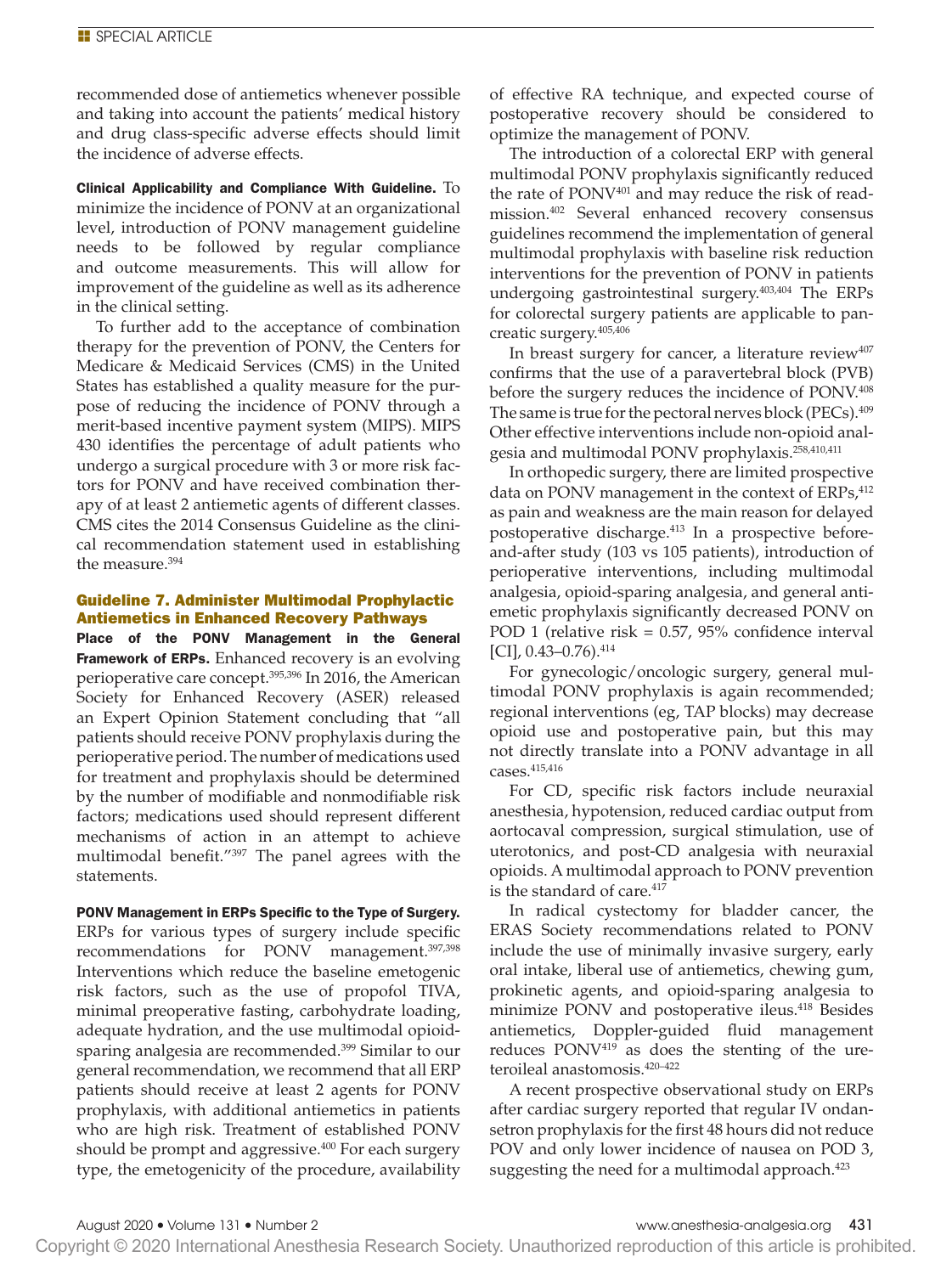recommended dose of antiemetics whenever possible and taking into account the patients' medical history and drug class-specific adverse effects should limit the incidence of adverse effects.

**Clinical Applicability and Compliance With Guideline.** To minimize the incidence of PONV at an organizational level, introduction of PONV management guideline needs to be followed by regular compliance and outcome measurements. This will allow for improvement of the guideline as well as its adherence in the clinical setting.

To further add to the acceptance of combination therapy for the prevention of PONV, the Centers for Medicare & Medicaid Services (CMS) in the United States has established a quality measure for the purpose of reducing the incidence of PONV through a merit-based incentive payment system (MIPS). MIPS 430 identifies the percentage of adult patients who undergo a surgical procedure with 3 or more risk factors for PONV and have received combination therapy of at least 2 antiemetic agents of different classes. CMS cites the 2014 Consensus Guideline as the clinical recommendation statement used in establishing the measure.[394]

## Guideline 7. Administer Multimodal Prophylactic Antiemetics in Enhanced Recovery Pathways

**Place of the PONV Management in the General Framework of ERPs.** Enhanced recovery is an evolving perioperative care concept.[395,396] In 2016, the American Society for Enhanced Recovery (ASER) released an Expert Opinion Statement concluding that "all patients should receive PONV prophylaxis during the perioperative period. The number of medications used for treatment and prophylaxis should be determined by the number of modifiable and nonmodifiable risk factors; medications used should represent different mechanisms of action in an attempt to achieve multimodal benefit."[397] The panel agrees with the statements.

**PONV Management in ERPs Specific to the Type of Surgery.** ERPs for various types of surgery include specific recommendations for PONV management.[397,398] Interventions which reduce the baseline emetogenic risk factors, such as the use of propofol TIVA, minimal preoperative fasting, carbohydrate loading, adequate hydration, and the use multimodal opioid-sparing analgesia are recommended.[399] Similar to our general recommendation, we recommend that all ERP patients should receive at least 2 agents for PONV prophylaxis, with additional antiemetics in patients who are high risk. Treatment of established PONV should be prompt and aggressive.[400] For each surgery type, the emetogenicity of the procedure, availability of effective RA technique, and expected course of postoperative recovery should be considered to optimize the management of PONV.

The introduction of a colorectal ERP with general multimodal PONV prophylaxis significantly reduced the rate of PONV[401] and may reduce the risk of readmission.[402] Several enhanced recovery consensus guidelines recommend the implementation of general multimodal prophylaxis with baseline risk reduction interventions for the prevention of PONV in patients undergoing gastrointestinal surgery.[403,404] The ERPs for colorectal surgery patients are applicable to pancreatic surgery.[405,406]

In breast surgery for cancer, a literature review[407] confirms that the use of a paravertebral block (PVB) before the surgery reduces the incidence of PONV.[408] The same is true for the pectoral nerves block (PECs).[409] Other effective interventions include non-opioid analgesia and multimodal PONV prophylaxis.[258,410,411]

In orthopedic surgery, there are limited prospective data on PONV management in the context of ERPs,[412] as pain and weakness are the main reason for delayed postoperative discharge.[413] In a prospective before-and-after study (103 vs 105 patients), introduction of perioperative interventions, including multimodal analgesia, opioid-sparing analgesia, and general antiemetic prophylaxis significantly decreased PONV on POD 1 (relative risk = 0.57, 95% confidence interval [CI], 0.43–0.76).[414]

For gynecologic/oncologic surgery, general multimodal PONV prophylaxis is again recommended; regional interventions (eg, TAP blocks) may decrease opioid use and postoperative pain, but this may not directly translate into a PONV advantage in all cases.[415,416]

For CD, specific risk factors include neuraxial anesthesia, hypotension, reduced cardiac output from aortocaval compression, surgical stimulation, use of uterotonics, and post-CD analgesia with neuraxial opioids. A multimodal approach to PONV prevention is the standard of care.[417]

In radical cystectomy for bladder cancer, the ERAS Society recommendations related to PONV include the use of minimally invasive surgery, early oral intake, liberal use of antiemetics, chewing gum, prokinetic agents, and opioid-sparing analgesia to minimize PONV and postoperative ileus.[418] Besides antiemetics, Doppler-guided fluid management reduces PONV[419] as does the stenting of the ureteroileal anastomosis.[420–422]

A recent prospective observational study on ERPs after cardiac surgery reported that regular IV ondansetron prophylaxis for the first 48 hours did not reduce POV and only lower incidence of nausea on POD 3, suggesting the need for a multimodal approach.[423]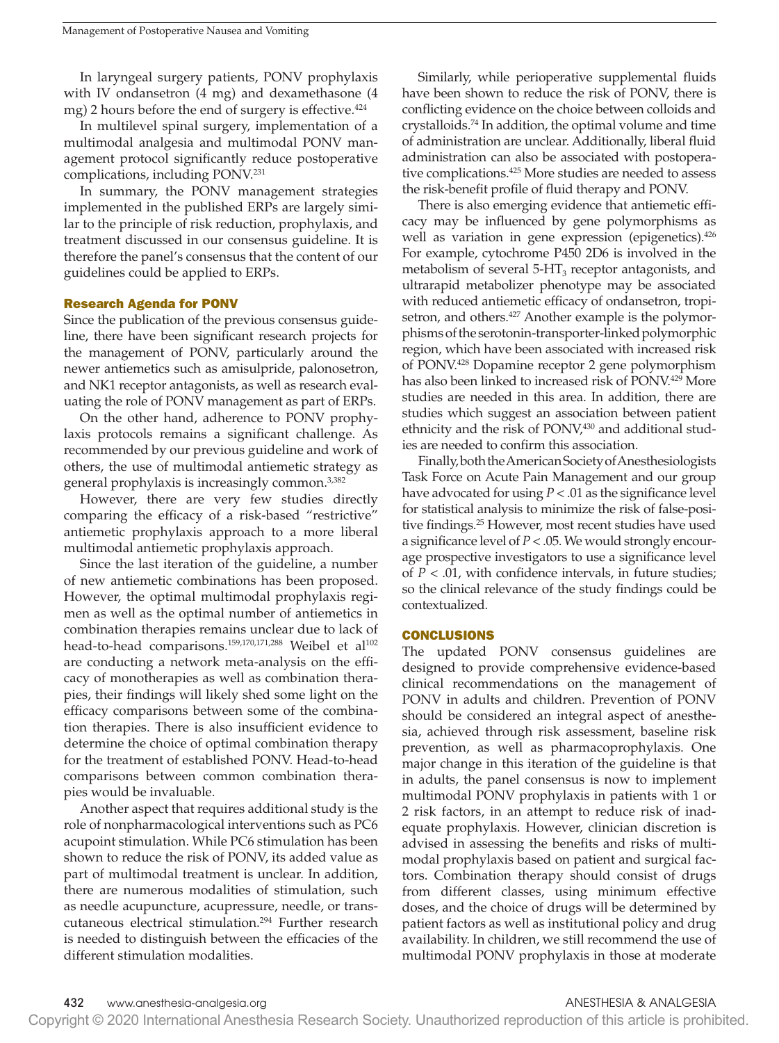In laryngeal surgery patients, PONV prophylaxis with IV ondansetron (4 mg) and dexamethasone (4 mg) 2 hours before the end of surgery is effective.[424]

In multilevel spinal surgery, implementation of a multimodal analgesia and multimodal PONV management protocol significantly reduce postoperative complications, including PONV.[231]

In summary, the PONV management strategies implemented in the published ERPs are largely similar to the principle of risk reduction, prophylaxis, and treatment discussed in our consensus guideline. It is therefore the panel's consensus that the content of our guidelines could be applied to ERPs.

## Research Agenda for PONV

Since the publication of the previous consensus guideline, there have been significant research projects for the management of PONV, particularly around the newer antiemetics such as amisulpride, palonosetron, and NK1 receptor antagonists, as well as research evaluating the role of PONV management as part of ERPs.

On the other hand, adherence to PONV prophylaxis protocols remains a significant challenge. As recommended by our previous guideline and work of others, the use of multimodal antiemetic strategy as general prophylaxis is increasingly common.[3,382]

However, there are very few studies directly comparing the efficacy of a risk-based "restrictive" antiemetic prophylaxis approach to a more liberal multimodal antiemetic prophylaxis approach.

Since the last iteration of the guideline, a number of new antiemetic combinations has been proposed. However, the optimal multimodal prophylaxis regimen as well as the optimal number of antiemetics in combination therapies remains unclear due to lack of head-to-head comparisons.[159,170,171,288] Weibel et al[102] are conducting a network meta-analysis on the efficacy of monotherapies as well as combination therapies, their findings will likely shed some light on the efficacy comparisons between some of the combination therapies. There is also insufficient evidence to determine the choice of optimal combination therapy for the treatment of established PONV. Head-to-head comparisons between common combination therapies would be invaluable.

Another aspect that requires additional study is the role of nonpharmacological interventions such as PC6 acupoint stimulation. While PC6 stimulation has been shown to reduce the risk of PONV, its added value as part of multimodal treatment is unclear. In addition, there are numerous modalities of stimulation, such as needle acupuncture, acupressure, needle, or transcutaneous electrical stimulation.[294] Further research is needed to distinguish between the efficacies of the different stimulation modalities.

Similarly, while perioperative supplemental fluids have been shown to reduce the risk of PONV, there is conflicting evidence on the choice between colloids and crystalloids.[74] In addition, the optimal volume and time of administration are unclear. Additionally, liberal fluid administration can also be associated with postoperative complications.[425] More studies are needed to assess the risk-benefit profile of fluid therapy and PONV.

There is also emerging evidence that antiemetic efficacy may be influenced by gene polymorphisms as well as variation in gene expression (epigenetics).[426] For example, cytochrome P450 2D6 is involved in the metabolism of several 5-$HT_3$ receptor antagonists, and ultrarapid metabolizer phenotype may be associated with reduced antiemetic efficacy of ondansetron, tropisetron, and others.[427] Another example is the polymorphisms of the serotonin-transporter-linked polymorphic region, which have been associated with increased risk of PONV.[428] Dopamine receptor 2 gene polymorphism has also been linked to increased risk of PONV.[429] More studies are needed in this area. In addition, there are studies which suggest an association between patient ethnicity and the risk of PONV,[430] and additional studies are needed to confirm this association.

Finally, both the American Society of Anesthesiologists Task Force on Acute Pain Management and our group have advocated for using $P < .01$ as the significance level for statistical analysis to minimize the risk of false-positive findings.[25] However, most recent studies have used a significance level of $P < .05$. We would strongly encourage prospective investigators to use a significance level of $P < .01$, with confidence intervals, in future studies; so the clinical relevance of the study findings could be contextualized.

## CONCLUSIONS

The updated PONV consensus guidelines are designed to provide comprehensive evidence-based clinical recommendations on the management of PONV in adults and children. Prevention of PONV should be considered an integral aspect of anesthesia, achieved through risk assessment, baseline risk prevention, as well as pharmacoprophylaxis. One major change in this iteration of the guideline is that in adults, the panel consensus is now to implement multimodal PONV prophylaxis in patients with 1 or 2 risk factors, in an attempt to reduce risk of inadequate prophylaxis. However, clinician discretion is advised in assessing the benefits and risks of multimodal prophylaxis based on patient and surgical factors. Combination therapy should consist of drugs from different classes, using minimum effective doses, and the choice of drugs will be determined by patient factors as well as institutional policy and drug availability. In children, we still recommend the use of multimodal PONV prophylaxis in those at moderate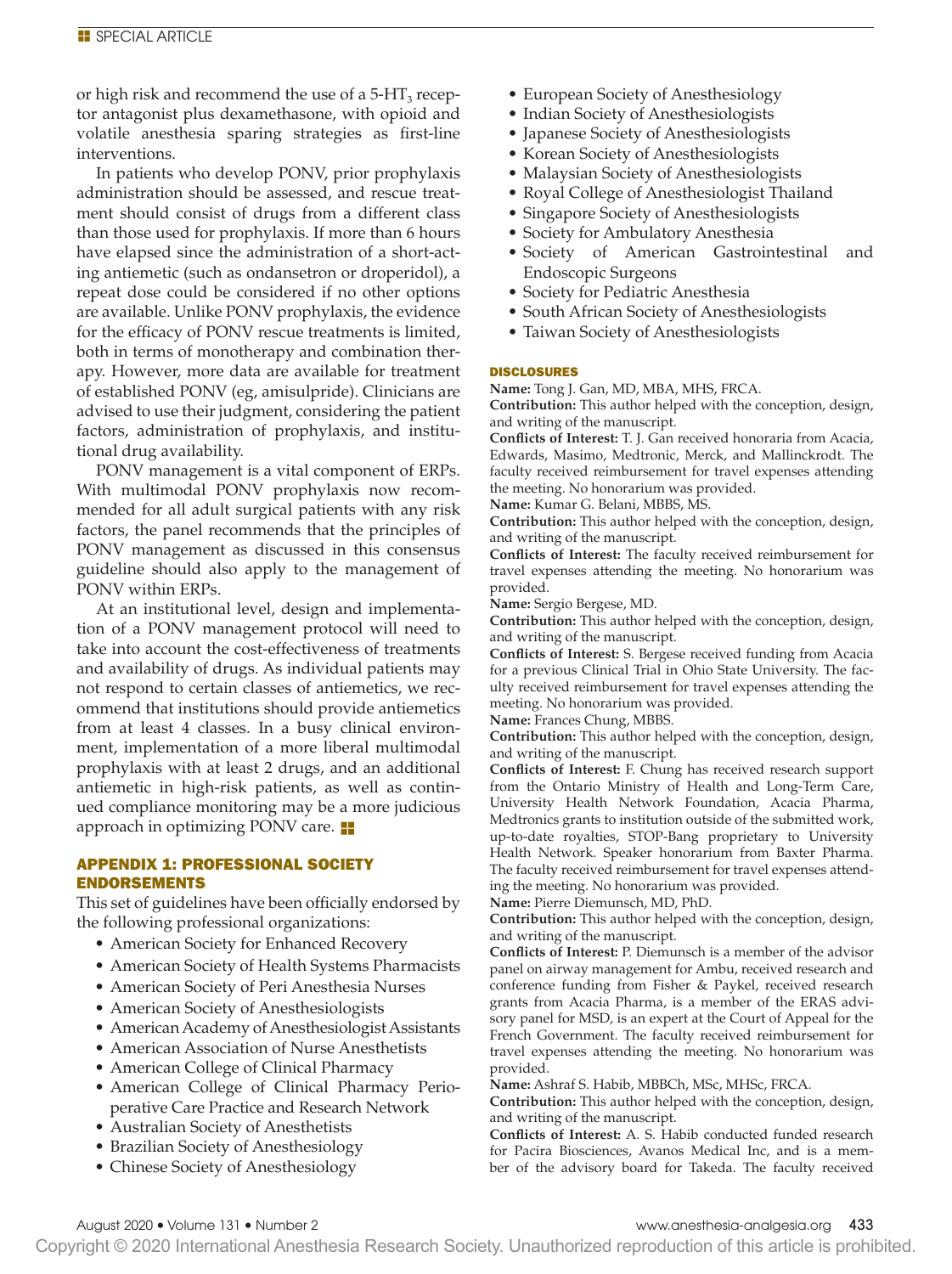or high risk and recommend the use of a 5-$HT_3$ receptor antagonist plus dexamethasone, with opioid and volatile anesthesia sparing strategies as first-line interventions.

In patients who develop PONV, prior prophylaxis administration should be assessed, and rescue treatment should consist of drugs from a different class than those used for prophylaxis. If more than 6 hours have elapsed since the administration of a short-acting antiemetic (such as ondansetron or droperidol), a repeat dose could be considered if no other options are available. Unlike PONV prophylaxis, the evidence for the efficacy of PONV rescue treatments is limited, both in terms of monotherapy and combination therapy. However, more data are available for treatment of established PONV (eg, amisulpride). Clinicians are advised to use their judgment, considering the patient factors, administration of prophylaxis, and institutional drug availability.

PONV management is a vital component of ERPs. With multimodal PONV prophylaxis now recommended for all adult surgical patients with any risk factors, the panel recommends that the principles of PONV management as discussed in this consensus guideline should also apply to the management of PONV within ERPs.

At an institutional level, design and implementation of a PONV management protocol will need to take into account the cost-effectiveness of treatments and availability of drugs. As individual patients may not respond to certain classes of antiemetics, we recommend that institutions should provide antiemetics from at least 4 classes. In a busy clinical environment, implementation of a more liberal multimodal prophylaxis with at least 2 drugs, and an additional antiemetic in high-risk patients, as well as continued compliance monitoring may be a more judicious approach in optimizing PONV care.

## APPENDIX 1: PROFESSIONAL SOCIETY ENDORSEMENTS

This set of guidelines have been officially endorsed by the following professional organizations:

- American Society for Enhanced Recovery
- American Society of Health Systems Pharmacists
- American Society of Peri Anesthesia Nurses
- American Society of Anesthesiologists
- American Academy of Anesthesiologist Assistants
- American Association of Nurse Anesthetists
- American College of Clinical Pharmacy
- American College of Clinical Pharmacy Perioperative Care Practice and Research Network
- Australian Society of Anesthetists
- Brazilian Society of Anesthesiology
- Chinese Society of Anesthesiology
- European Society of Anesthesiology
- Indian Society of Anesthesiologists
- Japanese Society of Anesthesiologists
- Korean Society of Anesthesiologists
- Malaysian Society of Anesthesiologists
- Royal College of Anesthesiologist Thailand
- Singapore Society of Anesthesiologists
- Society for Ambulatory Anesthesia
- Society of American Gastrointestinal and Endoscopic Surgeons
- Society for Pediatric Anesthesia
- South African Society of Anesthesiologists
- Taiwan Society of Anesthesiologists

## DISCLOSURES

**Name:** Tong J. Gan, MD, MBA, MHS, FRCA.
**Contribution:** This author helped with the conception, design, and writing of the manuscript.
**Conflicts of Interest:** T. J. Gan received honoraria from Acacia, Edwards, Masimo, Medtronic, Merck, and Mallinckrodt. The faculty received reimbursement for travel expenses attending the meeting. No honorarium was provided.

**Name:** Kumar G. Belani, MBBS, MS.
**Contribution:** This author helped with the conception, design, and writing of the manuscript.
**Conflicts of Interest:** The faculty received reimbursement for travel expenses attending the meeting. No honorarium was provided.

**Name:** Sergio Bergese, MD.
**Contribution:** This author helped with the conception, design, and writing of the manuscript.
**Conflicts of Interest:** S. Bergese received funding from Acacia for a previous Clinical Trial in Ohio State University. The faculty received reimbursement for travel expenses attending the meeting. No honorarium was provided.

**Name:** Frances Chung, MBBS.
**Contribution:** This author helped with the conception, design, and writing of the manuscript.
**Conflicts of Interest:** F. Chung has received research support from the Ontario Ministry of Health and Long-Term Care, University Health Network Foundation, Acacia Pharma, Medtronics grants to institution outside of the submitted work, up-to-date royalties, STOP-Bang proprietary to University Health Network. Speaker honorarium from Baxter Pharma. The faculty received reimbursement for travel expenses attending the meeting. No honorarium was provided.

**Name:** Pierre Diemunsch, MD, PhD.
**Contribution:** This author helped with the conception, design, and writing of the manuscript.
**Conflicts of Interest:** P. Diemunsch is a member of the advisor panel on airway management for Ambu, received research and conference funding from Fisher & Paykel, received research grants from Acacia Pharma, is a member of the ERAS advisory panel for MSD, is an expert at the Court of Appeal for the French Government. The faculty received reimbursement for travel expenses attending the meeting. No honorarium was provided.

**Name:** Ashraf S. Habib, MBBCh, MSc, MHSc, FRCA.
**Contribution:** This author helped with the conception, design, and writing of the manuscript.
**Conflicts of Interest:** A. S. Habib conducted funded research for Pacira Biosciences, Avanos Medical Inc, and is a member of the advisory board for Takeda. The faculty received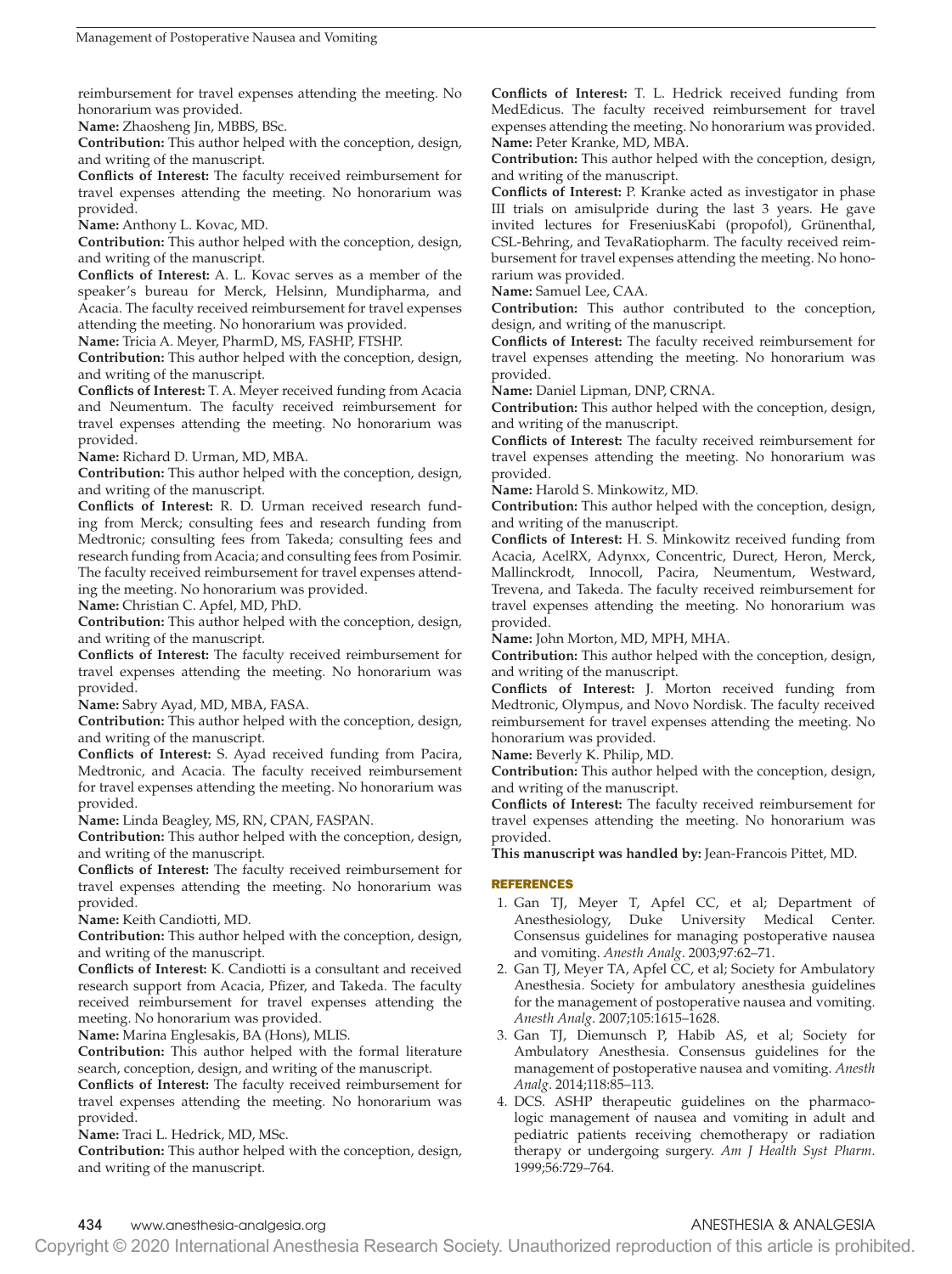reimbursement for travel expenses attending the meeting. No honorarium was provided.

**Name:** Zhaosheng Jin, MBBS, BSc.

**Contribution:** This author helped with the conception, design, and writing of the manuscript.

**Conflicts of Interest:** The faculty received reimbursement for travel expenses attending the meeting. No honorarium was provided.

**Name:** Anthony L. Kovac, MD.

**Contribution:** This author helped with the conception, design, and writing of the manuscript.

**Conflicts of Interest:** A. L. Kovac serves as a member of the speaker's bureau for Merck, Helsinn, Mundipharma, and Acacia. The faculty received reimbursement for travel expenses attending the meeting. No honorarium was provided.

**Name:** Tricia A. Meyer, PharmD, MS, FASHP, FTSHP.

**Contribution:** This author helped with the conception, design, and writing of the manuscript.

**Conflicts of Interest:** T. A. Meyer received funding from Acacia and Neumentum. The faculty received reimbursement for travel expenses attending the meeting. No honorarium was provided.

**Name:** Richard D. Urman, MD, MBA.

**Contribution:** This author helped with the conception, design, and writing of the manuscript.

**Conflicts of Interest:** R. D. Urman received research funding from Merck; consulting fees and research funding from Medtronic; consulting fees from Takeda; consulting fees and research funding from Acacia; and consulting fees from Posimir. The faculty received reimbursement for travel expenses attending the meeting. No honorarium was provided.

**Name:** Christian C. Apfel, MD, PhD.

**Contribution:** This author helped with the conception, design, and writing of the manuscript.

**Conflicts of Interest:** The faculty received reimbursement for travel expenses attending the meeting. No honorarium was provided.

**Name:** Sabry Ayad, MD, MBA, FASA.

**Contribution:** This author helped with the conception, design, and writing of the manuscript.

**Conflicts of Interest:** S. Ayad received funding from Pacira, Medtronic, and Acacia. The faculty received reimbursement for travel expenses attending the meeting. No honorarium was provided.

**Name:** Linda Beagley, MS, RN, CPAN, FASPAN.

**Contribution:** This author helped with the conception, design, and writing of the manuscript.

**Conflicts of Interest:** The faculty received reimbursement for travel expenses attending the meeting. No honorarium was provided.

**Name:** Keith Candiotti, MD.

**Contribution:** This author helped with the conception, design, and writing of the manuscript.

**Conflicts of Interest:** K. Candiotti is a consultant and received research support from Acacia, Pfizer, and Takeda. The faculty received reimbursement for travel expenses attending the meeting. No honorarium was provided.

**Name:** Marina Englesakis, BA (Hons), MLIS.

**Contribution:** This author helped with the formal literature search, conception, design, and writing of the manuscript.

**Conflicts of Interest:** The faculty received reimbursement for travel expenses attending the meeting. No honorarium was provided.

**Name:** Traci L. Hedrick, MD, MSc.

**Contribution:** This author helped with the conception, design, and writing of the manuscript.

**Conflicts of Interest:** T. L. Hedrick received funding from MedEdicus. The faculty received reimbursement for travel expenses attending the meeting. No honorarium was provided.

**Name:** Peter Kranke, MD, MBA.

**Contribution:** This author helped with the conception, design, and writing of the manuscript.

**Conflicts of Interest:** P. Kranke acted as investigator in phase III trials on amisulpride during the last 3 years. He gave invited lectures for FreseniusKabi (propofol), Grünenthal, CSL-Behring, and TevaRatiopharm. The faculty received reimbursement for travel expenses attending the meeting. No honorarium was provided.

**Name:** Samuel Lee, CAA.

**Contribution:** This author contributed to the conception, design, and writing of the manuscript.

**Conflicts of Interest:** The faculty received reimbursement for travel expenses attending the meeting. No honorarium was provided.

**Name:** Daniel Lipman, DNP, CRNA.

**Contribution:** This author helped with the conception, design, and writing of the manuscript.

**Conflicts of Interest:** The faculty received reimbursement for travel expenses attending the meeting. No honorarium was provided.

**Name:** Harold S. Minkowitz, MD.

**Contribution:** This author helped with the conception, design, and writing of the manuscript.

**Conflicts of Interest:** H. S. Minkowitz received funding from Acacia, AcelRX, Adynxx, Concentric, Durect, Heron, Merck, Mallinckrodt, Innocoll, Pacira, Neumentum, Westward, Trevena, and Takeda. The faculty received reimbursement for travel expenses attending the meeting. No honorarium was provided.

**Name:** John Morton, MD, MPH, MHA.

**Contribution:** This author helped with the conception, design, and writing of the manuscript.

**Conflicts of Interest:** J. Morton received funding from Medtronic, Olympus, and Novo Nordisk. The faculty received reimbursement for travel expenses attending the meeting. No honorarium was provided.

**Name:** Beverly K. Philip, MD.

**Contribution:** This author helped with the conception, design, and writing of the manuscript.

**Conflicts of Interest:** The faculty received reimbursement for travel expenses attending the meeting. No honorarium was provided.

**This manuscript was handled by:** Jean-Francois Pittet, MD.

## REFERENCES

1. Gan TJ, Meyer T, Apfel CC, et al; Department of Anesthesiology, Duke University Medical Center. Consensus guidelines for managing postoperative nausea and vomiting. *Anesth Analg*. 2003;97:62–71.
2. Gan TJ, Meyer TA, Apfel CC, et al; Society for Ambulatory Anesthesia. Society for ambulatory anesthesia guidelines for the management of postoperative nausea and vomiting. *Anesth Analg*. 2007;105:1615–1628.
3. Gan TJ, Diemunsch P, Habib AS, et al; Society for Ambulatory Anesthesia. Consensus guidelines for the management of postoperative nausea and vomiting. *Anesth Analg*. 2014;118:85–113.
4. DCS. ASHP therapeutic guidelines on the pharmacologic management of nausea and vomiting in adult and pediatric patients receiving chemotherapy or radiation therapy or undergoing surgery. *Am J Health Syst Pharm*. 1999;56:729–764.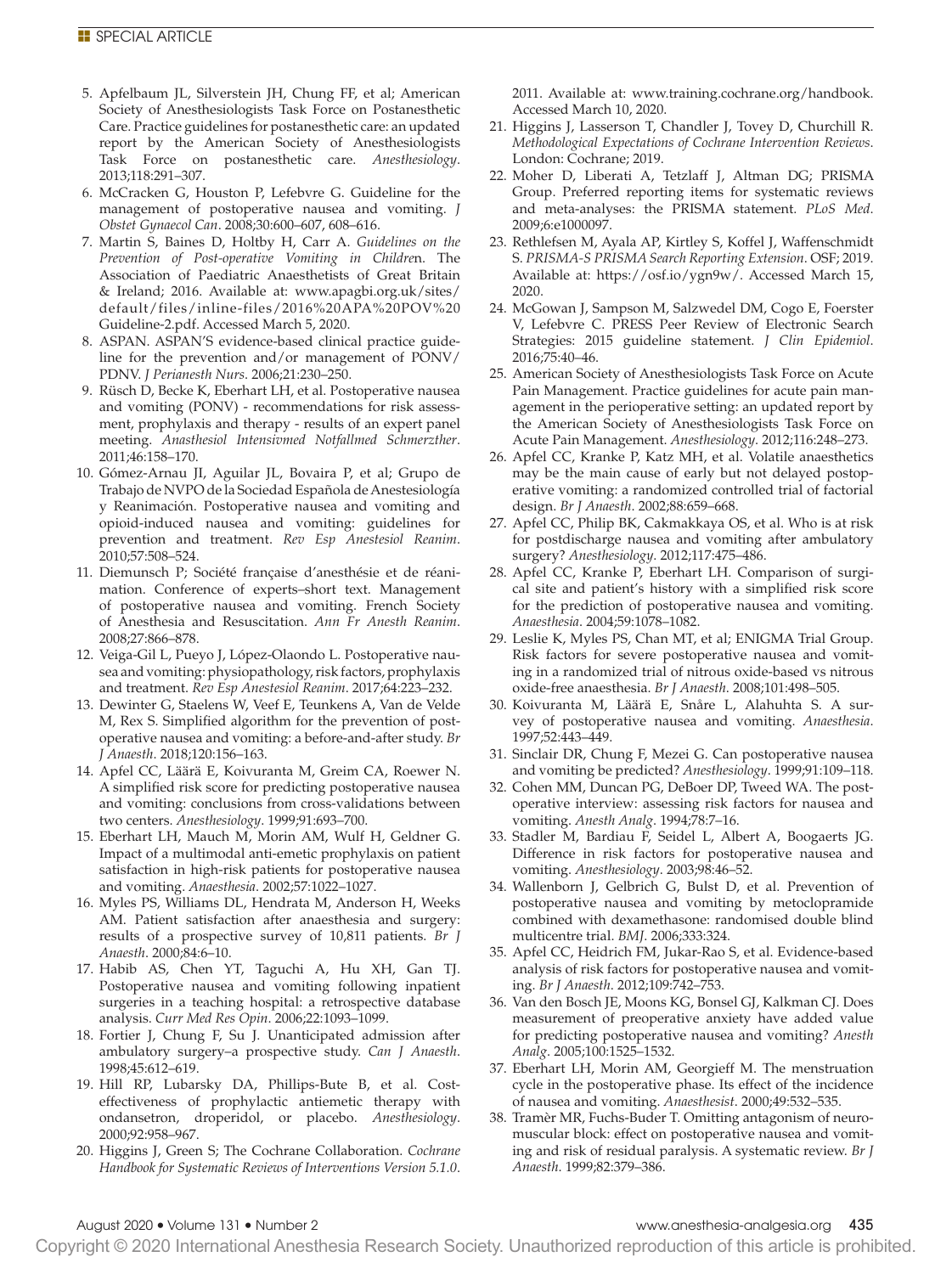5. Apfelbaum JL, Silverstein JH, Chung FF, et al; American Society of Anesthesiologists Task Force on Postanesthetic Care. Practice guidelines for postanesthetic care: an updated report by the American Society of Anesthesiologists Task Force on postanesthetic care. *Anesthesiology*. 2013;118:291–307.
6. McCracken G, Houston P, Lefebvre G. Guideline for the management of postoperative nausea and vomiting. *J Obstet Gynaecol Can*. 2008;30:600–607, 608–616.
7. Martin S, Baines D, Holtby H, Carr A. *Guidelines on the Prevention of Post-operative Vomiting in Childre*n. The Association of Paediatric Anaesthetists of Great Britain & Ireland; 2016. Available at: www.apagbi.org.uk/sites/default/files/inline-files/2016%20APA%20POV%20Guideline-2.pdf. Accessed March 5, 2020.
8. ASPAN. ASPAN'S evidence-based clinical practice guideline for the prevention and/or management of PONV/PDNV. *J Perianesth Nurs*. 2006;21:230–250.
9. Rüsch D, Becke K, Eberhart LH, et al. Postoperative nausea and vomiting (PONV) - recommendations for risk assessment, prophylaxis and therapy - results of an expert panel meeting. *Anasthesiol Intensivmed Notfallmed Schmerzther*. 2011;46:158–170.
10. Gómez-Arnau JI, Aguilar JL, Bovaira P, et al; Grupo de Trabajo de NVPO de la Sociedad Española de Anestesiología y Reanimación. Postoperative nausea and vomiting and opioid-induced nausea and vomiting: guidelines for prevention and treatment. *Rev Esp Anestesiol Reanim*. 2010;57:508–524.
11. Diemunsch P; Société française d'anesthésie et de réanimation. Conference of experts–short text. Management of postoperative nausea and vomiting. French Society of Anesthesia and Resuscitation. *Ann Fr Anesth Reanim*. 2008;27:866–878.
12. Veiga-Gil L, Pueyo J, López-Olaondo L. Postoperative nausea and vomiting: physiopathology, risk factors, prophylaxis and treatment. *Rev Esp Anestesiol Reanim*. 2017;64:223–232.
13. Dewinter G, Staelens W, Veef E, Teunkens A, Van de Velde M, Rex S. Simplified algorithm for the prevention of postoperative nausea and vomiting: a before-and-after study. *Br J Anaesth*. 2018;120:156–163.
14. Apfel CC, Läärä E, Koivuranta M, Greim CA, Roewer N. A simplified risk score for predicting postoperative nausea and vomiting: conclusions from cross-validations between two centers. *Anesthesiology*. 1999;91:693–700.
15. Eberhart LH, Mauch M, Morin AM, Wulf H, Geldner G. Impact of a multimodal anti-emetic prophylaxis on patient satisfaction in high-risk patients for postoperative nausea and vomiting. *Anaesthesia*. 2002;57:1022–1027.
16. Myles PS, Williams DL, Hendrata M, Anderson H, Weeks AM. Patient satisfaction after anaesthesia and surgery: results of a prospective survey of 10,811 patients. *Br J Anaesth*. 2000;84:6–10.
17. Habib AS, Chen YT, Taguchi A, Hu XH, Gan TJ. Postoperative nausea and vomiting following inpatient surgeries in a teaching hospital: a retrospective database analysis. *Curr Med Res Opin*. 2006;22:1093–1099.
18. Fortier J, Chung F, Su J. Unanticipated admission after ambulatory surgery–a prospective study. *Can J Anaesth*. 1998;45:612–619.
19. Hill RP, Lubarsky DA, Phillips-Bute B, et al. Cost-effectiveness of prophylactic antiemetic therapy with ondansetron, droperidol, or placebo. *Anesthesiology*. 2000;92:958–967.
20. Higgins J, Green S; The Cochrane Collaboration. *Cochrane Handbook for Systematic Reviews of Interventions Version 5.1.0*. 2011. Available at: www.training.cochrane.org/handbook. Accessed March 10, 2020.
21. Higgins J, Lasserson T, Chandler J, Tovey D, Churchill R. *Methodological Expectations of Cochrane Intervention Reviews*. London: Cochrane; 2019.
22. Moher D, Liberati A, Tetzlaff J, Altman DG; PRISMA Group. Preferred reporting items for systematic reviews and meta-analyses: the PRISMA statement. *PLoS Med*. 2009;6:e1000097.
23. Rethlefsen M, Ayala AP, Kirtley S, Koffel J, Waffenschmidt S. *PRISMA-S PRISMA Search Reporting Extension*. OSF; 2019. Available at: https://osf.io/ygn9w/. Accessed March 15, 2020.
24. McGowan J, Sampson M, Salzwedel DM, Cogo E, Foerster V, Lefebvre C. PRESS Peer Review of Electronic Search Strategies: 2015 guideline statement. *J Clin Epidemiol*. 2016;75:40–46.
25. American Society of Anesthesiologists Task Force on Acute Pain Management. Practice guidelines for acute pain management in the perioperative setting: an updated report by the American Society of Anesthesiologists Task Force on Acute Pain Management. *Anesthesiology*. 2012;116:248–273.
26. Apfel CC, Kranke P, Katz MH, et al. Volatile anaesthetics may be the main cause of early but not delayed postoperative vomiting: a randomized controlled trial of factorial design. *Br J Anaesth*. 2002;88:659–668.
27. Apfel CC, Philip BK, Cakmakkaya OS, et al. Who is at risk for postdischarge nausea and vomiting after ambulatory surgery? *Anesthesiology*. 2012;117:475–486.
28. Apfel CC, Kranke P, Eberhart LH. Comparison of surgical site and patient's history with a simplified risk score for the prediction of postoperative nausea and vomiting. *Anaesthesia*. 2004;59:1078–1082.
29. Leslie K, Myles PS, Chan MT, et al; ENIGMA Trial Group. Risk factors for severe postoperative nausea and vomiting in a randomized trial of nitrous oxide-based vs nitrous oxide-free anaesthesia. *Br J Anaesth*. 2008;101:498–505.
30. Koivuranta M, Läärä E, Snåre L, Alahuhta S. A survey of postoperative nausea and vomiting. *Anaesthesia*. 1997;52:443–449.
31. Sinclair DR, Chung F, Mezei G. Can postoperative nausea and vomiting be predicted? *Anesthesiology*. 1999;91:109–118.
32. Cohen MM, Duncan PG, DeBoer DP, Tweed WA. The postoperative interview: assessing risk factors for nausea and vomiting. *Anesth Analg*. 1994;78:7–16.
33. Stadler M, Bardiau F, Seidel L, Albert A, Boogaerts JG. Difference in risk factors for postoperative nausea and vomiting. *Anesthesiology*. 2003;98:46–52.
34. Wallenborn J, Gelbrich G, Bulst D, et al. Prevention of postoperative nausea and vomiting by metoclopramide combined with dexamethasone: randomised double blind multicentre trial. *BMJ*. 2006;333:324.
35. Apfel CC, Heidrich FM, Jukar-Rao S, et al. Evidence-based analysis of risk factors for postoperative nausea and vomiting. *Br J Anaesth*. 2012;109:742–753.
36. Van den Bosch JE, Moons KG, Bonsel GJ, Kalkman CJ. Does measurement of preoperative anxiety have added value for predicting postoperative nausea and vomiting? *Anesth Analg*. 2005;100:1525–1532.
37. Eberhart LH, Morin AM, Georgieff M. The menstruation cycle in the postoperative phase. Its effect of the incidence of nausea and vomiting. *Anaesthesist*. 2000;49:532–535.
38. Tramèr MR, Fuchs-Buder T. Omitting antagonism of neuromuscular block: effect on postoperative nausea and vomiting and risk of residual paralysis. A systematic review. *Br J Anaesth*. 1999;82:379–386.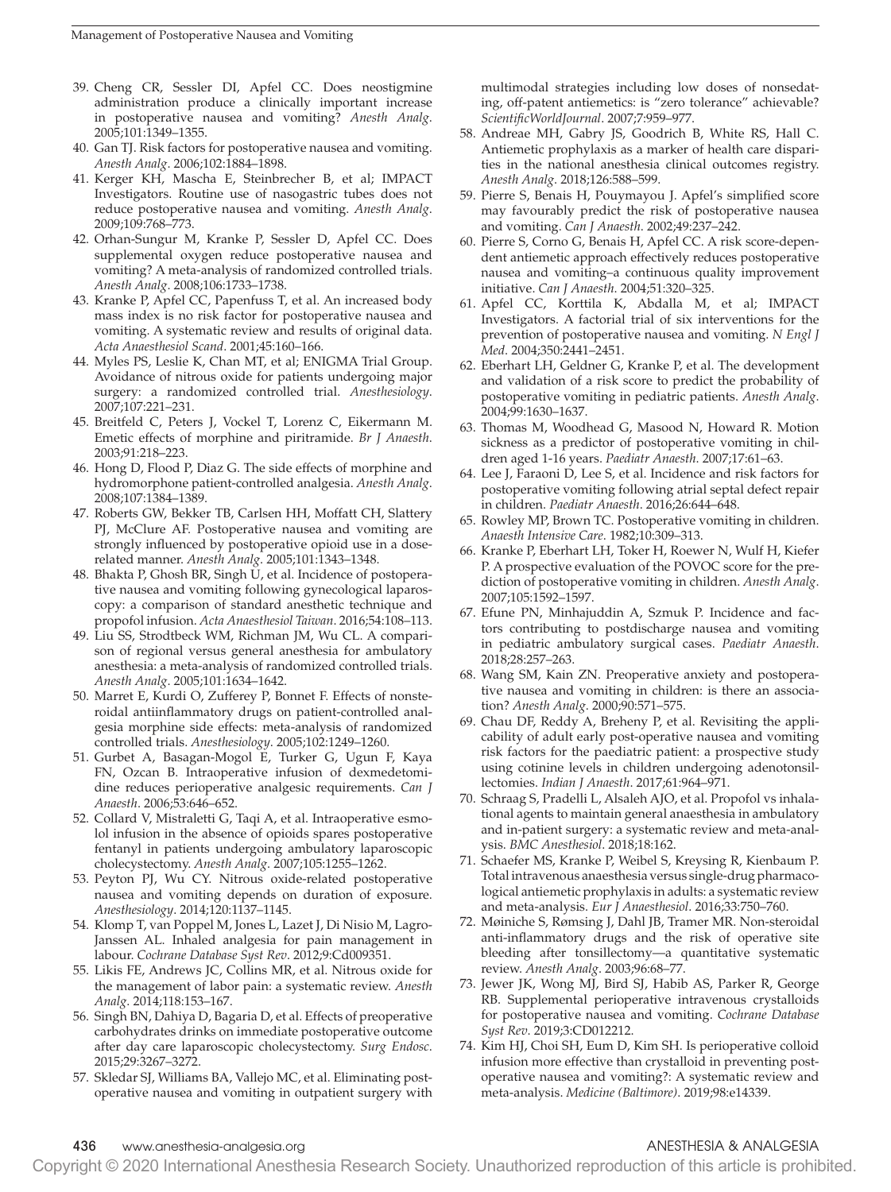39. Cheng CR, Sessler DI, Apfel CC. Does neostigmine administration produce a clinically important increase in postoperative nausea and vomiting? *Anesth Analg*. 2005;101:1349–1355.
40. Gan TJ. Risk factors for postoperative nausea and vomiting. *Anesth Analg*. 2006;102:1884–1898.
41. Kerger KH, Mascha E, Steinbrecher B, et al; IMPACT Investigators. Routine use of nasogastric tubes does not reduce postoperative nausea and vomiting. *Anesth Analg*. 2009;109:768–773.
42. Orhan-Sungur M, Kranke P, Sessler D, Apfel CC. Does supplemental oxygen reduce postoperative nausea and vomiting? A meta-analysis of randomized controlled trials. *Anesth Analg*. 2008;106:1733–1738.
43. Kranke P, Apfel CC, Papenfuss T, et al. An increased body mass index is no risk factor for postoperative nausea and vomiting. A systematic review and results of original data. *Acta Anaesthesiol Scand*. 2001;45:160–166.
44. Myles PS, Leslie K, Chan MT, et al; ENIGMA Trial Group. Avoidance of nitrous oxide for patients undergoing major surgery: a randomized controlled trial. *Anesthesiology*. 2007;107:221–231.
45. Breitfeld C, Peters J, Vockel T, Lorenz C, Eikermann M. Emetic effects of morphine and piritramide. *Br J Anaesth*. 2003;91:218–223.
46. Hong D, Flood P, Diaz G. The side effects of morphine and hydromorphone patient-controlled analgesia. *Anesth Analg*. 2008;107:1384–1389.
47. Roberts GW, Bekker TB, Carlsen HH, Moffatt CH, Slattery PJ, McClure AF. Postoperative nausea and vomiting are strongly influenced by postoperative opioid use in a dose-related manner. *Anesth Analg*. 2005;101:1343–1348.
48. Bhakta P, Ghosh BR, Singh U, et al. Incidence of postoperative nausea and vomiting following gynecological laparoscopy: a comparison of standard anesthetic technique and propofol infusion. *Acta Anaesthesiol Taiwan*. 2016;54:108–113.
49. Liu SS, Strodtbeck WM, Richman JM, Wu CL. A comparison of regional versus general anesthesia for ambulatory anesthesia: a meta-analysis of randomized controlled trials. *Anesth Analg*. 2005;101:1634–1642.
50. Marret E, Kurdi O, Zufferey P, Bonnet F. Effects of nonsteroidal antiinflammatory drugs on patient-controlled analgesia morphine side effects: meta-analysis of randomized controlled trials. *Anesthesiology*. 2005;102:1249–1260.
51. Gurbet A, Basagan-Mogol E, Turker G, Ugun F, Kaya FN, Ozcan B. Intraoperative infusion of dexmedetomidine reduces perioperative analgesic requirements. *Can J Anaesth*. 2006;53:646–652.
52. Collard V, Mistraletti G, Taqi A, et al. Intraoperative esmolol infusion in the absence of opioids spares postoperative fentanyl in patients undergoing ambulatory laparoscopic cholecystectomy. *Anesth Analg*. 2007;105:1255–1262.
53. Peyton PJ, Wu CY. Nitrous oxide-related postoperative nausea and vomiting depends on duration of exposure. *Anesthesiology*. 2014;120:1137–1145.
54. Klomp T, van Poppel M, Jones L, Lazet J, Di Nisio M, Lagro-Janssen AL. Inhaled analgesia for pain management in labour. *Cochrane Database Syst Rev*. 2012;9:Cd009351.
55. Likis FE, Andrews JC, Collins MR, et al. Nitrous oxide for the management of labor pain: a systematic review. *Anesth Analg*. 2014;118:153–167.
56. Singh BN, Dahiya D, Bagaria D, et al. Effects of preoperative carbohydrates drinks on immediate postoperative outcome after day care laparoscopic cholecystectomy. *Surg Endosc*. 2015;29:3267–3272.
57. Skledar SJ, Williams BA, Vallejo MC, et al. Eliminating postoperative nausea and vomiting in outpatient surgery with multimodal strategies including low doses of nonsedating, off-patent antiemetics: is "zero tolerance" achievable? *ScientificWorldJournal*. 2007;7:959–977.
58. Andreae MH, Gabry JS, Goodrich B, White RS, Hall C. Antiemetic prophylaxis as a marker of health care disparities in the national anesthesia clinical outcomes registry. *Anesth Analg*. 2018;126:588–599.
59. Pierre S, Benais H, Pouymayou J. Apfel's simplified score may favourably predict the risk of postoperative nausea and vomiting. *Can J Anaesth*. 2002;49:237–242.
60. Pierre S, Corno G, Benais H, Apfel CC. A risk score-dependent antiemetic approach effectively reduces postoperative nausea and vomiting–a continuous quality improvement initiative. *Can J Anaesth*. 2004;51:320–325.
61. Apfel CC, Korttila K, Abdalla M, et al; IMPACT Investigators. A factorial trial of six interventions for the prevention of postoperative nausea and vomiting. *N Engl J Med*. 2004;350:2441–2451.
62. Eberhart LH, Geldner G, Kranke P, et al. The development and validation of a risk score to predict the probability of postoperative vomiting in pediatric patients. *Anesth Analg*. 2004;99:1630–1637.
63. Thomas M, Woodhead G, Masood N, Howard R. Motion sickness as a predictor of postoperative vomiting in children aged 1-16 years. *Paediatr Anaesth*. 2007;17:61–63.
64. Lee J, Faraoni D, Lee S, et al. Incidence and risk factors for postoperative vomiting following atrial septal defect repair in children. *Paediatr Anaesth*. 2016;26:644–648.
65. Rowley MP, Brown TC. Postoperative vomiting in children. *Anaesth Intensive Care*. 1982;10:309–313.
66. Kranke P, Eberhart LH, Toker H, Roewer N, Wulf H, Kiefer P. A prospective evaluation of the POVOC score for the prediction of postoperative vomiting in children. *Anesth Analg*. 2007;105:1592–1597.
67. Efune PN, Minhajuddin A, Szmuk P. Incidence and factors contributing to postdischarge nausea and vomiting in pediatric ambulatory surgical cases. *Paediatr Anaesth*. 2018;28:257–263.
68. Wang SM, Kain ZN. Preoperative anxiety and postoperative nausea and vomiting in children: is there an association? *Anesth Analg*. 2000;90:571–575.
69. Chau DF, Reddy A, Breheny P, et al. Revisiting the applicability of adult early post-operative nausea and vomiting risk factors for the paediatric patient: a prospective study using cotinine levels in children undergoing adenotonsillectomies. *Indian J Anaesth*. 2017;61:964–971.
70. Schraag S, Pradelli L, Alsaleh AJO, et al. Propofol vs inhalational agents to maintain general anaesthesia in ambulatory and in-patient surgery: a systematic review and meta-analysis. *BMC Anesthesiol*. 2018;18:162.
71. Schaefer MS, Kranke P, Weibel S, Kreysing R, Kienbaum P. Total intravenous anaesthesia versus single-drug pharmacological antiemetic prophylaxis in adults: a systematic review and meta-analysis. *Eur J Anaesthesiol*. 2016;33:750–760.
72. Møiniche S, Rømsing J, Dahl JB, Tramer MR. Non-steroidal anti-inflammatory drugs and the risk of operative site bleeding after tonsillectomy—a quantitative systematic review. *Anesth Analg*. 2003;96:68–77.
73. Jewer JK, Wong MJ, Bird SJ, Habib AS, Parker R, George RB. Supplemental perioperative intravenous crystalloids for postoperative nausea and vomiting. *Cochrane Database Syst Rev*. 2019;3:CD012212.
74. Kim HJ, Choi SH, Eum D, Kim SH. Is perioperative colloid infusion more effective than crystalloid in preventing postoperative nausea and vomiting?: A systematic review and meta-analysis. *Medicine (Baltimore)*. 2019;98:e14339.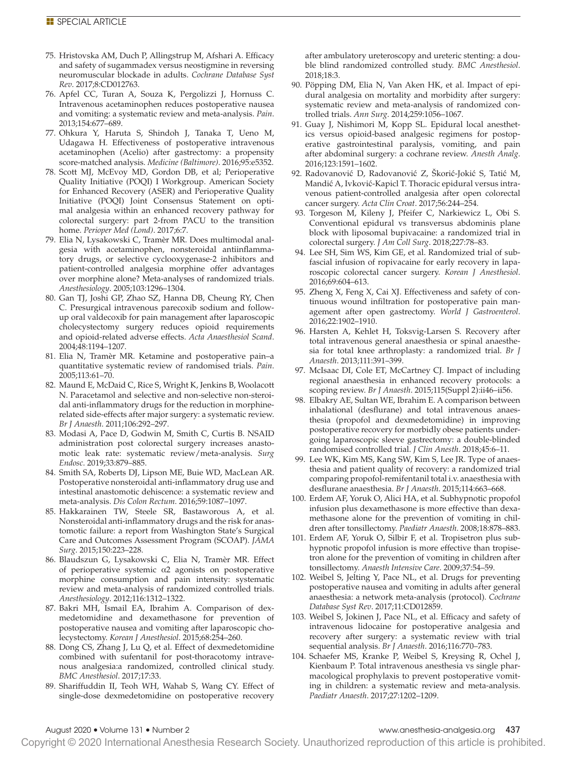75. Hristovska AM, Duch P, Allingstrup M, Afshari A. Efficacy and safety of sugammadex versus neostigmine in reversing neuromuscular blockade in adults. *Cochrane Database Syst Rev*. 2017;8:CD012763.
76. Apfel CC, Turan A, Souza K, Pergolizzi J, Hornuss C. Intravenous acetaminophen reduces postoperative nausea and vomiting: a systematic review and meta-analysis. *Pain*. 2013;154:677–689.
77. Ohkura Y, Haruta S, Shindoh J, Tanaka T, Ueno M, Udagawa H. Effectiveness of postoperative intravenous acetaminophen (Acelio) after gastrectomy: a propensity score-matched analysis. *Medicine (Baltimore)*. 2016;95:e5352.
78. Scott MJ, McEvoy MD, Gordon DB, et al; Perioperative Quality Initiative (POQI) I Workgroup. American Society for Enhanced Recovery (ASER) and Perioperative Quality Initiative (POQI) Joint Consensus Statement on optimal analgesia within an enhanced recovery pathway for colorectal surgery: part 2-from PACU to the transition home. *Perioper Med (Lond)*. 2017;6:7.
79. Elia N, Lysakowski C, Tramèr MR. Does multimodal analgesia with acetaminophen, nonsteroidal antiinflammatory drugs, or selective cyclooxygenase-2 inhibitors and patient-controlled analgesia morphine offer advantages over morphine alone? Meta-analyses of randomized trials. *Anesthesiology*. 2005;103:1296–1304.
80. Gan TJ, Joshi GP, Zhao SZ, Hanna DB, Cheung RY, Chen C. Presurgical intravenous parecoxib sodium and follow-up oral valdecoxib for pain management after laparoscopic cholecystectomy surgery reduces opioid requirements and opioid-related adverse effects. *Acta Anaesthesiol Scand*. 2004;48:1194–1207.
81. Elia N, Tramèr MR. Ketamine and postoperative pain–a quantitative systematic review of randomised trials. *Pain*. 2005;113:61–70.
82. Maund E, McDaid C, Rice S, Wright K, Jenkins B, Woolacott N. Paracetamol and selective and non-selective non-steroidal anti-inflammatory drugs for the reduction in morphine-related side-effects after major surgery: a systematic review. *Br J Anaesth*. 2011;106:292–297.
83. Modasi A, Pace D, Godwin M, Smith C, Curtis B. NSAID administration post colorectal surgery increases anastomotic leak rate: systematic review/meta-analysis. *Surg Endosc*. 2019;33:879–885.
84. Smith SA, Roberts DJ, Lipson ME, Buie WD, MacLean AR. Postoperative nonsteroidal anti-inflammatory drug use and intestinal anastomotic dehiscence: a systematic review and meta-analysis. *Dis Colon Rectum*. 2016;59:1087–1097.
85. Hakkarainen TW, Steele SR, Bastaworous A, et al. Nonsteroidal anti-inflammatory drugs and the risk for anastomotic failure: a report from Washington State's Surgical Care and Outcomes Assessment Program (SCOAP). *JAMA Surg*. 2015;150:223–228.
86. Blaudszun G, Lysakowski C, Elia N, Tramèr MR. Effect of perioperative systemic α2 agonists on postoperative morphine consumption and pain intensity: systematic review and meta-analysis of randomized controlled trials. *Anesthesiology*. 2012;116:1312–1322.
87. Bakri MH, Ismail EA, Ibrahim A. Comparison of dexmedetomidine and dexamethasone for prevention of postoperative nausea and vomiting after laparoscopic cholecystectomy. *Korean J Anesthesiol*. 2015;68:254–260.
88. Dong CS, Zhang J, Lu Q, et al. Effect of dexmedetomidine combined with sufentanil for post-thoracotomy intravenous analgesia:a randomized, controlled clinical study. *BMC Anesthesiol*. 2017;17:33.
89. Shariffuddin II, Teoh WH, Wahab S, Wang CY. Effect of single-dose dexmedetomidine on postoperative recovery after ambulatory ureteroscopy and ureteric stenting: a double blind randomized controlled study. *BMC Anesthesiol*. 2018;18:3.
90. Pöpping DM, Elia N, Van Aken HK, et al. Impact of epidural analgesia on mortality and morbidity after surgery: systematic review and meta-analysis of randomized controlled trials. *Ann Surg*. 2014;259:1056–1067.
91. Guay J, Nishimori M, Kopp SL. Epidural local anesthetics versus opioid-based analgesic regimens for postoperative gastrointestinal paralysis, vomiting, and pain after abdominal surgery: a cochrane review. *Anesth Analg*. 2016;123:1591–1602.
92. Radovanović D, Radovanović Z, Škorić-Jokić S, Tatić M, Mandić A, Ivković-Kapicl T. Thoracic epidural versus intravenous patient-controlled analgesia after open colorectal cancer surgery. *Acta Clin Croat*. 2017;56:244–254.
93. Torgeson M, Kileny J, Pfeifer C, Narkiewicz L, Obi S. Conventional epidural vs transversus abdominis plane block with liposomal bupivacaine: a randomized trial in colorectal surgery. *J Am Coll Surg*. 2018;227:78–83.
94. Lee SH, Sim WS, Kim GE, et al. Randomized trial of subfascial infusion of ropivacaine for early recovery in laparoscopic colorectal cancer surgery. *Korean J Anesthesiol*. 2016;69:604–613.
95. Zheng X, Feng X, Cai XJ. Effectiveness and safety of continuous wound infiltration for postoperative pain management after open gastrectomy. *World J Gastroenterol*. 2016;22:1902–1910.
96. Harsten A, Kehlet H, Toksvig-Larsen S. Recovery after total intravenous general anaesthesia or spinal anaesthesia for total knee arthroplasty: a randomized trial. *Br J Anaesth*. 2013;111:391–399.
97. McIsaac DI, Cole ET, McCartney CJ. Impact of including regional anaesthesia in enhanced recovery protocols: a scoping review. *Br J Anaesth*. 2015;115(Suppl 2):ii46–ii56.
98. Elbakry AE, Sultan WE, Ibrahim E. A comparison between inhalational (desflurane) and total intravenous anaesthesia (propofol and dexmedetomidine) in improving postoperative recovery for morbidly obese patients undergoing laparoscopic sleeve gastrectomy: a double-blinded randomised controlled trial. *J Clin Anesth*. 2018;45:6–11.
99. Lee WK, Kim MS, Kang SW, Kim S, Lee JR. Type of anaesthesia and patient quality of recovery: a randomized trial comparing propofol-remifentanil total i.v. anaesthesia with desflurane anaesthesia. *Br J Anaesth*. 2015;114:663–668.
100. Erdem AF, Yoruk O, Alici HA, et al. Subhypnotic propofol infusion plus dexamethasone is more effective than dexamethasone alone for the prevention of vomiting in children after tonsillectomy. *Paediatr Anaesth*. 2008;18:878–883.
101. Erdem AF, Yoruk O, Silbir F, et al. Tropisetron plus subhypnotic propofol infusion is more effective than tropisetron alone for the prevention of vomiting in children after tonsillectomy. *Anaesth Intensive Care*. 2009;37:54–59.
102. Weibel S, Jelting Y, Pace NL, et al. Drugs for preventing postoperative nausea and vomiting in adults after general anaesthesia: a network meta-analysis (protocol). *Cochrane Database Syst Rev*. 2017;11:CD012859.
103. Weibel S, Jokinen J, Pace NL, et al. Efficacy and safety of intravenous lidocaine for postoperative analgesia and recovery after surgery: a systematic review with trial sequential analysis. *Br J Anaesth*. 2016;116:770–783.
104. Schaefer MS, Kranke P, Weibel S, Kreysing R, Ochel J, Kienbaum P. Total intravenous anesthesia vs single pharmacological prophylaxis to prevent postoperative vomiting in children: a systematic review and meta-analysis. *Paediatr Anaesth*. 2017;27:1202–1209.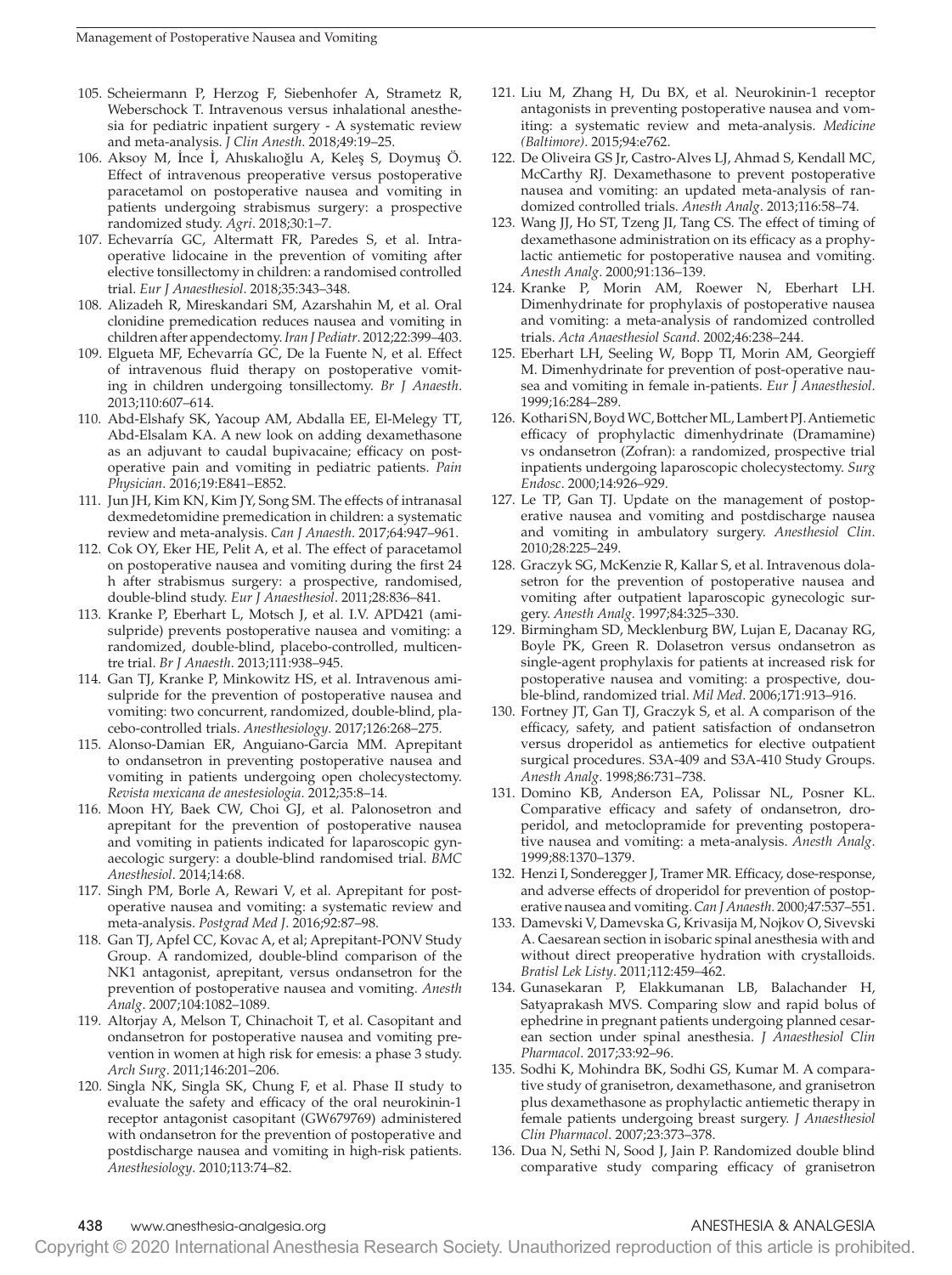105. Scheiermann P, Herzog F, Siebenhofer A, Strametz R, Weberschock T. Intravenous versus inhalational anesthesia for pediatric inpatient surgery - A systematic review and meta-analysis. *J Clin Anesth*. 2018;49:19–25.
106. Aksoy M, İnce İ, Ahıskalıoğlu A, Keleş S, Doymuş Ö. Effect of intravenous preoperative versus postoperative paracetamol on postoperative nausea and vomiting in patients undergoing strabismus surgery: a prospective randomized study. *Agri*. 2018;30:1–7.
107. Echevarría GC, Altermatt FR, Paredes S, et al. Intraoperative lidocaine in the prevention of vomiting after elective tonsillectomy in children: a randomised controlled trial. *Eur J Anaesthesiol*. 2018;35:343–348.
108. Alizadeh R, Mireskandari SM, Azarshahin M, et al. Oral clonidine premedication reduces nausea and vomiting in children after appendectomy. *Iran J Pediatr*. 2012;22:399–403.
109. Elgueta MF, Echevarría GC, De la Fuente N, et al. Effect of intravenous fluid therapy on postoperative vomiting in children undergoing tonsillectomy. *Br J Anaesth*. 2013;110:607–614.
110. Abd-Elshafy SK, Yacoup AM, Abdalla EE, El-Melegy TT, Abd-Elsalam KA. A new look on adding dexamethasone as an adjuvant to caudal bupivacaine; efficacy on postoperative pain and vomiting in pediatric patients. *Pain Physician*. 2016;19:E841–E852.
111. Jun JH, Kim KN, Kim JY, Song SM. The effects of intranasal dexmedetomidine premedication in children: a systematic review and meta-analysis. *Can J Anaesth*. 2017;64:947–961.
112. Cok OY, Eker HE, Pelit A, et al. The effect of paracetamol on postoperative nausea and vomiting during the first 24 h after strabismus surgery: a prospective, randomised, double-blind study. *Eur J Anaesthesiol*. 2011;28:836–841.
113. Kranke P, Eberhart L, Motsch J, et al. I.V. APD421 (amisulpride) prevents postoperative nausea and vomiting: a randomized, double-blind, placebo-controlled, multicentre trial. *Br J Anaesth*. 2013;111:938–945.
114. Gan TJ, Kranke P, Minkowitz HS, et al. Intravenous amisulpride for the prevention of postoperative nausea and vomiting: two concurrent, randomized, double-blind, placebo-controlled trials. *Anesthesiology*. 2017;126:268–275.
115. Alonso-Damian ER, Anguiano-Garcia MM. Aprepitant to ondansetron in preventing postoperative nausea and vomiting in patients undergoing open cholecystectomy. *Revista mexicana de anestesiologia*. 2012;35:8–14.
116. Moon HY, Baek CW, Choi GJ, et al. Palonosetron and aprepitant for the prevention of postoperative nausea and vomiting in patients indicated for laparoscopic gynaecologic surgery: a double-blind randomised trial. *BMC Anesthesiol*. 2014;14:68.
117. Singh PM, Borle A, Rewari V, et al. Aprepitant for postoperative nausea and vomiting: a systematic review and meta-analysis. *Postgrad Med J*. 2016;92:87–98.
118. Gan TJ, Apfel CC, Kovac A, et al; Aprepitant-PONV Study Group. A randomized, double-blind comparison of the NK1 antagonist, aprepitant, versus ondansetron for the prevention of postoperative nausea and vomiting. *Anesth Analg*. 2007;104:1082–1089.
119. Altorjay A, Melson T, Chinachoit T, et al. Casopitant and ondansetron for postoperative nausea and vomiting prevention in women at high risk for emesis: a phase 3 study. *Arch Surg*. 2011;146:201–206.
120. Singla NK, Singla SK, Chung F, et al. Phase II study to evaluate the safety and efficacy of the oral neurokinin-1 receptor antagonist casopitant (GW679769) administered with ondansetron for the prevention of postoperative and postdischarge nausea and vomiting in high-risk patients. *Anesthesiology*. 2010;113:74–82.
121. Liu M, Zhang H, Du BX, et al. Neurokinin-1 receptor antagonists in preventing postoperative nausea and vomiting: a systematic review and meta-analysis. *Medicine (Baltimore)*. 2015;94:e762.
122. De Oliveira GS Jr, Castro-Alves LJ, Ahmad S, Kendall MC, McCarthy RJ. Dexamethasone to prevent postoperative nausea and vomiting: an updated meta-analysis of randomized controlled trials. *Anesth Analg*. 2013;116:58–74.
123. Wang JJ, Ho ST, Tzeng JI, Tang CS. The effect of timing of dexamethasone administration on its efficacy as a prophylactic antiemetic for postoperative nausea and vomiting. *Anesth Analg*. 2000;91:136–139.
124. Kranke P, Morin AM, Roewer N, Eberhart LH. Dimenhydrinate for prophylaxis of postoperative nausea and vomiting: a meta-analysis of randomized controlled trials. *Acta Anaesthesiol Scand*. 2002;46:238–244.
125. Eberhart LH, Seeling W, Bopp TI, Morin AM, Georgieff M. Dimenhydrinate for prevention of post-operative nausea and vomiting in female in-patients. *Eur J Anaesthesiol*. 1999;16:284–289.
126. Kothari SN, Boyd WC, Bottcher ML, Lambert PJ. Antiemetic efficacy of prophylactic dimenhydrinate (Dramamine) vs ondansetron (Zofran): a randomized, prospective trial inpatients undergoing laparoscopic cholecystectomy. *Surg Endosc*. 2000;14:926–929.
127. Le TP, Gan TJ. Update on the management of postoperative nausea and vomiting and postdischarge nausea and vomiting in ambulatory surgery. *Anesthesiol Clin*. 2010;28:225–249.
128. Graczyk SG, McKenzie R, Kallar S, et al. Intravenous dolasetron for the prevention of postoperative nausea and vomiting after outpatient laparoscopic gynecologic surgery. *Anesth Analg*. 1997;84:325–330.
129. Birmingham SD, Mecklenburg BW, Lujan E, Dacanay RG, Boyle PK, Green R. Dolasetron versus ondansetron as single-agent prophylaxis for patients at increased risk for postoperative nausea and vomiting: a prospective, double-blind, randomized trial. *Mil Med*. 2006;171:913–916.
130. Fortney JT, Gan TJ, Graczyk S, et al. A comparison of the efficacy, safety, and patient satisfaction of ondansetron versus droperidol as antiemetics for elective outpatient surgical procedures. S3A-409 and S3A-410 Study Groups. *Anesth Analg*. 1998;86:731–738.
131. Domino KB, Anderson EA, Polissar NL, Posner KL. Comparative efficacy and safety of ondansetron, droperidol, and metoclopramide for preventing postoperative nausea and vomiting: a meta-analysis. *Anesth Analg*. 1999;88:1370–1379.
132. Henzi I, Sonderegger J, Tramer MR. Efficacy, dose-response, and adverse effects of droperidol for prevention of postoperative nausea and vomiting. *Can J Anaesth*. 2000;47:537–551.
133. Damevski V, Damevska G, Krivasija M, Nojkov O, Sivevski A. Caesarean section in isobaric spinal anesthesia with and without direct preoperative hydration with crystalloids. *Bratisl Lek Listy*. 2011;112:459–462.
134. Gunasekaran P, Elakkumanan LB, Balachander H, Satyaprakash MVS. Comparing slow and rapid bolus of ephedrine in pregnant patients undergoing planned cesarean section under spinal anesthesia. *J Anaesthesiol Clin Pharmacol*. 2017;33:92–96.
135. Sodhi K, Mohindra BK, Sodhi GS, Kumar M. A comparative study of granisetron, dexamethasone, and granisetron plus dexamethasone as prophylactic antiemetic therapy in female patients undergoing breast surgery. *J Anaesthesiol Clin Pharmacol*. 2007;23:373–378.
136. Dua N, Sethi N, Sood J, Jain P. Randomized double blind comparative study comparing efficacy of granisetron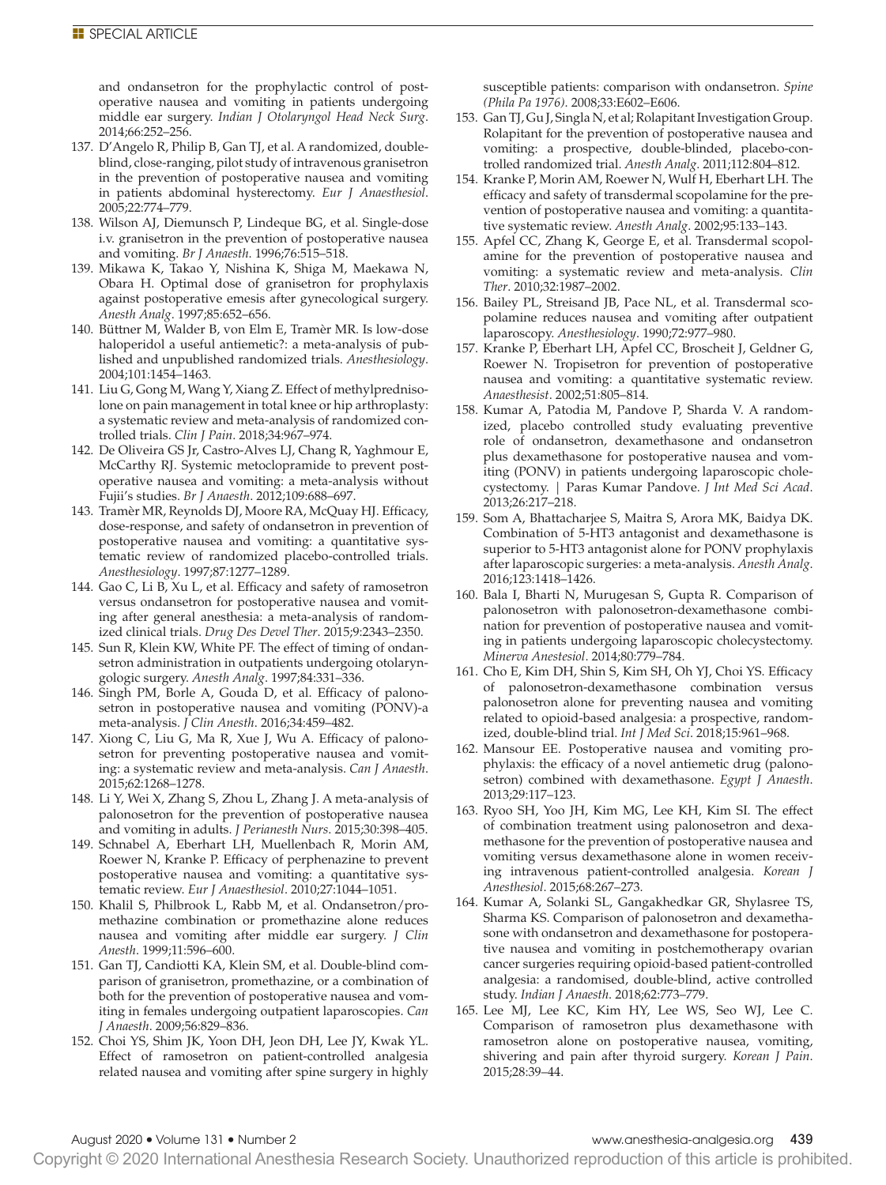and ondansetron for the prophylactic control of postoperative nausea and vomiting in patients undergoing middle ear surgery. *Indian J Otolaryngol Head Neck Surg*. 2014;66:252–256.

137. D'Angelo R, Philip B, Gan TJ, et al. A randomized, double-blind, close-ranging, pilot study of intravenous granisetron in the prevention of postoperative nausea and vomiting in patients abdominal hysterectomy. *Eur J Anaesthesiol*. 2005;22:774–779.
138. Wilson AJ, Diemunsch P, Lindeque BG, et al. Single-dose i.v. granisetron in the prevention of postoperative nausea and vomiting. *Br J Anaesth*. 1996;76:515–518.
139. Mikawa K, Takao Y, Nishina K, Shiga M, Maekawa N, Obara H. Optimal dose of granisetron for prophylaxis against postoperative emesis after gynecological surgery. *Anesth Analg*. 1997;85:652–656.
140. Büttner M, Walder B, von Elm E, Tramèr MR. Is low-dose haloperidol a useful antiemetic?: a meta-analysis of published and unpublished randomized trials. *Anesthesiology*. 2004;101:1454–1463.
141. Liu G, Gong M, Wang Y, Xiang Z. Effect of methylprednisolone on pain management in total knee or hip arthroplasty: a systematic review and meta-analysis of randomized controlled trials. *Clin J Pain*. 2018;34:967–974.
142. De Oliveira GS Jr, Castro-Alves LJ, Chang R, Yaghmour E, McCarthy RJ. Systemic metoclopramide to prevent postoperative nausea and vomiting: a meta-analysis without Fujii's studies. *Br J Anaesth*. 2012;109:688–697.
143. Tramèr MR, Reynolds DJ, Moore RA, McQuay HJ. Efficacy, dose-response, and safety of ondansetron in prevention of postoperative nausea and vomiting: a quantitative systematic review of randomized placebo-controlled trials. *Anesthesiology*. 1997;87:1277–1289.
144. Gao C, Li B, Xu L, et al. Efficacy and safety of ramosetron versus ondansetron for postoperative nausea and vomiting after general anesthesia: a meta-analysis of randomized clinical trials. *Drug Des Devel Ther*. 2015;9:2343–2350.
145. Sun R, Klein KW, White PF. The effect of timing of ondansetron administration in outpatients undergoing otolaryngologic surgery. *Anesth Analg*. 1997;84:331–336.
146. Singh PM, Borle A, Gouda D, et al. Efficacy of palonosetron in postoperative nausea and vomiting (PONV)-a meta-analysis. *J Clin Anesth*. 2016;34:459–482.
147. Xiong C, Liu G, Ma R, Xue J, Wu A. Efficacy of palonosetron for preventing postoperative nausea and vomiting: a systematic review and meta-analysis. *Can J Anaesth*. 2015;62:1268–1278.
148. Li Y, Wei X, Zhang S, Zhou L, Zhang J. A meta-analysis of palonosetron for the prevention of postoperative nausea and vomiting in adults. *J Perianesth Nurs*. 2015;30:398–405.
149. Schnabel A, Eberhart LH, Muellenbach R, Morin AM, Roewer N, Kranke P. Efficacy of perphenazine to prevent postoperative nausea and vomiting: a quantitative systematic review. *Eur J Anaesthesiol*. 2010;27:1044–1051.
150. Khalil S, Philbrook L, Rabb M, et al. Ondansetron/promethazine combination or promethazine alone reduces nausea and vomiting after middle ear surgery. *J Clin Anesth*. 1999;11:596–600.
151. Gan TJ, Candiotti KA, Klein SM, et al. Double-blind comparison of granisetron, promethazine, or a combination of both for the prevention of postoperative nausea and vomiting in females undergoing outpatient laparoscopies. *Can J Anaesth*. 2009;56:829–836.
152. Choi YS, Shim JK, Yoon DH, Jeon DH, Lee JY, Kwak YL. Effect of ramosetron on patient-controlled analgesia related nausea and vomiting after spine surgery in highly susceptible patients: comparison with ondansetron. *Spine (Phila Pa 1976)*. 2008;33:E602–E606.
153. Gan TJ, Gu J, Singla N, et al; Rolapitant Investigation Group. Rolapitant for the prevention of postoperative nausea and vomiting: a prospective, double-blinded, placebo-controlled randomized trial. *Anesth Analg*. 2011;112:804–812.
154. Kranke P, Morin AM, Roewer N, Wulf H, Eberhart LH. The efficacy and safety of transdermal scopolamine for the prevention of postoperative nausea and vomiting: a quantitative systematic review. *Anesth Analg*. 2002;95:133–143.
155. Apfel CC, Zhang K, George E, et al. Transdermal scopolamine for the prevention of postoperative nausea and vomiting: a systematic review and meta-analysis. *Clin Ther*. 2010;32:1987–2002.
156. Bailey PL, Streisand JB, Pace NL, et al. Transdermal scopolamine reduces nausea and vomiting after outpatient laparoscopy. *Anesthesiology*. 1990;72:977–980.
157. Kranke P, Eberhart LH, Apfel CC, Broscheit J, Geldner G, Roewer N. Tropisetron for prevention of postoperative nausea and vomiting: a quantitative systematic review. *Anaesthesist*. 2002;51:805–814.
158. Kumar A, Patodia M, Pandove P, Sharda V. A randomized, placebo controlled study evaluating preventive role of ondansetron, dexamethasone and ondansetron plus dexamethasone for postoperative nausea and vomiting (PONV) in patients undergoing laparoscopic cholecystectomy. | Paras Kumar Pandove. *J Int Med Sci Acad*. 2013;26:217–218.
159. Som A, Bhattacharjee S, Maitra S, Arora MK, Baidya DK. Combination of 5-HT3 antagonist and dexamethasone is superior to 5-HT3 antagonist alone for PONV prophylaxis after laparoscopic surgeries: a meta-analysis. *Anesth Analg*. 2016;123:1418–1426.
160. Bala I, Bharti N, Murugesan S, Gupta R. Comparison of palonosetron with palonosetron-dexamethasone combination for prevention of postoperative nausea and vomiting in patients undergoing laparoscopic cholecystectomy. *Minerva Anestesiol*. 2014;80:779–784.
161. Cho E, Kim DH, Shin S, Kim SH, Oh YJ, Choi YS. Efficacy of palonosetron-dexamethasone combination versus palonosetron alone for preventing nausea and vomiting related to opioid-based analgesia: a prospective, randomized, double-blind trial. *Int J Med Sci*. 2018;15:961–968.
162. Mansour EE. Postoperative nausea and vomiting prophylaxis: the efficacy of a novel antiemetic drug (palonosetron) combined with dexamethasone. *Egypt J Anaesth*. 2013;29:117–123.
163. Ryoo SH, Yoo JH, Kim MG, Lee KH, Kim SI. The effect of combination treatment using palonosetron and dexamethasone for the prevention of postoperative nausea and vomiting versus dexamethasone alone in women receiving intravenous patient-controlled analgesia. *Korean J Anesthesiol*. 2015;68:267–273.
164. Kumar A, Solanki SL, Gangakhedkar GR, Shylasree TS, Sharma KS. Comparison of palonosetron and dexamethasone with ondansetron and dexamethasone for postoperative nausea and vomiting in postchemotherapy ovarian cancer surgeries requiring opioid-based patient-controlled analgesia: a randomised, double-blind, active controlled study. *Indian J Anaesth*. 2018;62:773–779.
165. Lee MJ, Lee KC, Kim HY, Lee WS, Seo WJ, Lee C. Comparison of ramosetron plus dexamethasone with ramosetron alone on postoperative nausea, vomiting, shivering and pain after thyroid surgery. *Korean J Pain*. 2015;28:39–44.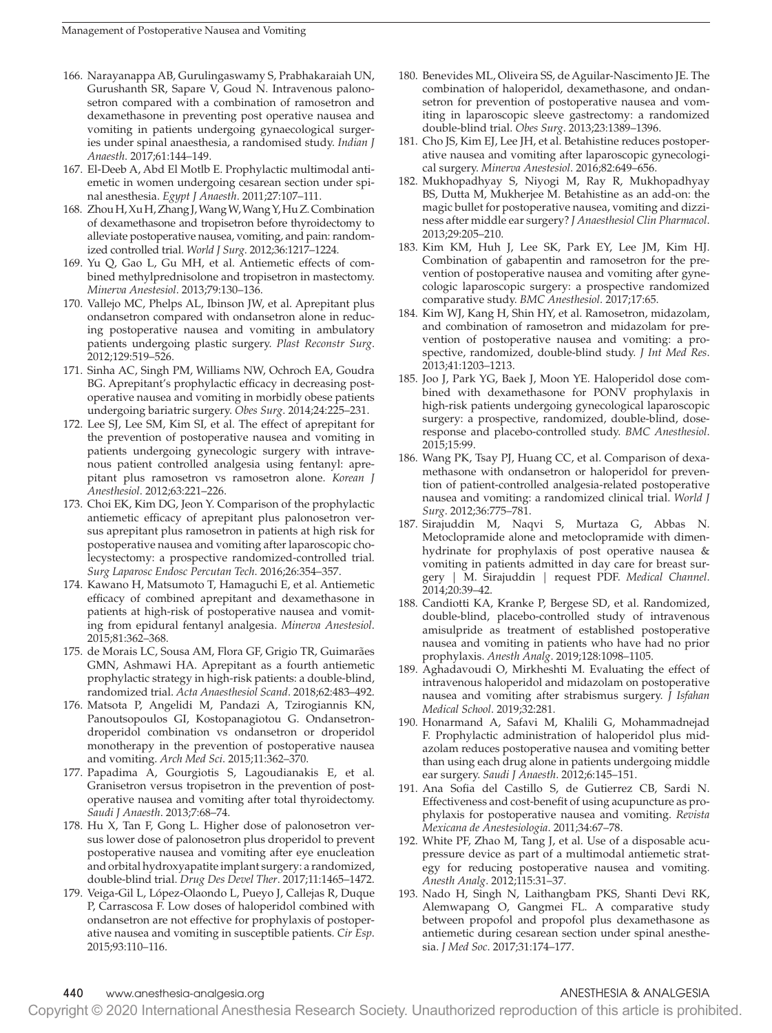166. Narayanappa AB, Gurulingaswamy S, Prabhakaraiah UN, Gurushanth SR, Sapare V, Goud N. Intravenous palonosetron compared with a combination of ramosetron and dexamethasone in preventing post operative nausea and vomiting in patients undergoing gynaecological surgeries under spinal anaesthesia, a randomised study. *Indian J Anaesth*. 2017;61:144–149.
167. El-Deeb A, Abd El Motlb E. Prophylactic multimodal antiemetic in women undergoing cesarean section under spinal anesthesia. *Egypt J Anaesth*. 2011;27:107–111.
168. Zhou H, Xu H, Zhang J, Wang W, Wang Y, Hu Z. Combination of dexamethasone and tropisetron before thyroidectomy to alleviate postoperative nausea, vomiting, and pain: randomized controlled trial. *World J Surg*. 2012;36:1217–1224.
169. Yu Q, Gao L, Gu MH, et al. Antiemetic effects of combined methylprednisolone and tropisetron in mastectomy. *Minerva Anestesiol*. 2013;79:130–136.
170. Vallejo MC, Phelps AL, Ibinson JW, et al. Aprepitant plus ondansetron compared with ondansetron alone in reducing postoperative nausea and vomiting in ambulatory patients undergoing plastic surgery. *Plast Reconstr Surg*. 2012;129:519–526.
171. Sinha AC, Singh PM, Williams NW, Ochroch EA, Goudra BG. Aprepitant's prophylactic efficacy in decreasing postoperative nausea and vomiting in morbidly obese patients undergoing bariatric surgery. *Obes Surg*. 2014;24:225–231.
172. Lee SJ, Lee SM, Kim SI, et al. The effect of aprepitant for the prevention of postoperative nausea and vomiting in patients undergoing gynecologic surgery with intravenous patient controlled analgesia using fentanyl: aprepitant plus ramosetron vs ramosetron alone. *Korean J Anesthesiol*. 2012;63:221–226.
173. Choi EK, Kim DG, Jeon Y. Comparison of the prophylactic antiemetic efficacy of aprepitant plus palonosetron versus aprepitant plus ramosetron in patients at high risk for postoperative nausea and vomiting after laparoscopic cholecystectomy: a prospective randomized-controlled trial. *Surg Laparosc Endosc Percutan Tech*. 2016;26:354–357.
174. Kawano H, Matsumoto T, Hamaguchi E, et al. Antiemetic efficacy of combined aprepitant and dexamethasone in patients at high-risk of postoperative nausea and vomiting from epidural fentanyl analgesia. *Minerva Anestesiol*. 2015;81:362–368.
175. de Morais LC, Sousa AM, Flora GF, Grigio TR, Guimarães GMN, Ashmawi HA. Aprepitant as a fourth antiemetic prophylactic strategy in high-risk patients: a double-blind, randomized trial. *Acta Anaesthesiol Scand*. 2018;62:483–492.
176. Matsota P, Angelidi M, Pandazi A, Tzirogiannis KN, Panoutsopoulos GI, Kostopanagiotou G. Ondansetron-droperidol combination vs ondansetron or droperidol monotherapy in the prevention of postoperative nausea and vomiting. *Arch Med Sci*. 2015;11:362–370.
177. Papadima A, Gourgiotis S, Lagoudianakis E, et al. Granisetron versus tropisetron in the prevention of postoperative nausea and vomiting after total thyroidectomy. *Saudi J Anaesth*. 2013;7:68–74.
178. Hu X, Tan F, Gong L. Higher dose of palonosetron versus lower dose of palonosetron plus droperidol to prevent postoperative nausea and vomiting after eye enucleation and orbital hydroxyapatite implant surgery: a randomized, double-blind trial. *Drug Des Devel Ther*. 2017;11:1465–1472.
179. Veiga-Gil L, López-Olaondo L, Pueyo J, Callejas R, Duque P, Carrascosa F. Low doses of haloperidol combined with ondansetron are not effective for prophylaxis of postoperative nausea and vomiting in susceptible patients. *Cir Esp*. 2015;93:110–116.
180. Benevides ML, Oliveira SS, de Aguilar-Nascimento JE. The combination of haloperidol, dexamethasone, and ondansetron for prevention of postoperative nausea and vomiting in laparoscopic sleeve gastrectomy: a randomized double-blind trial. *Obes Surg*. 2013;23:1389–1396.
181. Cho JS, Kim EJ, Lee JH, et al. Betahistine reduces postoperative nausea and vomiting after laparoscopic gynecological surgery. *Minerva Anestesiol*. 2016;82:649–656.
182. Mukhopadhyay S, Niyogi M, Ray R, Mukhopadhyay BS, Dutta M, Mukherjee M. Betahistine as an add-on: the magic bullet for postoperative nausea, vomiting and dizziness after middle ear surgery? *J Anaesthesiol Clin Pharmacol*. 2013;29:205–210.
183. Kim KM, Huh J, Lee SK, Park EY, Lee JM, Kim HJ. Combination of gabapentin and ramosetron for the prevention of postoperative nausea and vomiting after gynecologic laparoscopic surgery: a prospective randomized comparative study. *BMC Anesthesiol*. 2017;17:65.
184. Kim WJ, Kang H, Shin HY, et al. Ramosetron, midazolam, and combination of ramosetron and midazolam for prevention of postoperative nausea and vomiting: a prospective, randomized, double-blind study. *J Int Med Res*. 2013;41:1203–1213.
185. Joo J, Park YG, Baek J, Moon YE. Haloperidol dose combined with dexamethasone for PONV prophylaxis in high-risk patients undergoing gynecological laparoscopic surgery: a prospective, randomized, double-blind, dose-response and placebo-controlled study. *BMC Anesthesiol*. 2015;15:99.
186. Wang PK, Tsay PJ, Huang CC, et al. Comparison of dexamethasone with ondansetron or haloperidol for prevention of patient-controlled analgesia-related postoperative nausea and vomiting: a randomized clinical trial. *World J Surg*. 2012;36:775–781.
187. Sirajuddin M, Naqvi S, Murtaza G, Abbas N. Metoclopramide alone and metoclopramide with dimenhydrinate for prophylaxis of post operative nausea & vomiting in patients admitted in day care for breast surgery | M. Sirajuddin | request PDF. *Medical Channel*. 2014;20:39–42.
188. Candiotti KA, Kranke P, Bergese SD, et al. Randomized, double-blind, placebo-controlled study of intravenous amisulpride as treatment of established postoperative nausea and vomiting in patients who have had no prior prophylaxis. *Anesth Analg*. 2019;128:1098–1105.
189. Aghadavoudi O, Mirkheshti M. Evaluating the effect of intravenous haloperidol and midazolam on postoperative nausea and vomiting after strabismus surgery. *J Isfahan Medical School*. 2019;32:281.
190. Honarmand A, Safavi M, Khalili G, Mohammadnejad F. Prophylactic administration of haloperidol plus midazolam reduces postoperative nausea and vomiting better than using each drug alone in patients undergoing middle ear surgery. *Saudi J Anaesth*. 2012;6:145–151.
191. Ana Sofia del Castillo S, de Gutierrez CB, Sardi N. Effectiveness and cost-benefit of using acupuncture as prophylaxis for postoperative nausea and vomiting. *Revista Mexicana de Anestesiologia*. 2011;34:67–78.
192. White PF, Zhao M, Tang J, et al. Use of a disposable acupressure device as part of a multimodal antiemetic strategy for reducing postoperative nausea and vomiting. *Anesth Analg*. 2012;115:31–37.
193. Nado H, Singh N, Laithangbam PKS, Shanti Devi RK, Alemwapang O, Gangmei FL. A comparative study between propofol and propofol plus dexamethasone as antiemetic during cesarean section under spinal anesthesia. *J Med Soc*. 2017;31:174–177.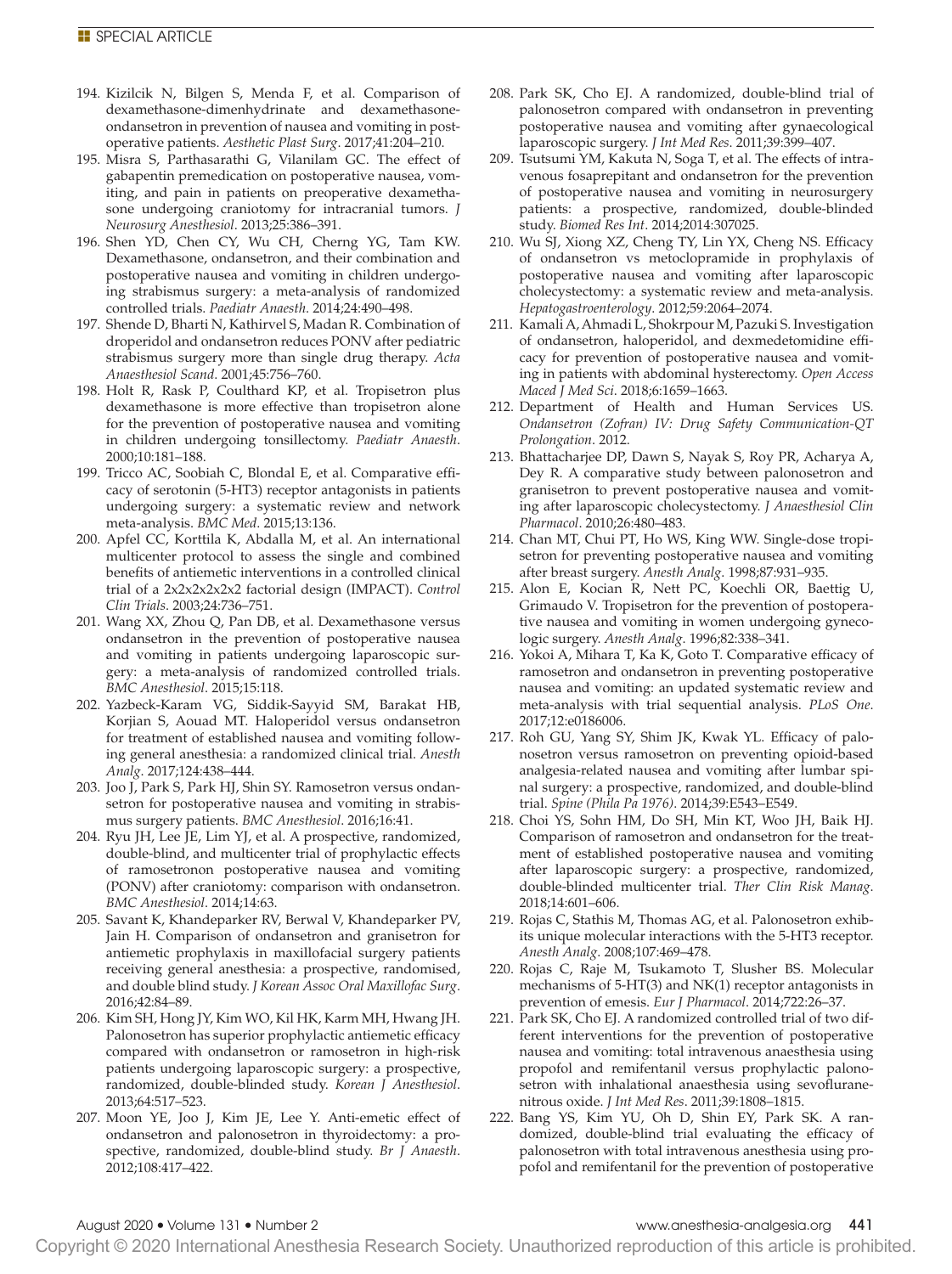194. Kizilcik N, Bilgen S, Menda F, et al. Comparison of dexamethasone-dimenhydrinate and dexamethasone-ondansetron in prevention of nausea and vomiting in postoperative patients. *Aesthetic Plast Surg*. 2017;41:204–210.
195. Misra S, Parthasarathi G, Vilanilam GC. The effect of gabapentin premedication on postoperative nausea, vomiting, and pain in patients on preoperative dexamethasone undergoing craniotomy for intracranial tumors. *J Neurosurg Anesthesiol*. 2013;25:386–391.
196. Shen YD, Chen CY, Wu CH, Cherng YG, Tam KW. Dexamethasone, ondansetron, and their combination and postoperative nausea and vomiting in children undergoing strabismus surgery: a meta-analysis of randomized controlled trials. *Paediatr Anaesth*. 2014;24:490–498.
197. Shende D, Bharti N, Kathirvel S, Madan R. Combination of droperidol and ondansetron reduces PONV after pediatric strabismus surgery more than single drug therapy. *Acta Anaesthesiol Scand*. 2001;45:756–760.
198. Holt R, Rask P, Coulthard KP, et al. Tropisetron plus dexamethasone is more effective than tropisetron alone for the prevention of postoperative nausea and vomiting in children undergoing tonsillectomy. *Paediatr Anaesth*. 2000;10:181–188.
199. Tricco AC, Soobiah C, Blondal E, et al. Comparative efficacy of serotonin (5-HT3) receptor antagonists in patients undergoing surgery: a systematic review and network meta-analysis. *BMC Med*. 2015;13:136.
200. Apfel CC, Korttila K, Abdalla M, et al. An international multicenter protocol to assess the single and combined benefits of antiemetic interventions in a controlled clinical trial of a 2x2x2x2x2x2 factorial design (IMPACT). *Control Clin Trials*. 2003;24:736–751.
201. Wang XX, Zhou Q, Pan DB, et al. Dexamethasone versus ondansetron in the prevention of postoperative nausea and vomiting in patients undergoing laparoscopic surgery: a meta-analysis of randomized controlled trials. *BMC Anesthesiol*. 2015;15:118.
202. Yazbeck-Karam VG, Siddik-Sayyid SM, Barakat HB, Korjian S, Aouad MT. Haloperidol versus ondansetron for treatment of established nausea and vomiting following general anesthesia: a randomized clinical trial. *Anesth Analg*. 2017;124:438–444.
203. Joo J, Park S, Park HJ, Shin SY. Ramosetron versus ondansetron for postoperative nausea and vomiting in strabismus surgery patients. *BMC Anesthesiol*. 2016;16:41.
204. Ryu JH, Lee JE, Lim YJ, et al. A prospective, randomized, double-blind, and multicenter trial of prophylactic effects of ramosetronon postoperative nausea and vomiting (PONV) after craniotomy: comparison with ondansetron. *BMC Anesthesiol*. 2014;14:63.
205. Savant K, Khandeparker RV, Berwal V, Khandeparker PV, Jain H. Comparison of ondansetron and granisetron for antiemetic prophylaxis in maxillofacial surgery patients receiving general anesthesia: a prospective, randomised, and double blind study. *J Korean Assoc Oral Maxillofac Surg*. 2016;42:84–89.
206. Kim SH, Hong JY, Kim WO, Kil HK, Karm MH, Hwang JH. Palonosetron has superior prophylactic antiemetic efficacy compared with ondansetron or ramosetron in high-risk patients undergoing laparoscopic surgery: a prospective, randomized, double-blinded study. *Korean J Anesthesiol*. 2013;64:517–523.
207. Moon YE, Joo J, Kim JE, Lee Y. Anti-emetic effect of ondansetron and palonosetron in thyroidectomy: a prospective, randomized, double-blind study. *Br J Anaesth*. 2012;108:417–422.
208. Park SK, Cho EJ. A randomized, double-blind trial of palonosetron compared with ondansetron in preventing postoperative nausea and vomiting after gynaecological laparoscopic surgery. *J Int Med Res*. 2011;39:399–407.
209. Tsutsumi YM, Kakuta N, Soga T, et al. The effects of intravenous fosaprepitant and ondansetron for the prevention of postoperative nausea and vomiting in neurosurgery patients: a prospective, randomized, double-blinded study. *Biomed Res Int*. 2014;2014:307025.
210. Wu SJ, Xiong XZ, Cheng TY, Lin YX, Cheng NS. Efficacy of ondansetron vs metoclopramide in prophylaxis of postoperative nausea and vomiting after laparoscopic cholecystectomy: a systematic review and meta-analysis. *Hepatogastroenterology*. 2012;59:2064–2074.
211. Kamali A, Ahmadi L, Shokrpour M, Pazuki S. Investigation of ondansetron, haloperidol, and dexmedetomidine efficacy for prevention of postoperative nausea and vomiting in patients with abdominal hysterectomy. *Open Access Maced J Med Sci*. 2018;6:1659–1663.
212. Department of Health and Human Services US. *Ondansetron (Zofran) IV: Drug Safety Communication-QT Prolongation*. 2012.
213. Bhattacharjee DP, Dawn S, Nayak S, Roy PR, Acharya A, Dey R. A comparative study between palonosetron and granisetron to prevent postoperative nausea and vomiting after laparoscopic cholecystectomy. *J Anaesthesiol Clin Pharmacol*. 2010;26:480–483.
214. Chan MT, Chui PT, Ho WS, King WW. Single-dose tropisetron for preventing postoperative nausea and vomiting after breast surgery. *Anesth Analg*. 1998;87:931–935.
215. Alon E, Kocian R, Nett PC, Koechli OR, Baettig U, Grimaudo V. Tropisetron for the prevention of postoperative nausea and vomiting in women undergoing gynecologic surgery. *Anesth Analg*. 1996;82:338–341.
216. Yokoi A, Mihara T, Ka K, Goto T. Comparative efficacy of ramosetron and ondansetron in preventing postoperative nausea and vomiting: an updated systematic review and meta-analysis with trial sequential analysis. *PLoS One*. 2017;12:e0186006.
217. Roh GU, Yang SY, Shim JK, Kwak YL. Efficacy of palonosetron versus ramosetron on preventing opioid-based analgesia-related nausea and vomiting after lumbar spinal surgery: a prospective, randomized, and double-blind trial. *Spine (Phila Pa 1976)*. 2014;39:E543–E549.
218. Choi YS, Sohn HM, Do SH, Min KT, Woo JH, Baik HJ. Comparison of ramosetron and ondansetron for the treatment of established postoperative nausea and vomiting after laparoscopic surgery: a prospective, randomized, double-blinded multicenter trial. *Ther Clin Risk Manag*. 2018;14:601–606.
219. Rojas C, Stathis M, Thomas AG, et al. Palonosetron exhibits unique molecular interactions with the 5-HT3 receptor. *Anesth Analg*. 2008;107:469–478.
220. Rojas C, Raje M, Tsukamoto T, Slusher BS. Molecular mechanisms of 5-HT(3) and NK(1) receptor antagonists in prevention of emesis. *Eur J Pharmacol*. 2014;722:26–37.
221. Park SK, Cho EJ. A randomized controlled trial of two different interventions for the prevention of postoperative nausea and vomiting: total intravenous anaesthesia using propofol and remifentanil versus prophylactic palonosetron with inhalational anaesthesia using sevoflurane-nitrous oxide. *J Int Med Res*. 2011;39:1808–1815.
222. Bang YS, Kim YU, Oh D, Shin EY, Park SK. A randomized, double-blind trial evaluating the efficacy of palonosetron with total intravenous anesthesia using propofol and remifentanil for the prevention of postoperative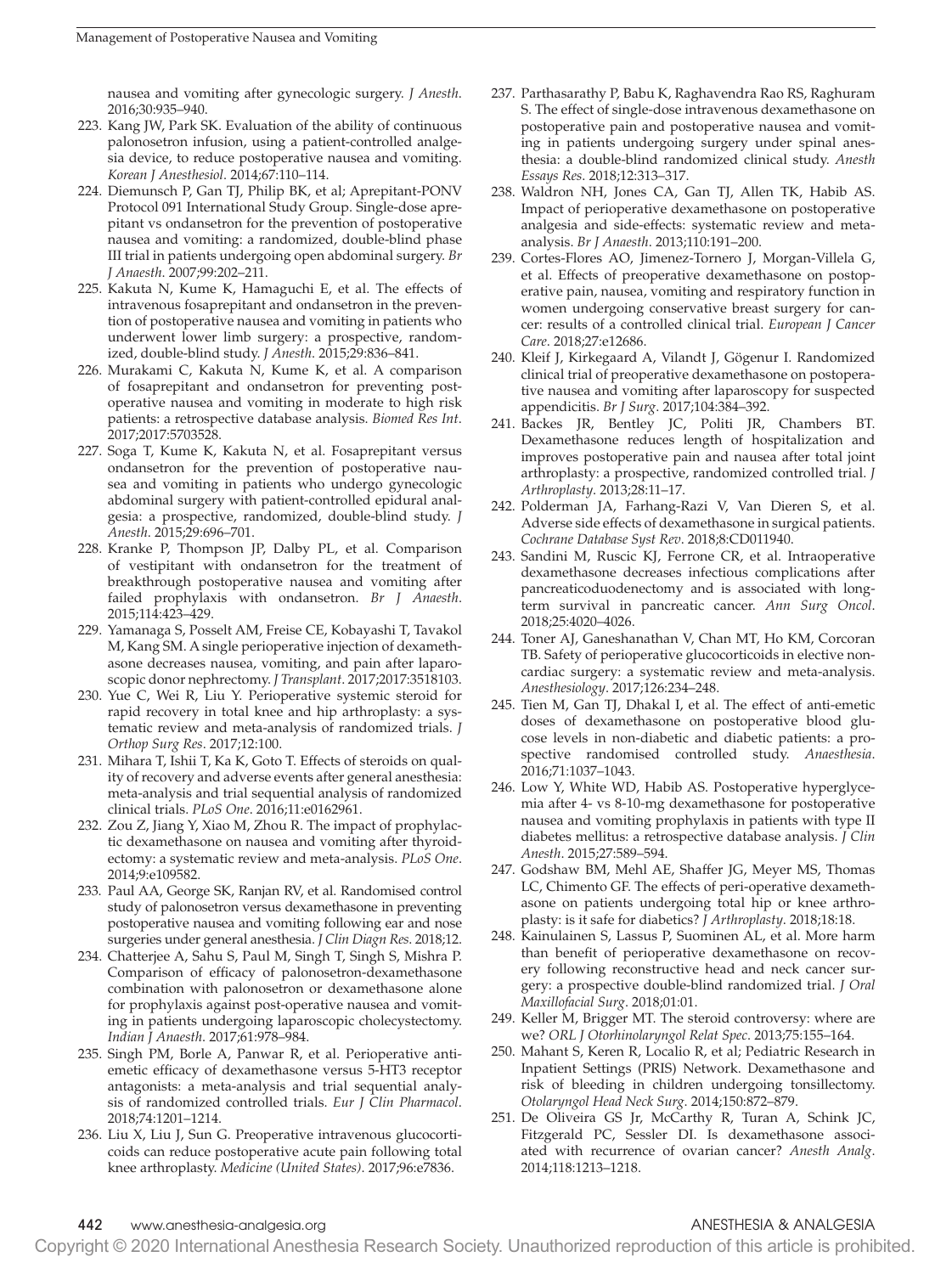nausea and vomiting after gynecologic surgery. *J Anesth*. 2016;30:935–940.

223. Kang JW, Park SK. Evaluation of the ability of continuous palonosetron infusion, using a patient-controlled analgesia device, to reduce postoperative nausea and vomiting. *Korean J Anesthesiol*. 2014;67:110–114.
224. Diemunsch P, Gan TJ, Philip BK, et al; Aprepitant-PONV Protocol 091 International Study Group. Single-dose aprepitant vs ondansetron for the prevention of postoperative nausea and vomiting: a randomized, double-blind phase III trial in patients undergoing open abdominal surgery. *Br J Anaesth*. 2007;99:202–211.
225. Kakuta N, Kume K, Hamaguchi E, et al. The effects of intravenous fosaprepitant and ondansetron in the prevention of postoperative nausea and vomiting in patients who underwent lower limb surgery: a prospective, randomized, double-blind study. *J Anesth*. 2015;29:836–841.
226. Murakami C, Kakuta N, Kume K, et al. A comparison of fosaprepitant and ondansetron for preventing postoperative nausea and vomiting in moderate to high risk patients: a retrospective database analysis. *Biomed Res Int*. 2017;2017:5703528.
227. Soga T, Kume K, Kakuta N, et al. Fosaprepitant versus ondansetron for the prevention of postoperative nausea and vomiting in patients who undergo gynecologic abdominal surgery with patient-controlled epidural analgesia: a prospective, randomized, double-blind study. *J Anesth*. 2015;29:696–701.
228. Kranke P, Thompson JP, Dalby PL, et al. Comparison of vestipitant with ondansetron for the treatment of breakthrough postoperative nausea and vomiting after failed prophylaxis with ondansetron. *Br J Anaesth*. 2015;114:423–429.
229. Yamanaga S, Posselt AM, Freise CE, Kobayashi T, Tavakol M, Kang SM. A single perioperative injection of dexamethasone decreases nausea, vomiting, and pain after laparoscopic donor nephrectomy. *J Transplant*. 2017;2017:3518103.
230. Yue C, Wei R, Liu Y. Perioperative systemic steroid for rapid recovery in total knee and hip arthroplasty: a systematic review and meta-analysis of randomized trials. *J Orthop Surg Res*. 2017;12:100.
231. Mihara T, Ishii T, Ka K, Goto T. Effects of steroids on quality of recovery and adverse events after general anesthesia: meta-analysis and trial sequential analysis of randomized clinical trials. *PLoS One*. 2016;11:e0162961.
232. Zou Z, Jiang Y, Xiao M, Zhou R. The impact of prophylactic dexamethasone on nausea and vomiting after thyroidectomy: a systematic review and meta-analysis. *PLoS One*. 2014;9:e109582.
233. Paul AA, George SK, Ranjan RV, et al. Randomised control study of palonosetron versus dexamethasone in preventing postoperative nausea and vomiting following ear and nose surgeries under general anesthesia. *J Clin Diagn Res*. 2018;12.
234. Chatterjee A, Sahu S, Paul M, Singh T, Singh S, Mishra P. Comparison of efficacy of palonosetron-dexamethasone combination with palonosetron or dexamethasone alone for prophylaxis against post-operative nausea and vomiting in patients undergoing laparoscopic cholecystectomy. *Indian J Anaesth*. 2017;61:978–984.
235. Singh PM, Borle A, Panwar R, et al. Perioperative antiemetic efficacy of dexamethasone versus 5-HT3 receptor antagonists: a meta-analysis and trial sequential analysis of randomized controlled trials. *Eur J Clin Pharmacol*. 2018;74:1201–1214.
236. Liu X, Liu J, Sun G. Preoperative intravenous glucocorticoids can reduce postoperative acute pain following total knee arthroplasty. *Medicine (United States)*. 2017;96:e7836.
237. Parthasarathy P, Babu K, Raghavendra Rao RS, Raghuram S. The effect of single-dose intravenous dexamethasone on postoperative pain and postoperative nausea and vomiting in patients undergoing surgery under spinal anesthesia: a double-blind randomized clinical study. *Anesth Essays Res*. 2018;12:313–317.
238. Waldron NH, Jones CA, Gan TJ, Allen TK, Habib AS. Impact of perioperative dexamethasone on postoperative analgesia and side-effects: systematic review and meta-analysis. *Br J Anaesth*. 2013;110:191–200.
239. Cortes-Flores AO, Jimenez-Tornero J, Morgan-Villela G, et al. Effects of preoperative dexamethasone on postoperative pain, nausea, vomiting and respiratory function in women undergoing conservative breast surgery for cancer: results of a controlled clinical trial. *European J Cancer Care*. 2018;27:e12686.
240. Kleif J, Kirkegaard A, Vilandt J, Gögenur I. Randomized clinical trial of preoperative dexamethasone on postoperative nausea and vomiting after laparoscopy for suspected appendicitis. *Br J Surg*. 2017;104:384–392.
241. Backes JR, Bentley JC, Politi JR, Chambers BT. Dexamethasone reduces length of hospitalization and improves postoperative pain and nausea after total joint arthroplasty: a prospective, randomized controlled trial. *J Arthroplasty*. 2013;28:11–17.
242. Polderman JA, Farhang-Razi V, Van Dieren S, et al. Adverse side effects of dexamethasone in surgical patients. *Cochrane Database Syst Rev*. 2018;8:CD011940.
243. Sandini M, Ruscic KJ, Ferrone CR, et al. Intraoperative dexamethasone decreases infectious complications after pancreaticoduodenectomy and is associated with long-term survival in pancreatic cancer. *Ann Surg Oncol*. 2018;25:4020–4026.
244. Toner AJ, Ganeshanathan V, Chan MT, Ho KM, Corcoran TB. Safety of perioperative glucocorticoids in elective noncardiac surgery: a systematic review and meta-analysis. *Anesthesiology*. 2017;126:234–248.
245. Tien M, Gan TJ, Dhakal I, et al. The effect of anti-emetic doses of dexamethasone on postoperative blood glucose levels in non-diabetic and diabetic patients: a prospective randomised controlled study. *Anaesthesia*. 2016;71:1037–1043.
246. Low Y, White WD, Habib AS. Postoperative hyperglycemia after 4- vs 8-10-mg dexamethasone for postoperative nausea and vomiting prophylaxis in patients with type II diabetes mellitus: a retrospective database analysis. *J Clin Anesth*. 2015;27:589–594.
247. Godshaw BM, Mehl AE, Shaffer JG, Meyer MS, Thomas LC, Chimento GF. The effects of peri-operative dexamethasone on patients undergoing total hip or knee arthroplasty: is it safe for diabetics? *J Arthroplasty*. 2018;18:18.
248. Kainulainen S, Lassus P, Suominen AL, et al. More harm than benefit of perioperative dexamethasone on recovery following reconstructive head and neck cancer surgery: a prospective double-blind randomized trial. *J Oral Maxillofacial Surg*. 2018;01:01.
249. Keller M, Brigger MT. The steroid controversy: where are we? *ORL J Otorhinolaryngol Relat Spec*. 2013;75:155–164.
250. Mahant S, Keren R, Localio R, et al; Pediatric Research in Inpatient Settings (PRIS) Network. Dexamethasone and risk of bleeding in children undergoing tonsillectomy. *Otolaryngol Head Neck Surg*. 2014;150:872–879.
251. De Oliveira GS Jr, McCarthy R, Turan A, Schink JC, Fitzgerald PC, Sessler DI. Is dexamethasone associated with recurrence of ovarian cancer? *Anesth Analg*. 2014;118:1213–1218.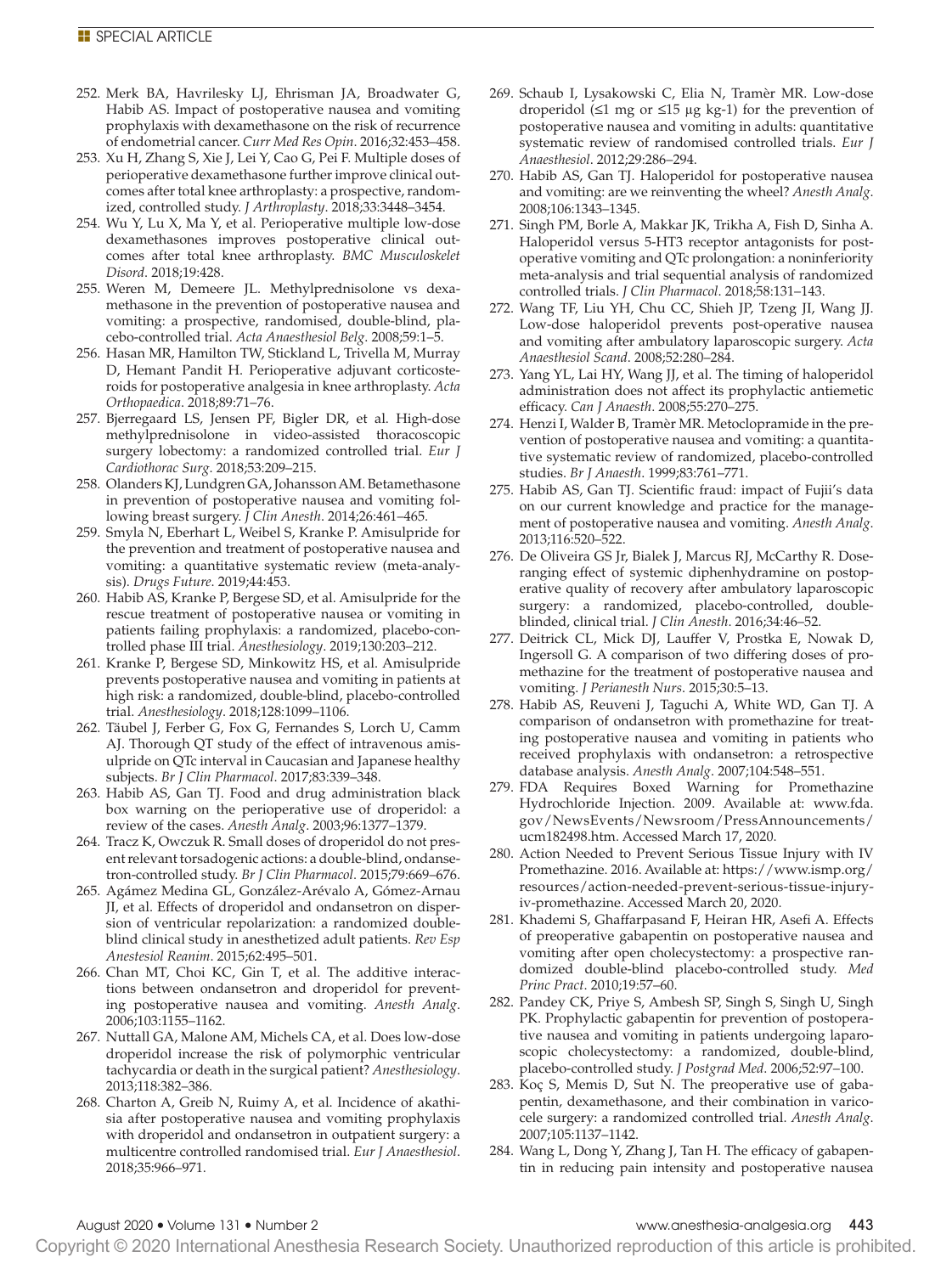252. Merk BA, Havrilesky LJ, Ehrisman JA, Broadwater G, Habib AS. Impact of postoperative nausea and vomiting prophylaxis with dexamethasone on the risk of recurrence of endometrial cancer. *Curr Med Res Opin*. 2016;32:453–458.
253. Xu H, Zhang S, Xie J, Lei Y, Cao G, Pei F. Multiple doses of perioperative dexamethasone further improve clinical outcomes after total knee arthroplasty: a prospective, randomized, controlled study. *J Arthroplasty*. 2018;33:3448–3454.
254. Wu Y, Lu X, Ma Y, et al. Perioperative multiple low-dose dexamethasones improves postoperative clinical outcomes after total knee arthroplasty. *BMC Musculoskelet Disord*. 2018;19:428.
255. Weren M, Demeere JL. Methylprednisolone vs dexamethasone in the prevention of postoperative nausea and vomiting: a prospective, randomised, double-blind, placebo-controlled trial. *Acta Anaesthesiol Belg*. 2008;59:1–5.
256. Hasan MR, Hamilton TW, Stickland L, Trivella M, Murray D, Hemant Pandit H. Perioperative adjuvant corticosteroids for postoperative analgesia in knee arthroplasty. *Acta Orthopaedica*. 2018;89:71–76.
257. Bjerregaard LS, Jensen PF, Bigler DR, et al. High-dose methylprednisolone in video-assisted thoracoscopic surgery lobectomy: a randomized controlled trial. *Eur J Cardiothorac Surg*. 2018;53:209–215.
258. Olanders KJ, Lundgren GA, Johansson AM. Betamethasone in prevention of postoperative nausea and vomiting following breast surgery. *J Clin Anesth*. 2014;26:461–465.
259. Smyla N, Eberhart L, Weibel S, Kranke P. Amisulpride for the prevention and treatment of postoperative nausea and vomiting: a quantitative systematic review (meta-analysis). *Drugs Future*. 2019;44:453.
260. Habib AS, Kranke P, Bergese SD, et al. Amisulpride for the rescue treatment of postoperative nausea or vomiting in patients failing prophylaxis: a randomized, placebo-controlled phase III trial. *Anesthesiology*. 2019;130:203–212.
261. Kranke P, Bergese SD, Minkowitz HS, et al. Amisulpride prevents postoperative nausea and vomiting in patients at high risk: a randomized, double-blind, placebo-controlled trial. *Anesthesiology*. 2018;128:1099–1106.
262. Täubel J, Ferber G, Fox G, Fernandes S, Lorch U, Camm AJ. Thorough QT study of the effect of intravenous amisulpride on QTc interval in Caucasian and Japanese healthy subjects. *Br J Clin Pharmacol*. 2017;83:339–348.
263. Habib AS, Gan TJ. Food and drug administration black box warning on the perioperative use of droperidol: a review of the cases. *Anesth Analg*. 2003;96:1377–1379.
264. Tracz K, Owczuk R. Small doses of droperidol do not present relevant torsadogenic actions: a double-blind, ondansetron-controlled study. *Br J Clin Pharmacol*. 2015;79:669–676.
265. Agámez Medina GL, González-Arévalo A, Gómez-Arnau JI, et al. Effects of droperidol and ondansetron on dispersion of ventricular repolarization: a randomized double-blind clinical study in anesthetized adult patients. *Rev Esp Anestesiol Reanim*. 2015;62:495–501.
266. Chan MT, Choi KC, Gin T, et al. The additive interactions between ondansetron and droperidol for preventing postoperative nausea and vomiting. *Anesth Analg*. 2006;103:1155–1162.
267. Nuttall GA, Malone AM, Michels CA, et al. Does low-dose droperidol increase the risk of polymorphic ventricular tachycardia or death in the surgical patient? *Anesthesiology*. 2013;118:382–386.
268. Charton A, Greib N, Ruimy A, et al. Incidence of akathisia after postoperative nausea and vomiting prophylaxis with droperidol and ondansetron in outpatient surgery: a multicentre controlled randomised trial. *Eur J Anaesthesiol*. 2018;35:966–971.
269. Schaub I, Lysakowski C, Elia N, Tramèr MR. Low-dose droperidol (≤1 mg or ≤15 µg kg-1) for the prevention of postoperative nausea and vomiting in adults: quantitative systematic review of randomised controlled trials. *Eur J Anaesthesiol*. 2012;29:286–294.
270. Habib AS, Gan TJ. Haloperidol for postoperative nausea and vomiting: are we reinventing the wheel? *Anesth Analg*. 2008;106:1343–1345.
271. Singh PM, Borle A, Makkar JK, Trikha A, Fish D, Sinha A. Haloperidol versus 5-HT3 receptor antagonists for postoperative vomiting and QTc prolongation: a noninferiority meta-analysis and trial sequential analysis of randomized controlled trials. *J Clin Pharmacol*. 2018;58:131–143.
272. Wang TF, Liu YH, Chu CC, Shieh JP, Tzeng JI, Wang JJ. Low-dose haloperidol prevents post-operative nausea and vomiting after ambulatory laparoscopic surgery. *Acta Anaesthesiol Scand*. 2008;52:280–284.
273. Yang YL, Lai HY, Wang JJ, et al. The timing of haloperidol administration does not affect its prophylactic antiemetic efficacy. *Can J Anaesth*. 2008;55:270–275.
274. Henzi I, Walder B, Tramèr MR. Metoclopramide in the prevention of postoperative nausea and vomiting: a quantitative systematic review of randomized, placebo-controlled studies. *Br J Anaesth*. 1999;83:761–771.
275. Habib AS, Gan TJ. Scientific fraud: impact of Fujii's data on our current knowledge and practice for the management of postoperative nausea and vomiting. *Anesth Analg*. 2013;116:520–522.
276. De Oliveira GS Jr, Bialek J, Marcus RJ, McCarthy R. Dose-ranging effect of systemic diphenhydramine on postoperative quality of recovery after ambulatory laparoscopic surgery: a randomized, placebo-controlled, double-blinded, clinical trial. *J Clin Anesth*. 2016;34:46–52.
277. Deitrick CL, Mick DJ, Lauffer V, Prostka E, Nowak D, Ingersoll G. A comparison of two differing doses of promethazine for the treatment of postoperative nausea and vomiting. *J Perianesth Nurs*. 2015;30:5–13.
278. Habib AS, Reuveni J, Taguchi A, White WD, Gan TJ. A comparison of ondansetron with promethazine for treating postoperative nausea and vomiting in patients who received prophylaxis with ondansetron: a retrospective database analysis. *Anesth Analg*. 2007;104:548–551.
279. FDA Requires Boxed Warning for Promethazine Hydrochloride Injection. 2009. Available at: www.fda.gov/NewsEvents/Newsroom/PressAnnouncements/ucm182498.htm. Accessed March 17, 2020.
280. Action Needed to Prevent Serious Tissue Injury with IV Promethazine. 2016. Available at: https://www.ismp.org/resources/action-needed-prevent-serious-tissue-injury-iv-promethazine. Accessed March 20, 2020.
281. Khademi S, Ghaffarpasand F, Heiran HR, Asefi A. Effects of preoperative gabapentin on postoperative nausea and vomiting after open cholecystectomy: a prospective randomized double-blind placebo-controlled study. *Med Princ Pract*. 2010;19:57–60.
282. Pandey CK, Priye S, Ambesh SP, Singh S, Singh U, Singh PK. Prophylactic gabapentin for prevention of postoperative nausea and vomiting in patients undergoing laparoscopic cholecystectomy: a randomized, double-blind, placebo-controlled study. *J Postgrad Med*. 2006;52:97–100.
283. Koç S, Memis D, Sut N. The preoperative use of gabapentin, dexamethasone, and their combination in varicocele surgery: a randomized controlled trial. *Anesth Analg*. 2007;105:1137–1142.
284. Wang L, Dong Y, Zhang J, Tan H. The efficacy of gabapentin in reducing pain intensity and postoperative nausea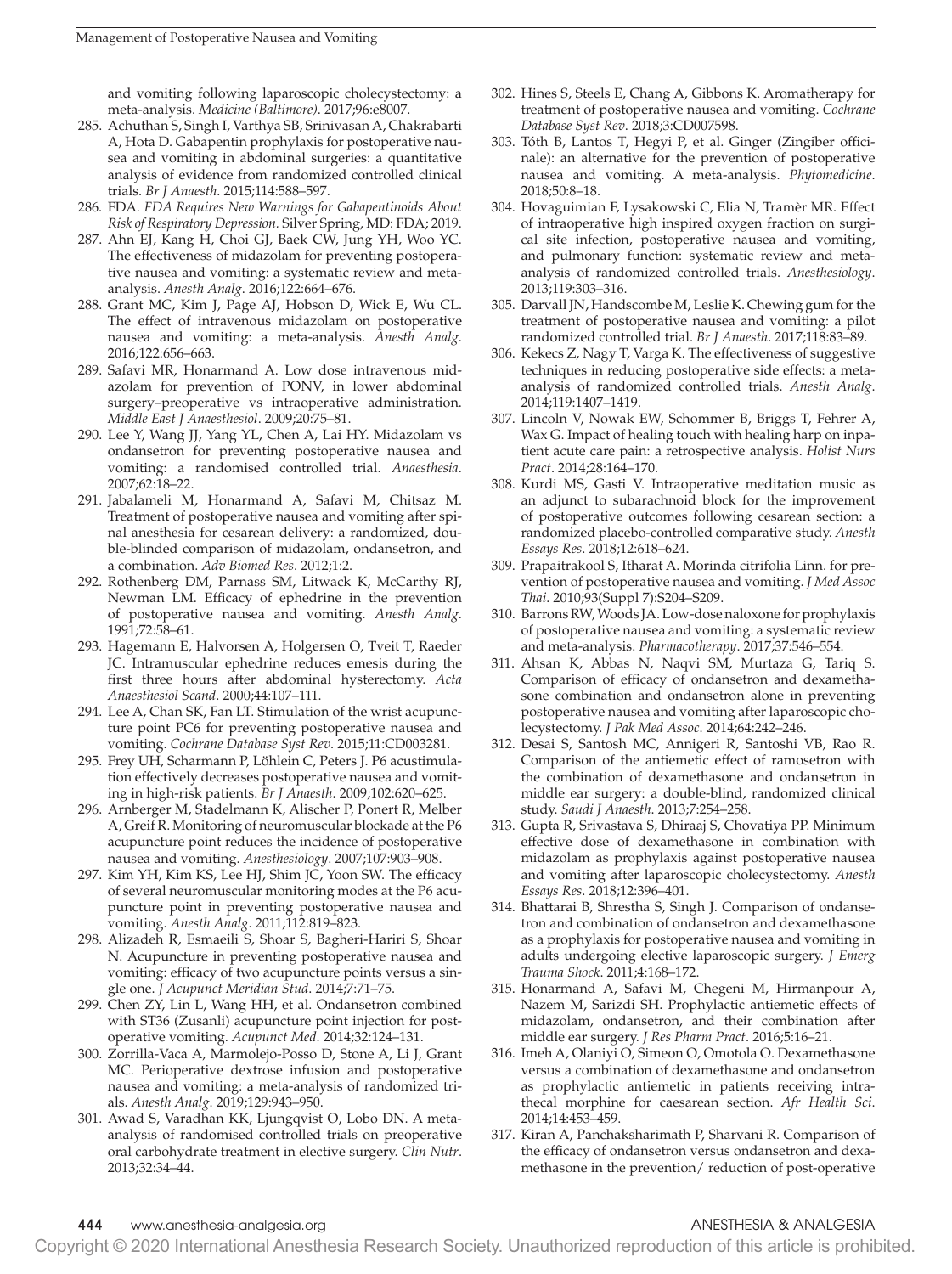and vomiting following laparoscopic cholecystectomy: a meta-analysis. *Medicine (Baltimore)*. 2017;96:e8007.

285. Achuthan S, Singh I, Varthya SB, Srinivasan A, Chakrabarti A, Hota D. Gabapentin prophylaxis for postoperative nausea and vomiting in abdominal surgeries: a quantitative analysis of evidence from randomized controlled clinical trials. *Br J Anaesth*. 2015;114:588–597.
286. FDA. *FDA Requires New Warnings for Gabapentinoids About Risk of Respiratory Depression*. Silver Spring, MD: FDA; 2019.
287. Ahn EJ, Kang H, Choi GJ, Baek CW, Jung YH, Woo YC. The effectiveness of midazolam for preventing postoperative nausea and vomiting: a systematic review and meta-analysis. *Anesth Analg*. 2016;122:664–676.
288. Grant MC, Kim J, Page AJ, Hobson D, Wick E, Wu CL. The effect of intravenous midazolam on postoperative nausea and vomiting: a meta-analysis. *Anesth Analg*. 2016;122:656–663.
289. Safavi MR, Honarmand A. Low dose intravenous midazolam for prevention of PONV, in lower abdominal surgery–preoperative vs intraoperative administration. *Middle East J Anaesthesiol*. 2009;20:75–81.
290. Lee Y, Wang JJ, Yang YL, Chen A, Lai HY. Midazolam vs ondansetron for preventing postoperative nausea and vomiting: a randomised controlled trial. *Anaesthesia*. 2007;62:18–22.
291. Jabalameli M, Honarmand A, Safavi M, Chitsaz M. Treatment of postoperative nausea and vomiting after spinal anesthesia for cesarean delivery: a randomized, double-blinded comparison of midazolam, ondansetron, and a combination. *Adv Biomed Res*. 2012;1:2.
292. Rothenberg DM, Parnass SM, Litwack K, McCarthy RJ, Newman LM. Efficacy of ephedrine in the prevention of postoperative nausea and vomiting. *Anesth Analg*. 1991;72:58–61.
293. Hagemann E, Halvorsen A, Holgersen O, Tveit T, Raeder JC. Intramuscular ephedrine reduces emesis during the first three hours after abdominal hysterectomy. *Acta Anaesthesiol Scand*. 2000;44:107–111.
294. Lee A, Chan SK, Fan LT. Stimulation of the wrist acupuncture point PC6 for preventing postoperative nausea and vomiting. *Cochrane Database Syst Rev*. 2015;11:CD003281.
295. Frey UH, Scharmann P, Löhlein C, Peters J. P6 acustimulation effectively decreases postoperative nausea and vomiting in high-risk patients. *Br J Anaesth*. 2009;102:620–625.
296. Arnberger M, Stadelmann K, Alischer P, Ponert R, Melber A, Greif R. Monitoring of neuromuscular blockade at the P6 acupuncture point reduces the incidence of postoperative nausea and vomiting. *Anesthesiology*. 2007;107:903–908.
297. Kim YH, Kim KS, Lee HJ, Shim JC, Yoon SW. The efficacy of several neuromuscular monitoring modes at the P6 acupuncture point in preventing postoperative nausea and vomiting. *Anesth Analg*. 2011;112:819–823.
298. Alizadeh R, Esmaeili S, Shoar S, Bagheri-Hariri S, Shoar N. Acupuncture in preventing postoperative nausea and vomiting: efficacy of two acupuncture points versus a single one. *J Acupunct Meridian Stud*. 2014;7:71–75.
299. Chen ZY, Lin L, Wang HH, et al. Ondansetron combined with ST36 (Zusanli) acupuncture point injection for postoperative vomiting. *Acupunct Med*. 2014;32:124–131.
300. Zorrilla-Vaca A, Marmolejo-Posso D, Stone A, Li J, Grant MC. Perioperative dextrose infusion and postoperative nausea and vomiting: a meta-analysis of randomized trials. *Anesth Analg*. 2019;129:943–950.
301. Awad S, Varadhan KK, Ljungqvist O, Lobo DN. A meta-analysis of randomised controlled trials on preoperative oral carbohydrate treatment in elective surgery. *Clin Nutr*. 2013;32:34–44.
302. Hines S, Steels E, Chang A, Gibbons K. Aromatherapy for treatment of postoperative nausea and vomiting. *Cochrane Database Syst Rev*. 2018;3:CD007598.
303. Tóth B, Lantos T, Hegyi P, et al. Ginger (Zingiber officinale): an alternative for the prevention of postoperative nausea and vomiting. A meta-analysis. *Phytomedicine*. 2018;50:8–18.
304. Hovaguimian F, Lysakowski C, Elia N, Tramèr MR. Effect of intraoperative high inspired oxygen fraction on surgical site infection, postoperative nausea and vomiting, and pulmonary function: systematic review and meta-analysis of randomized controlled trials. *Anesthesiology*. 2013;119:303–316.
305. Darvall JN, Handscombe M, Leslie K. Chewing gum for the treatment of postoperative nausea and vomiting: a pilot randomized controlled trial. *Br J Anaesth*. 2017;118:83–89.
306. Kekecs Z, Nagy T, Varga K. The effectiveness of suggestive techniques in reducing postoperative side effects: a meta-analysis of randomized controlled trials. *Anesth Analg*. 2014;119:1407–1419.
307. Lincoln V, Nowak EW, Schommer B, Briggs T, Fehrer A, Wax G. Impact of healing touch with healing harp on inpatient acute care pain: a retrospective analysis. *Holist Nurs Pract*. 2014;28:164–170.
308. Kurdi MS, Gasti V. Intraoperative meditation music as an adjunct to subarachnoid block for the improvement of postoperative outcomes following cesarean section: a randomized placebo-controlled comparative study. *Anesth Essays Res*. 2018;12:618–624.
309. Prapaitrakool S, Itharat A. Morinda citrifolia Linn. for prevention of postoperative nausea and vomiting. *J Med Assoc Thai*. 2010;93(Suppl 7):S204–S209.
310. Barrons RW, Woods JA. Low-dose naloxone for prophylaxis of postoperative nausea and vomiting: a systematic review and meta-analysis. *Pharmacotherapy*. 2017;37:546–554.
311. Ahsan K, Abbas N, Naqvi SM, Murtaza G, Tariq S. Comparison of efficacy of ondansetron and dexamethasone combination and ondansetron alone in preventing postoperative nausea and vomiting after laparoscopic cholecystectomy. *J Pak Med Assoc*. 2014;64:242–246.
312. Desai S, Santosh MC, Annigeri R, Santoshi VB, Rao R. Comparison of the antiemetic effect of ramosetron with the combination of dexamethasone and ondansetron in middle ear surgery: a double-blind, randomized clinical study. *Saudi J Anaesth*. 2013;7:254–258.
313. Gupta R, Srivastava S, Dhiraaj S, Chovatiya PP. Minimum effective dose of dexamethasone in combination with midazolam as prophylaxis against postoperative nausea and vomiting after laparoscopic cholecystectomy. *Anesth Essays Res*. 2018;12:396–401.
314. Bhattarai B, Shrestha S, Singh J. Comparison of ondansetron and combination of ondansetron and dexamethasone as a prophylaxis for postoperative nausea and vomiting in adults undergoing elective laparoscopic surgery. *J Emerg Trauma Shock*. 2011;4:168–172.
315. Honarmand A, Safavi M, Chegeni M, Hirmanpour A, Nazem M, Sarizdi SH. Prophylactic antiemetic effects of midazolam, ondansetron, and their combination after middle ear surgery. *J Res Pharm Pract*. 2016;5:16–21.
316. Imeh A, Olaniyi O, Simeon O, Omotola O. Dexamethasone versus a combination of dexamethasone and ondansetron as prophylactic antiemetic in patients receiving intrathecal morphine for caesarean section. *Afr Health Sci*. 2014;14:453–459.
317. Kiran A, Panchaksharimath P, Sharvani R. Comparison of the efficacy of ondansetron versus ondansetron and dexamethasone in the prevention/ reduction of post-operative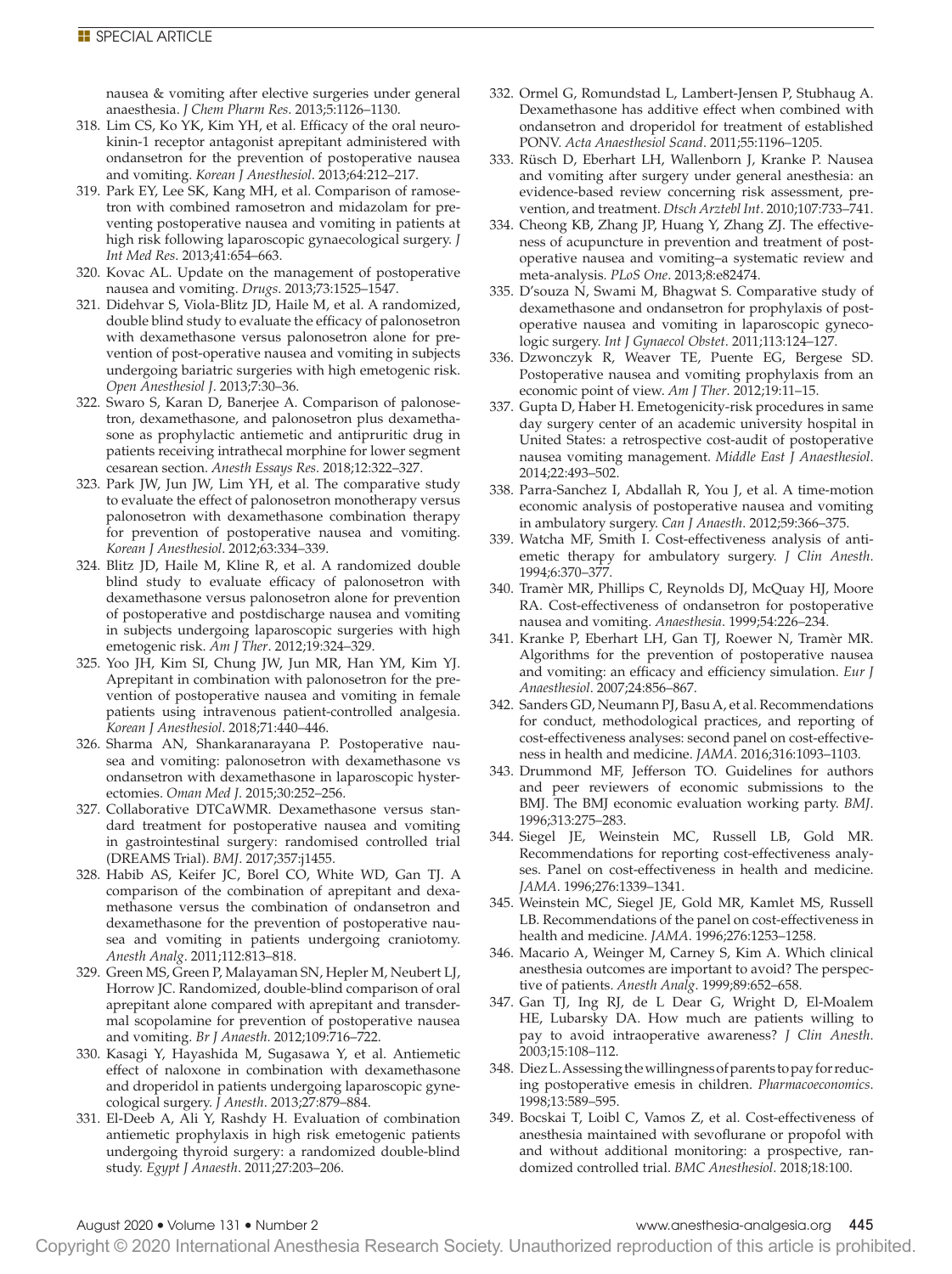nausea & vomiting after elective surgeries under general anaesthesia. *J Chem Pharm Res*. 2013;5:1126–1130.

318. Lim CS, Ko YK, Kim YH, et al. Efficacy of the oral neurokinin-1 receptor antagonist aprepitant administered with ondansetron for the prevention of postoperative nausea and vomiting. *Korean J Anesthesiol*. 2013;64:212–217.
319. Park EY, Lee SK, Kang MH, et al. Comparison of ramosetron with combined ramosetron and midazolam for preventing postoperative nausea and vomiting in patients at high risk following laparoscopic gynaecological surgery. *J Int Med Res*. 2013;41:654–663.
320. Kovac AL. Update on the management of postoperative nausea and vomiting. *Drugs*. 2013;73:1525–1547.
321. Didehvar S, Viola-Blitz JD, Haile M, et al. A randomized, double blind study to evaluate the efficacy of palonosetron with dexamethasone versus palonosetron alone for prevention of post-operative nausea and vomiting in subjects undergoing bariatric surgeries with high emetogenic risk. *Open Anesthesiol J*. 2013;7:30–36.
322. Swaro S, Karan D, Banerjee A. Comparison of palonosetron, dexamethasone, and palonosetron plus dexamethasone as prophylactic antiemetic and antipruritic drug in patients receiving intrathecal morphine for lower segment cesarean section. *Anesth Essays Res*. 2018;12:322–327.
323. Park JW, Jun JW, Lim YH, et al. The comparative study to evaluate the effect of palonosetron monotherapy versus palonosetron with dexamethasone combination therapy for prevention of postoperative nausea and vomiting. *Korean J Anesthesiol*. 2012;63:334–339.
324. Blitz JD, Haile M, Kline R, et al. A randomized double blind study to evaluate efficacy of palonosetron with dexamethasone versus palonosetron alone for prevention of postoperative and postdischarge nausea and vomiting in subjects undergoing laparoscopic surgeries with high emetogenic risk. *Am J Ther*. 2012;19:324–329.
325. Yoo JH, Kim SI, Chung JW, Jun MR, Han YM, Kim YJ. Aprepitant in combination with palonosetron for the prevention of postoperative nausea and vomiting in female patients using intravenous patient-controlled analgesia. *Korean J Anesthesiol*. 2018;71:440–446.
326. Sharma AN, Shankaranarayana P. Postoperative nausea and vomiting: palonosetron with dexamethasone vs ondansetron with dexamethasone in laparoscopic hysterectomies. *Oman Med J*. 2015;30:252–256.
327. Collaborative DTCaWMR. Dexamethasone versus standard treatment for postoperative nausea and vomiting in gastrointestinal surgery: randomised controlled trial (DREAMS Trial). *BMJ*. 2017;357:j1455.
328. Habib AS, Keifer JC, Borel CO, White WD, Gan TJ. A comparison of the combination of aprepitant and dexamethasone versus the combination of ondansetron and dexamethasone for the prevention of postoperative nausea and vomiting in patients undergoing craniotomy. *Anesth Analg*. 2011;112:813–818.
329. Green MS, Green P, Malayaman SN, Hepler M, Neubert LJ, Horrow JC. Randomized, double-blind comparison of oral aprepitant alone compared with aprepitant and transdermal scopolamine for prevention of postoperative nausea and vomiting. *Br J Anaesth*. 2012;109:716–722.
330. Kasagi Y, Hayashida M, Sugasawa Y, et al. Antiemetic effect of naloxone in combination with dexamethasone and droperidol in patients undergoing laparoscopic gynecological surgery. *J Anesth*. 2013;27:879–884.
331. El-Deeb A, Ali Y, Rashdy H. Evaluation of combination antiemetic prophylaxis in high risk emetogenic patients undergoing thyroid surgery: a randomized double-blind study. *Egypt J Anaesth*. 2011;27:203–206.
332. Ormel G, Romundstad L, Lambert-Jensen P, Stubhaug A. Dexamethasone has additive effect when combined with ondansetron and droperidol for treatment of established PONV. *Acta Anaesthesiol Scand*. 2011;55:1196–1205.
333. Rüsch D, Eberhart LH, Wallenborn J, Kranke P. Nausea and vomiting after surgery under general anesthesia: an evidence-based review concerning risk assessment, prevention, and treatment. *Dtsch Arztebl Int*. 2010;107:733–741.
334. Cheong KB, Zhang JP, Huang Y, Zhang ZJ. The effectiveness of acupuncture in prevention and treatment of postoperative nausea and vomiting–a systematic review and meta-analysis. *PLoS One*. 2013;8:e82474.
335. D'souza N, Swami M, Bhagwat S. Comparative study of dexamethasone and ondansetron for prophylaxis of postoperative nausea and vomiting in laparoscopic gynecologic surgery. *Int J Gynaecol Obstet*. 2011;113:124–127.
336. Dzwonczyk R, Weaver TE, Puente EG, Bergese SD. Postoperative nausea and vomiting prophylaxis from an economic point of view. *Am J Ther*. 2012;19:11–15.
337. Gupta D, Haber H. Emetogenicity-risk procedures in same day surgery center of an academic university hospital in United States: a retrospective cost-audit of postoperative nausea vomiting management. *Middle East J Anaesthesiol*. 2014;22:493–502.
338. Parra-Sanchez I, Abdallah R, You J, et al. A time-motion economic analysis of postoperative nausea and vomiting in ambulatory surgery. *Can J Anaesth*. 2012;59:366–375.
339. Watcha MF, Smith I. Cost-effectiveness analysis of antiemetic therapy for ambulatory surgery. *J Clin Anesth*. 1994;6:370–377.
340. Tramèr MR, Phillips C, Reynolds DJ, McQuay HJ, Moore RA. Cost-effectiveness of ondansetron for postoperative nausea and vomiting. *Anaesthesia*. 1999;54:226–234.
341. Kranke P, Eberhart LH, Gan TJ, Roewer N, Tramèr MR. Algorithms for the prevention of postoperative nausea and vomiting: an efficacy and efficiency simulation. *Eur J Anaesthesiol*. 2007;24:856–867.
342. Sanders GD, Neumann PJ, Basu A, et al. Recommendations for conduct, methodological practices, and reporting of cost-effectiveness analyses: second panel on cost-effectiveness in health and medicine. *JAMA*. 2016;316:1093–1103.
343. Drummond MF, Jefferson TO. Guidelines for authors and peer reviewers of economic submissions to the BMJ. The BMJ economic evaluation working party. *BMJ*. 1996;313:275–283.
344. Siegel JE, Weinstein MC, Russell LB, Gold MR. Recommendations for reporting cost-effectiveness analyses. Panel on cost-effectiveness in health and medicine. *JAMA*. 1996;276:1339–1341.
345. Weinstein MC, Siegel JE, Gold MR, Kamlet MS, Russell LB. Recommendations of the panel on cost-effectiveness in health and medicine. *JAMA*. 1996;276:1253–1258.
346. Macario A, Weinger M, Carney S, Kim A. Which clinical anesthesia outcomes are important to avoid? The perspective of patients. *Anesth Analg*. 1999;89:652–658.
347. Gan TJ, Ing RJ, de L Dear G, Wright D, El-Moalem HE, Lubarsky DA. How much are patients willing to pay to avoid intraoperative awareness? *J Clin Anesth*. 2003;15:108–112.
348. Diez L. Assessing the willingness of parents to pay for reducing postoperative emesis in children. *Pharmacoeconomics*. 1998;13:589–595.
349. Bocskai T, Loibl C, Vamos Z, et al. Cost-effectiveness of anesthesia maintained with sevoflurane or propofol with and without additional monitoring: a prospective, randomized controlled trial. *BMC Anesthesiol*. 2018;18:100.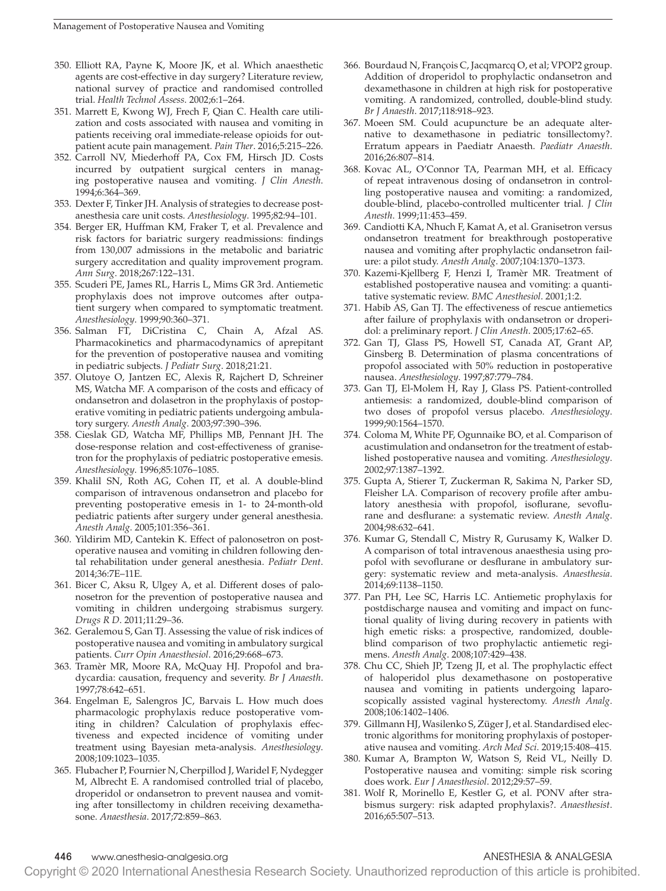350. Elliott RA, Payne K, Moore JK, et al. Which anaesthetic agents are cost-effective in day surgery? Literature review, national survey of practice and randomised controlled trial. *Health Technol Assess*. 2002;6:1–264.
351. Marrett E, Kwong WJ, Frech F, Qian C. Health care utilization and costs associated with nausea and vomiting in patients receiving oral immediate-release opioids for outpatient acute pain management. *Pain Ther*. 2016;5:215–226.
352. Carroll NV, Miederhoff PA, Cox FM, Hirsch JD. Costs incurred by outpatient surgical centers in managing postoperative nausea and vomiting. *J Clin Anesth*. 1994;6:364–369.
353. Dexter F, Tinker JH. Analysis of strategies to decrease postanesthesia care unit costs. *Anesthesiology*. 1995;82:94–101.
354. Berger ER, Huffman KM, Fraker T, et al. Prevalence and risk factors for bariatric surgery readmissions: findings from 130,007 admissions in the metabolic and bariatric surgery accreditation and quality improvement program. *Ann Surg*. 2018;267:122–131.
355. Scuderi PE, James RL, Harris L, Mims GR 3rd. Antiemetic prophylaxis does not improve outcomes after outpatient surgery when compared to symptomatic treatment. *Anesthesiology*. 1999;90:360–371.
356. Salman FT, DiCristina C, Chain A, Afzal AS. Pharmacokinetics and pharmacodynamics of aprepitant for the prevention of postoperative nausea and vomiting in pediatric subjects. *J Pediatr Surg*. 2018;21:21.
357. Olutoye O, Jantzen EC, Alexis R, Rajchert D, Schreiner MS, Watcha MF. A comparison of the costs and efficacy of ondansetron and dolasetron in the prophylaxis of postoperative vomiting in pediatric patients undergoing ambulatory surgery. *Anesth Analg*. 2003;97:390–396.
358. Cieslak GD, Watcha MF, Phillips MB, Pennant JH. The dose-response relation and cost-effectiveness of granisetron for the prophylaxis of pediatric postoperative emesis. *Anesthesiology*. 1996;85:1076–1085.
359. Khalil SN, Roth AG, Cohen IT, et al. A double-blind comparison of intravenous ondansetron and placebo for preventing postoperative emesis in 1- to 24-month-old pediatric patients after surgery under general anesthesia. *Anesth Analg*. 2005;101:356–361.
360. Yildirim MD, Cantekin K. Effect of palonosetron on postoperative nausea and vomiting in children following dental rehabilitation under general anesthesia. *Pediatr Dent*. 2014;36:7E–11E.
361. Bicer C, Aksu R, Ulgey A, et al. Different doses of palonosetron for the prevention of postoperative nausea and vomiting in children undergoing strabismus surgery. *Drugs R D*. 2011;11:29–36.
362. Geralemou S, Gan TJ. Assessing the value of risk indices of postoperative nausea and vomiting in ambulatory surgical patients. *Curr Opin Anaesthesiol*. 2016;29:668–673.
363. Tramèr MR, Moore RA, McQuay HJ. Propofol and bradycardia: causation, frequency and severity. *Br J Anaesth*. 1997;78:642–651.
364. Engelman E, Salengros JC, Barvais L. How much does pharmacologic prophylaxis reduce postoperative vomiting in children? Calculation of prophylaxis effectiveness and expected incidence of vomiting under treatment using Bayesian meta-analysis. *Anesthesiology*. 2008;109:1023–1035.
365. Flubacher P, Fournier N, Cherpillod J, Waridel F, Nydegger M, Albrecht E. A randomised controlled trial of placebo, droperidol or ondansetron to prevent nausea and vomiting after tonsillectomy in children receiving dexamethasone. *Anaesthesia*. 2017;72:859–863.
366. Bourdaud N, François C, Jacqmarcq O, et al; VPOP2 group. Addition of droperidol to prophylactic ondansetron and dexamethasone in children at high risk for postoperative vomiting. A randomized, controlled, double-blind study. *Br J Anaesth*. 2017;118:918–923.
367. Moeen SM. Could acupuncture be an adequate alternative to dexamethasone in pediatric tonsillectomy?. Erratum appears in Paediatr Anaesth. *Paediatr Anaesth*. 2016;26:807–814.
368. Kovac AL, O'Connor TA, Pearman MH, et al. Efficacy of repeat intravenous dosing of ondansetron in controlling postoperative nausea and vomiting: a randomized, double-blind, placebo-controlled multicenter trial. *J Clin Anesth*. 1999;11:453–459.
369. Candiotti KA, Nhuch F, Kamat A, et al. Granisetron versus ondansetron treatment for breakthrough postoperative nausea and vomiting after prophylactic ondansetron failure: a pilot study. *Anesth Analg*. 2007;104:1370–1373.
370. Kazemi-Kjellberg F, Henzi I, Tramèr MR. Treatment of established postoperative nausea and vomiting: a quantitative systematic review. *BMC Anesthesiol*. 2001;1:2.
371. Habib AS, Gan TJ. The effectiveness of rescue antiemetics after failure of prophylaxis with ondansetron or droperidol: a preliminary report. *J Clin Anesth*. 2005;17:62–65.
372. Gan TJ, Glass PS, Howell ST, Canada AT, Grant AP, Ginsberg B. Determination of plasma concentrations of propofol associated with 50% reduction in postoperative nausea. *Anesthesiology*. 1997;87:779–784.
373. Gan TJ, El-Molem H, Ray J, Glass PS. Patient-controlled antiemesis: a randomized, double-blind comparison of two doses of propofol versus placebo. *Anesthesiology*. 1999;90:1564–1570.
374. Coloma M, White PF, Ogunnaike BO, et al. Comparison of acustimulation and ondansetron for the treatment of established postoperative nausea and vomiting. *Anesthesiology*. 2002;97:1387–1392.
375. Gupta A, Stierer T, Zuckerman R, Sakima N, Parker SD, Fleisher LA. Comparison of recovery profile after ambulatory anesthesia with propofol, isoflurane, sevoflurane and desflurane: a systematic review. *Anesth Analg*. 2004;98:632–641.
376. Kumar G, Stendall C, Mistry R, Gurusamy K, Walker D. A comparison of total intravenous anaesthesia using propofol with sevoflurane or desflurane in ambulatory surgery: systematic review and meta-analysis. *Anaesthesia*. 2014;69:1138–1150.
377. Pan PH, Lee SC, Harris LC. Antiemetic prophylaxis for postdischarge nausea and vomiting and impact on functional quality of living during recovery in patients with high emetic risks: a prospective, randomized, double-blind comparison of two prophylactic antiemetic regimens. *Anesth Analg*. 2008;107:429–438.
378. Chu CC, Shieh JP, Tzeng JI, et al. The prophylactic effect of haloperidol plus dexamethasone on postoperative nausea and vomiting in patients undergoing laparoscopically assisted vaginal hysterectomy. *Anesth Analg*. 2008;106:1402–1406.
379. Gillmann HJ, Wasilenko S, Züger J, et al. Standardised electronic algorithms for monitoring prophylaxis of postoperative nausea and vomiting. *Arch Med Sci*. 2019;15:408–415.
380. Kumar A, Brampton W, Watson S, Reid VL, Neilly D. Postoperative nausea and vomiting: simple risk scoring does work. *Eur J Anaesthesiol*. 2012;29:57–59.
381. Wolf R, Morinello E, Kestler G, et al. PONV after strabismus surgery: risk adapted prophylaxis?. *Anaesthesist*. 2016;65:507–513.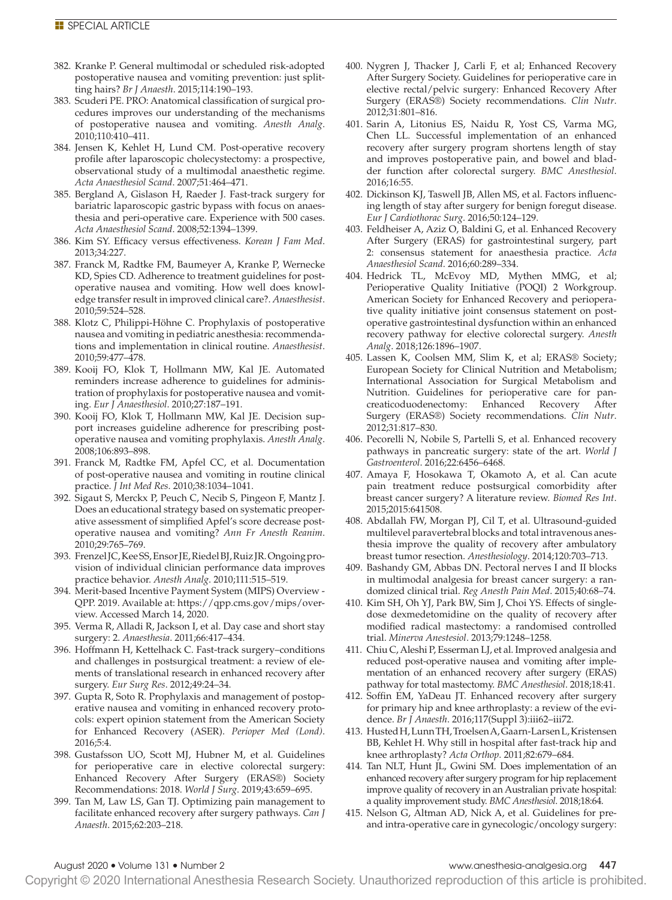382. Kranke P. General multimodal or scheduled risk-adopted postoperative nausea and vomiting prevention: just splitting hairs? *Br J Anaesth*. 2015;114:190–193.
383. Scuderi PE. PRO: Anatomical classification of surgical procedures improves our understanding of the mechanisms of postoperative nausea and vomiting. *Anesth Analg*. 2010;110:410–411.
384. Jensen K, Kehlet H, Lund CM. Post-operative recovery profile after laparoscopic cholecystectomy: a prospective, observational study of a multimodal anaesthetic regime. *Acta Anaesthesiol Scand*. 2007;51:464–471.
385. Bergland A, Gislason H, Raeder J. Fast-track surgery for bariatric laparoscopic gastric bypass with focus on anaesthesia and peri-operative care. Experience with 500 cases. *Acta Anaesthesiol Scand*. 2008;52:1394–1399.
386. Kim SY. Efficacy versus effectiveness. *Korean J Fam Med*. 2013;34:227.
387. Franck M, Radtke FM, Baumeyer A, Kranke P, Wernecke KD, Spies CD. Adherence to treatment guidelines for postoperative nausea and vomiting. How well does knowledge transfer result in improved clinical care?. *Anaesthesist*. 2010;59:524–528.
388. Klotz C, Philippi-Höhne C. Prophylaxis of postoperative nausea and vomiting in pediatric anesthesia: recommendations and implementation in clinical routine. *Anaesthesist*. 2010;59:477–478.
389. Kooij FO, Klok T, Hollmann MW, Kal JE. Automated reminders increase adherence to guidelines for administration of prophylaxis for postoperative nausea and vomiting. *Eur J Anaesthesiol*. 2010;27:187–191.
390. Kooij FO, Klok T, Hollmann MW, Kal JE. Decision support increases guideline adherence for prescribing postoperative nausea and vomiting prophylaxis. *Anesth Analg*. 2008;106:893–898.
391. Franck M, Radtke FM, Apfel CC, et al. Documentation of post-operative nausea and vomiting in routine clinical practice. *J Int Med Res*. 2010;38:1034–1041.
392. Sigaut S, Merckx P, Peuch C, Necib S, Pingeon F, Mantz J. Does an educational strategy based on systematic preoperative assessment of simplified Apfel's score decrease postoperative nausea and vomiting? *Ann Fr Anesth Reanim*. 2010;29:765–769.
393. Frenzel JC, Kee SS, Ensor JE, Riedel BJ, Ruiz JR. Ongoing provision of individual clinician performance data improves practice behavior. *Anesth Analg*. 2010;111:515–519.
394. Merit-based Incentive Payment System (MIPS) Overview - QPP. 2019. Available at: https://qpp.cms.gov/mips/overview. Accessed March 14, 2020.
395. Verma R, Alladi R, Jackson I, et al. Day case and short stay surgery: 2. *Anaesthesia*. 2011;66:417–434.
396. Hoffmann H, Kettelhack C. Fast-track surgery–conditions and challenges in postsurgical treatment: a review of elements of translational research in enhanced recovery after surgery. *Eur Surg Res*. 2012;49:24–34.
397. Gupta R, Soto R. Prophylaxis and management of postoperative nausea and vomiting in enhanced recovery protocols: expert opinion statement from the American Society for Enhanced Recovery (ASER). *Perioper Med (Lond)*. 2016;5:4.
398. Gustafsson UO, Scott MJ, Hubner M, et al. Guidelines for perioperative care in elective colorectal surgery: Enhanced Recovery After Surgery (ERAS®) Society Recommendations: 2018. *World J Surg*. 2019;43:659–695.
399. Tan M, Law LS, Gan TJ. Optimizing pain management to facilitate enhanced recovery after surgery pathways. *Can J Anaesth*. 2015;62:203–218.
400. Nygren J, Thacker J, Carli F, et al; Enhanced Recovery After Surgery Society. Guidelines for perioperative care in elective rectal/pelvic surgery: Enhanced Recovery After Surgery (ERAS®) Society recommendations. *Clin Nutr*. 2012;31:801–816.
401. Sarin A, Litonius ES, Naidu R, Yost CS, Varma MG, Chen LL. Successful implementation of an enhanced recovery after surgery program shortens length of stay and improves postoperative pain, and bowel and bladder function after colorectal surgery. *BMC Anesthesiol*. 2016;16:55.
402. Dickinson KJ, Taswell JB, Allen MS, et al. Factors influencing length of stay after surgery for benign foregut disease. *Eur J Cardiothorac Surg*. 2016;50:124–129.
403. Feldheiser A, Aziz O, Baldini G, et al. Enhanced Recovery After Surgery (ERAS) for gastrointestinal surgery, part 2: consensus statement for anaesthesia practice. *Acta Anaesthesiol Scand*. 2016;60:289–334.
404. Hedrick TL, McEvoy MD, Mythen MMG, et al; Perioperative Quality Initiative (POQI) 2 Workgroup. American Society for Enhanced Recovery and perioperative quality initiative joint consensus statement on postoperative gastrointestinal dysfunction within an enhanced recovery pathway for elective colorectal surgery. *Anesth Analg*. 2018;126:1896–1907.
405. Lassen K, Coolsen MM, Slim K, et al; ERAS® Society; European Society for Clinical Nutrition and Metabolism; International Association for Surgical Metabolism and Nutrition. Guidelines for perioperative care for pancreaticoduodenectomy: Enhanced Recovery After Surgery (ERAS®) Society recommendations. *Clin Nutr*. 2012;31:817–830.
406. Pecorelli N, Nobile S, Partelli S, et al. Enhanced recovery pathways in pancreatic surgery: state of the art. *World J Gastroenterol*. 2016;22:6456–6468.
407. Amaya F, Hosokawa T, Okamoto A, et al. Can acute pain treatment reduce postsurgical comorbidity after breast cancer surgery? A literature review. *Biomed Res Int*. 2015;2015:641508.
408. Abdallah FW, Morgan PJ, Cil T, et al. Ultrasound-guided multilevel paravertebral blocks and total intravenous anesthesia improve the quality of recovery after ambulatory breast tumor resection. *Anesthesiology*. 2014;120:703–713.
409. Bashandy GM, Abbas DN. Pectoral nerves I and II blocks in multimodal analgesia for breast cancer surgery: a randomized clinical trial. *Reg Anesth Pain Med*. 2015;40:68–74.
410. Kim SH, Oh YJ, Park BW, Sim J, Choi YS. Effects of single-dose dexmedetomidine on the quality of recovery after modified radical mastectomy: a randomised controlled trial. *Minerva Anestesiol*. 2013;79:1248–1258.
411. Chiu C, Aleshi P, Esserman LJ, et al. Improved analgesia and reduced post-operative nausea and vomiting after implementation of an enhanced recovery after surgery (ERAS) pathway for total mastectomy. *BMC Anesthesiol*. 2018;18:41.
412. Soffin EM, YaDeau JT. Enhanced recovery after surgery for primary hip and knee arthroplasty: a review of the evidence. *Br J Anaesth*. 2016;117(Suppl 3):iii62–iii72.
413. Husted H, Lunn TH, Troelsen A, Gaarn-Larsen L, Kristensen BB, Kehlet H. Why still in hospital after fast-track hip and knee arthroplasty? *Acta Orthop*. 2011;82:679–684.
414. Tan NLT, Hunt JL, Gwini SM. Does implementation of an enhanced recovery after surgery program for hip replacement improve quality of recovery in an Australian private hospital: a quality improvement study. *BMC Anesthesiol*. 2018;18:64.
415. Nelson G, Altman AD, Nick A, et al. Guidelines for pre- and intra-operative care in gynecologic/oncology surgery: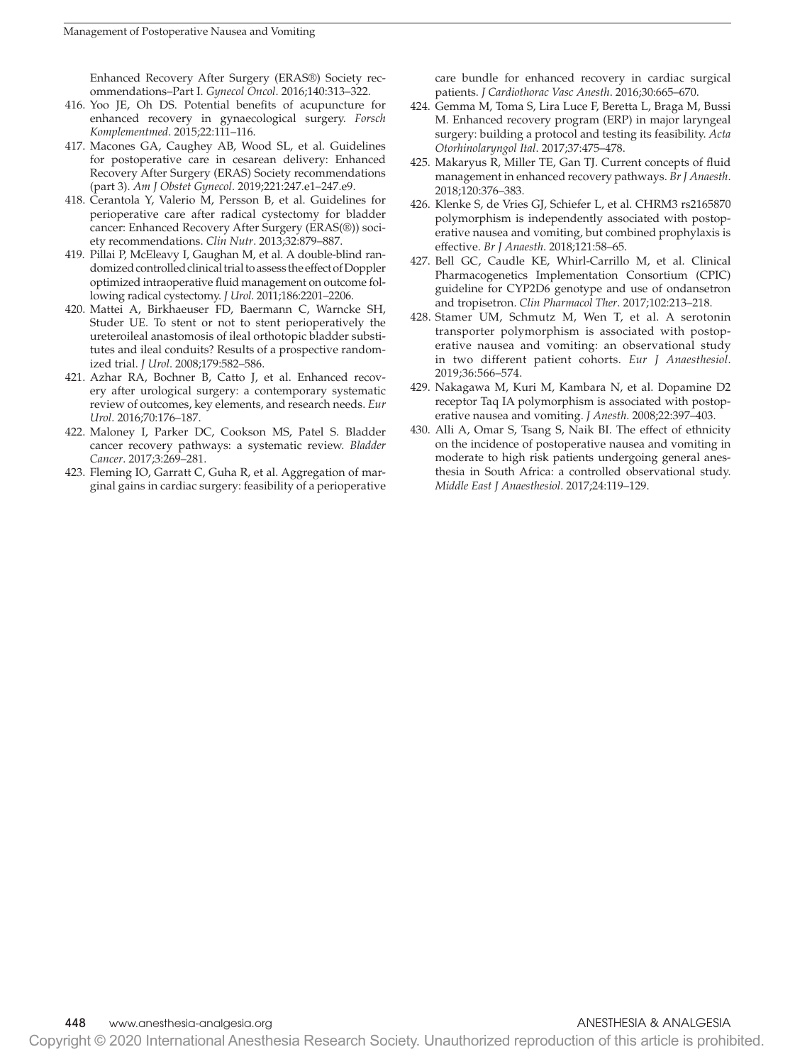Enhanced Recovery After Surgery (ERAS®) Society recommendations–Part I. *Gynecol Oncol*. 2016;140:313–322.

416. Yoo JE, Oh DS. Potential benefits of acupuncture for enhanced recovery in gynaecological surgery. *Forsch Komplementmed*. 2015;22:111–116.
417. Macones GA, Caughey AB, Wood SL, et al. Guidelines for postoperative care in cesarean delivery: Enhanced Recovery After Surgery (ERAS) Society recommendations (part 3). *Am J Obstet Gynecol*. 2019;221:247.e1–247.e9.
418. Cerantola Y, Valerio M, Persson B, et al. Guidelines for perioperative care after radical cystectomy for bladder cancer: Enhanced Recovery After Surgery (ERAS(®)) society recommendations. *Clin Nutr*. 2013;32:879–887.
419. Pillai P, McEleavy I, Gaughan M, et al. A double-blind randomized controlled clinical trial to assess the effect of Doppler optimized intraoperative fluid management on outcome following radical cystectomy. *J Urol*. 2011;186:2201–2206.
420. Mattei A, Birkhaeuser FD, Baermann C, Warncke SH, Studer UE. To stent or not to stent perioperatively the ureteroileal anastomosis of ileal orthotopic bladder substitutes and ileal conduits? Results of a prospective randomized trial. *J Urol*. 2008;179:582–586.
421. Azhar RA, Bochner B, Catto J, et al. Enhanced recovery after urological surgery: a contemporary systematic review of outcomes, key elements, and research needs. *Eur Urol*. 2016;70:176–187.
422. Maloney I, Parker DC, Cookson MS, Patel S. Bladder cancer recovery pathways: a systematic review. *Bladder Cancer*. 2017;3:269–281.
423. Fleming IO, Garratt C, Guha R, et al. Aggregation of marginal gains in cardiac surgery: feasibility of a perioperative care bundle for enhanced recovery in cardiac surgical patients. *J Cardiothorac Vasc Anesth*. 2016;30:665–670.
424. Gemma M, Toma S, Lira Luce F, Beretta L, Braga M, Bussi M. Enhanced recovery program (ERP) in major laryngeal surgery: building a protocol and testing its feasibility. *Acta Otorhinolaryngol Ital*. 2017;37:475–478.
425. Makaryus R, Miller TE, Gan TJ. Current concepts of fluid management in enhanced recovery pathways. *Br J Anaesth*. 2018;120:376–383.
426. Klenke S, de Vries GJ, Schiefer L, et al. CHRM3 rs2165870 polymorphism is independently associated with postoperative nausea and vomiting, but combined prophylaxis is effective. *Br J Anaesth*. 2018;121:58–65.
427. Bell GC, Caudle KE, Whirl-Carrillo M, et al. Clinical Pharmacogenetics Implementation Consortium (CPIC) guideline for CYP2D6 genotype and use of ondansetron and tropisetron. *Clin Pharmacol Ther*. 2017;102:213–218.
428. Stamer UM, Schmutz M, Wen T, et al. A serotonin transporter polymorphism is associated with postoperative nausea and vomiting: an observational study in two different patient cohorts. *Eur J Anaesthesiol*. 2019;36:566–574.
429. Nakagawa M, Kuri M, Kambara N, et al. Dopamine D2 receptor Taq IA polymorphism is associated with postoperative nausea and vomiting. *J Anesth*. 2008;22:397–403.
430. Alli A, Omar S, Tsang S, Naik BI. The effect of ethnicity on the incidence of postoperative nausea and vomiting in moderate to high risk patients undergoing general anesthesia in South Africa: a controlled observational study. *Middle East J Anaesthesiol*. 2017;24:119–129.